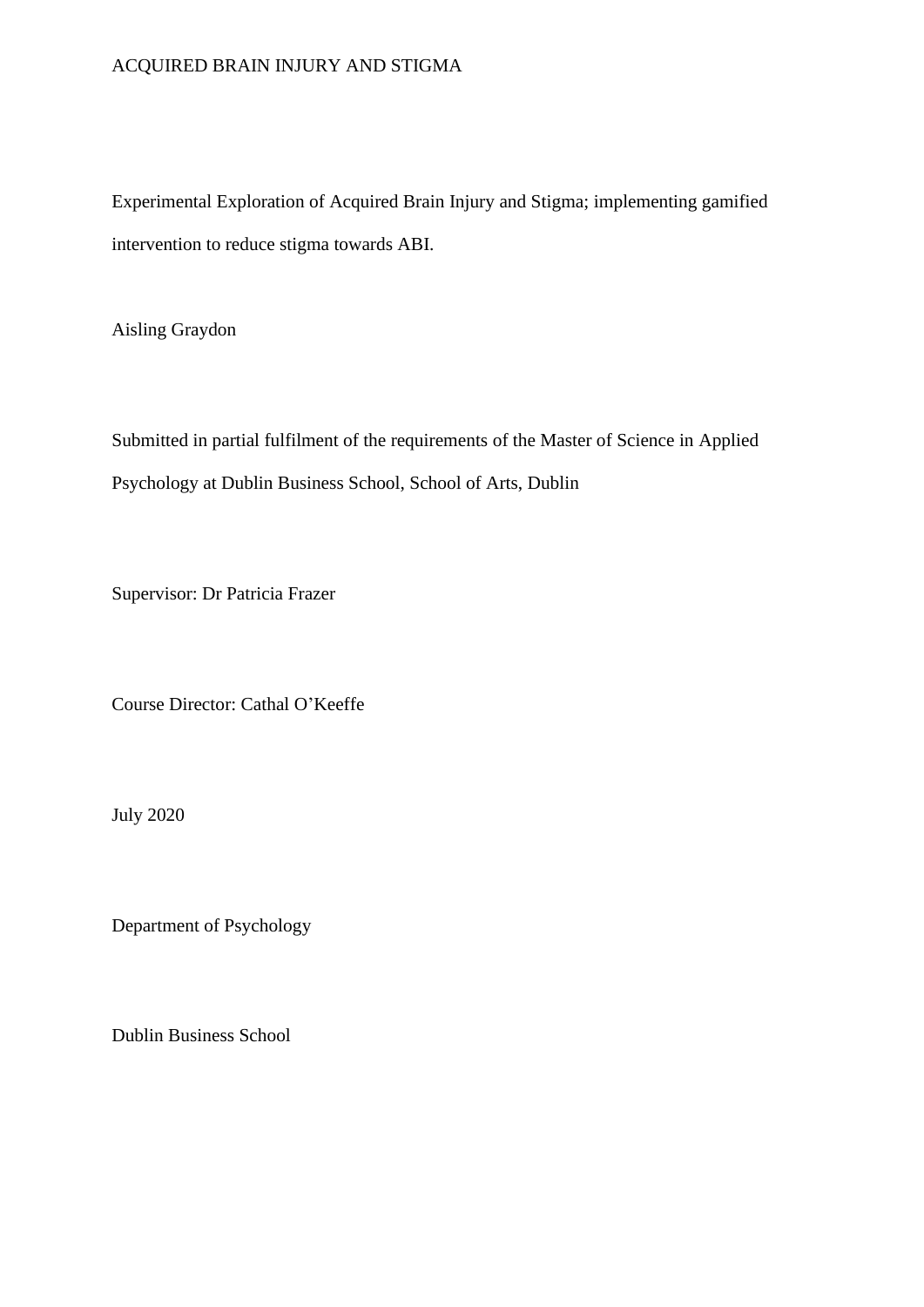Experimental Exploration of Acquired Brain Injury and Stigma; implementing gamified intervention to reduce stigma towards ABI.

Aisling Graydon

Submitted in partial fulfilment of the requirements of the Master of Science in Applied Psychology at Dublin Business School, School of Arts, Dublin

Supervisor: Dr Patricia Frazer

Course Director: Cathal O'Keeffe

July 2020

Department of Psychology

Dublin Business School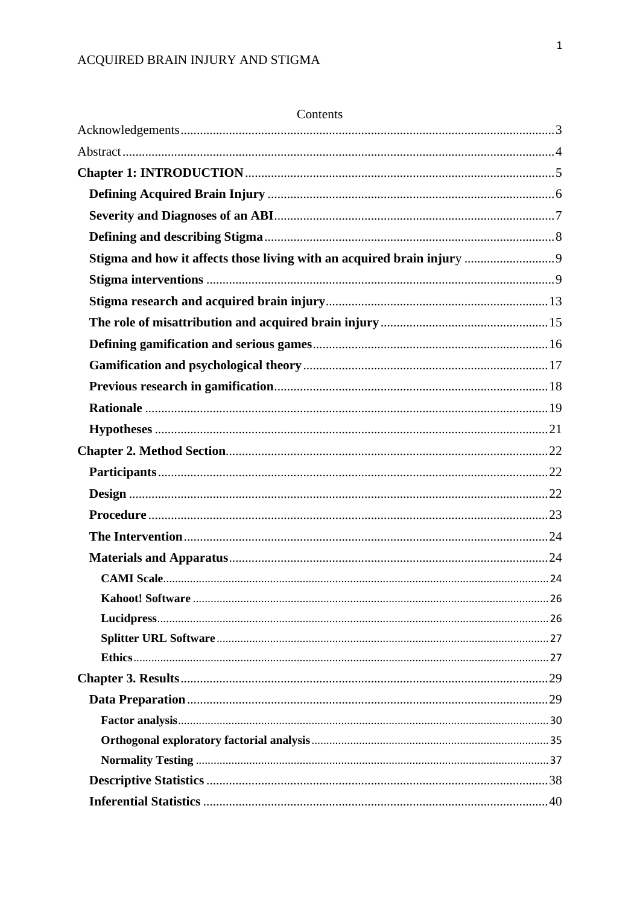Contents

Acknowledgements....3

Abstract....4

**Chapter 1: INTRODUCTION**....5

- **Defining Acquired Brain Injury**....6
- **Severity and Diagnoses of an ABI**....7
- **Defining and describing Stigma**....8
- **Stigma and how it affects those living with an acquired brain injur**y....9
- **Stigma interventions**....9
- **Stigma research and acquired brain injury**....13
- **The role of misattribution and acquired brain injury**....15
- **Defining gamification and serious games**....16
- **Gamification and psychological theory**....17
- **Previous research in gamification**....18
- **Rationale**....19
- **Hypotheses**....21

**Chapter 2. Method Section**....22

- **Participants**....22
- **Design**....22
- **Procedure**....23
- **The Intervention**....24
- **Materials and Apparatus**....24
  - **CAMI Scale**....24
  - **Kahoot! Software**....26
  - **Lucidpress**....26
  - **Splitter URL Software**....27
  - **Ethics**....27

**Chapter 3. Results**....29

- **Data Preparation**....29
  - **Factor analysis**....30
  - **Orthogonal exploratory factorial analysis**....35
  - **Normality Testing**....37
- **Descriptive Statistics**....38
- **Inferential Statistics**....40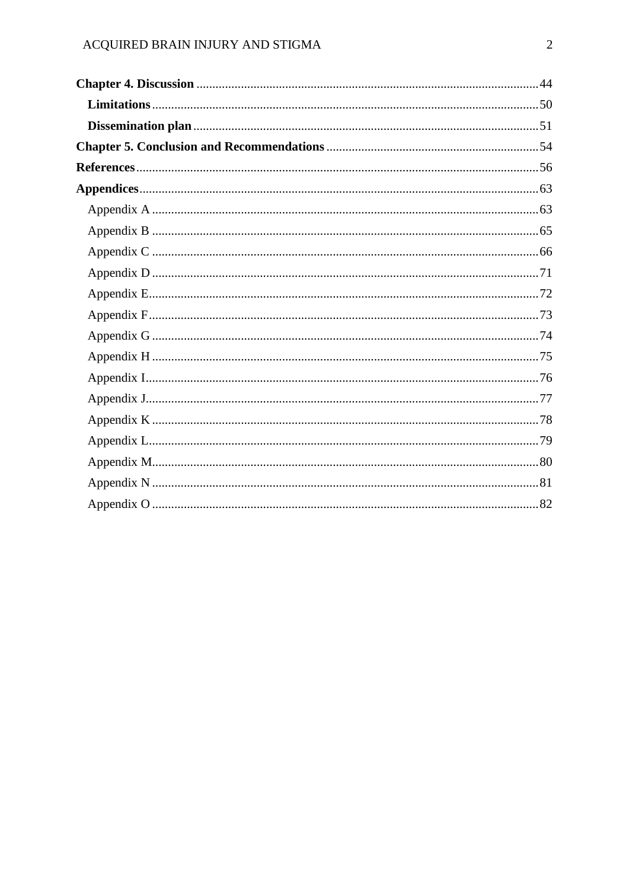**Chapter 4. Discussion** ........................................................................................................ 44

**Limitations** ........................................................................................................ 50

**Dissemination plan** ........................................................................................................ 51

**Chapter 5. Conclusion and Recommendations** ........................................................................................................ 54

**References** ........................................................................................................ 56

**Appendices** ........................................................................................................ 63

Appendix A ........................................................................................................ 63

Appendix B ........................................................................................................ 65

Appendix C ........................................................................................................ 66

Appendix D ........................................................................................................ 71

Appendix E ........................................................................................................ 72

Appendix F ........................................................................................................ 73

Appendix G ........................................................................................................ 74

Appendix H ........................................................................................................ 75

Appendix I ........................................................................................................ 76

Appendix J ........................................................................................................ 77

Appendix K ........................................................................................................ 78

Appendix L ........................................................................................................ 79

Appendix M ........................................................................................................ 80

Appendix N ........................................................................................................ 81

Appendix O ........................................................................................................ 82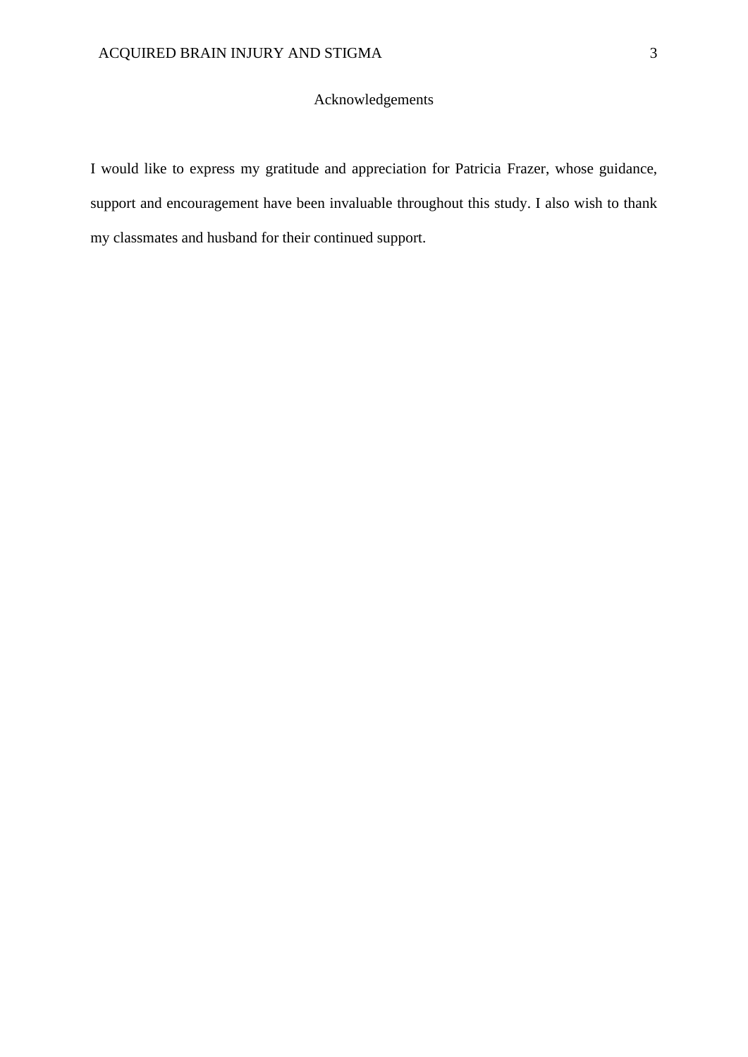# Acknowledgements

I would like to express my gratitude and appreciation for Patricia Frazer, whose guidance, support and encouragement have been invaluable throughout this study. I also wish to thank my classmates and husband for their continued support.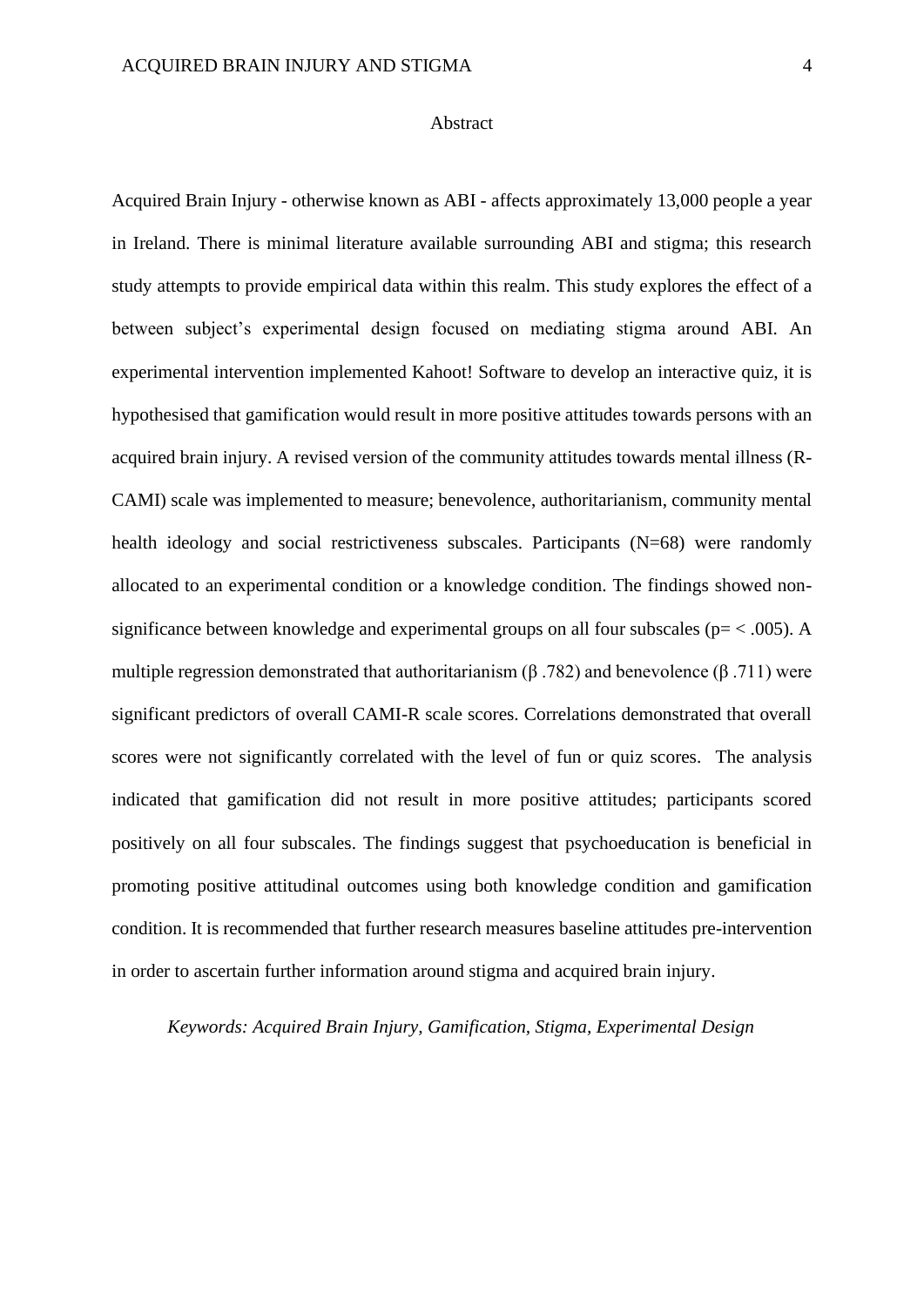## Abstract

Acquired Brain Injury - otherwise known as ABI - affects approximately 13,000 people a year in Ireland. There is minimal literature available surrounding ABI and stigma; this research study attempts to provide empirical data within this realm. This study explores the effect of a between subject's experimental design focused on mediating stigma around ABI. An experimental intervention implemented Kahoot! Software to develop an interactive quiz, it is hypothesised that gamification would result in more positive attitudes towards persons with an acquired brain injury. A revised version of the community attitudes towards mental illness (R-CAMI) scale was implemented to measure; benevolence, authoritarianism, community mental health ideology and social restrictiveness subscales. Participants (N=68) were randomly allocated to an experimental condition or a knowledge condition. The findings showed non-significance between knowledge and experimental groups on all four subscales ($p = < .005$). A multiple regression demonstrated that authoritarianism ($\beta$ .782) and benevolence ($\beta$ .711) were significant predictors of overall CAMI-R scale scores. Correlations demonstrated that overall scores were not significantly correlated with the level of fun or quiz scores. The analysis indicated that gamification did not result in more positive attitudes; participants scored positively on all four subscales. The findings suggest that psychoeducation is beneficial in promoting positive attitudinal outcomes using both knowledge condition and gamification condition. It is recommended that further research measures baseline attitudes pre-intervention in order to ascertain further information around stigma and acquired brain injury.

*Keywords: Acquired Brain Injury, Gamification, Stigma, Experimental Design*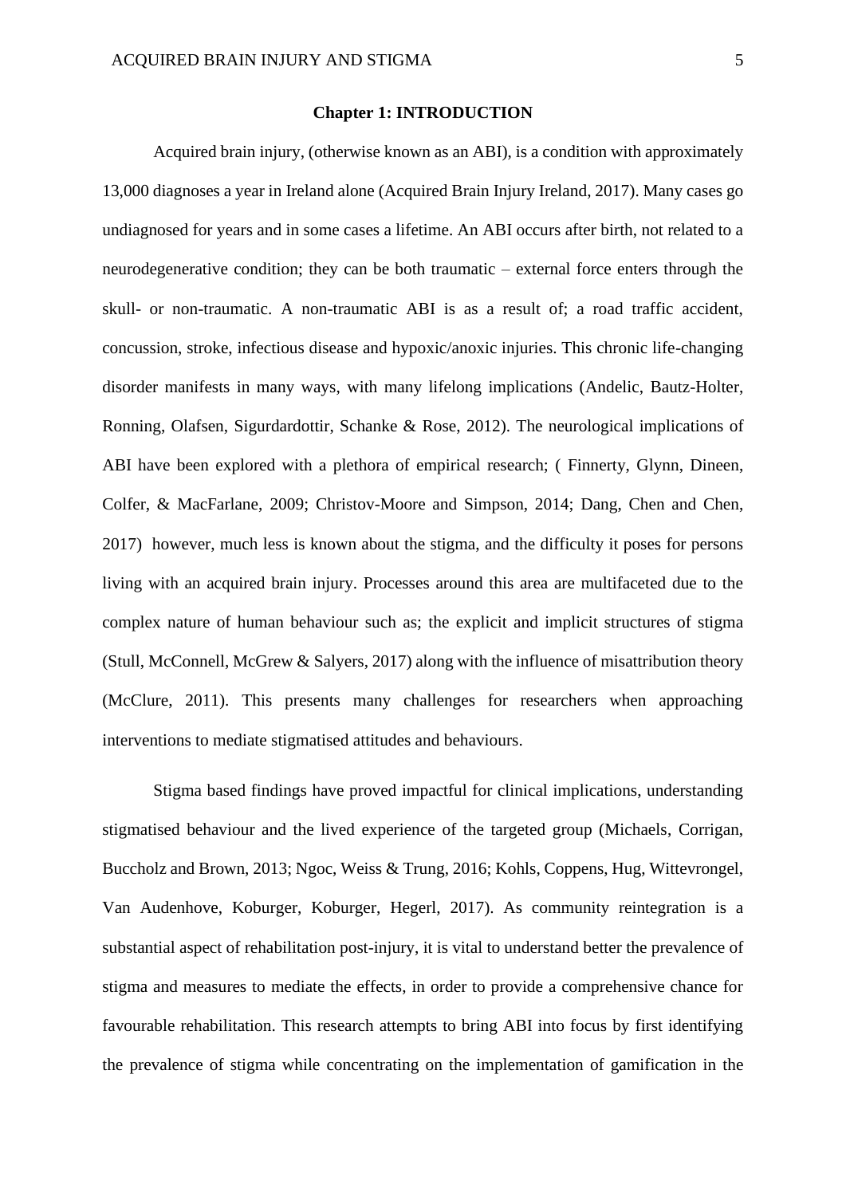# Chapter 1: INTRODUCTION

Acquired brain injury, (otherwise known as an ABI), is a condition with approximately 13,000 diagnoses a year in Ireland alone (Acquired Brain Injury Ireland, 2017). Many cases go undiagnosed for years and in some cases a lifetime. An ABI occurs after birth, not related to a neurodegenerative condition; they can be both traumatic – external force enters through the skull- or non-traumatic. A non-traumatic ABI is as a result of; a road traffic accident, concussion, stroke, infectious disease and hypoxic/anoxic injuries. This chronic life-changing disorder manifests in many ways, with many lifelong implications (Andelic, Bautz-Holter, Ronning, Olafsen, Sigurdardottir, Schanke & Rose, 2012). The neurological implications of ABI have been explored with a plethora of empirical research; ( Finnerty, Glynn, Dineen, Colfer, & MacFarlane, 2009; Christov-Moore and Simpson, 2014; Dang, Chen and Chen, 2017) however, much less is known about the stigma, and the difficulty it poses for persons living with an acquired brain injury. Processes around this area are multifaceted due to the complex nature of human behaviour such as; the explicit and implicit structures of stigma (Stull, McConnell, McGrew & Salyers, 2017) along with the influence of misattribution theory (McClure, 2011). This presents many challenges for researchers when approaching interventions to mediate stigmatised attitudes and behaviours.

Stigma based findings have proved impactful for clinical implications, understanding stigmatised behaviour and the lived experience of the targeted group (Michaels, Corrigan, Buccholz and Brown, 2013; Ngoc, Weiss & Trung, 2016; Kohls, Coppens, Hug, Wittevrongel, Van Audenhove, Koburger, Koburger, Hegerl, 2017). As community reintegration is a substantial aspect of rehabilitation post-injury, it is vital to understand better the prevalence of stigma and measures to mediate the effects, in order to provide a comprehensive chance for favourable rehabilitation. This research attempts to bring ABI into focus by first identifying the prevalence of stigma while concentrating on the implementation of gamification in the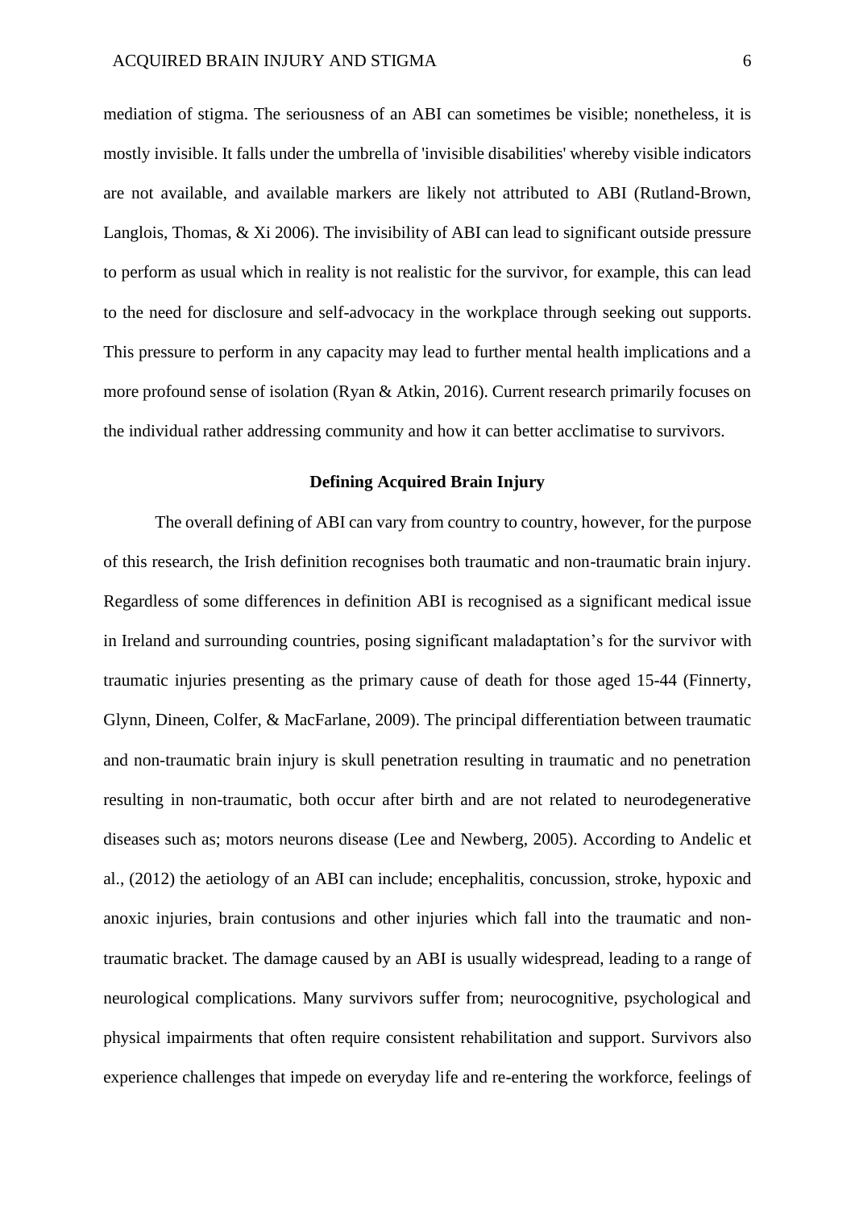mediation of stigma. The seriousness of an ABI can sometimes be visible; nonetheless, it is mostly invisible. It falls under the umbrella of 'invisible disabilities' whereby visible indicators are not available, and available markers are likely not attributed to ABI (Rutland-Brown, Langlois, Thomas, & Xi 2006). The invisibility of ABI can lead to significant outside pressure to perform as usual which in reality is not realistic for the survivor, for example, this can lead to the need for disclosure and self-advocacy in the workplace through seeking out supports. This pressure to perform in any capacity may lead to further mental health implications and a more profound sense of isolation (Ryan & Atkin, 2016). Current research primarily focuses on the individual rather addressing community and how it can better acclimatise to survivors.

## Defining Acquired Brain Injury

The overall defining of ABI can vary from country to country, however, for the purpose of this research, the Irish definition recognises both traumatic and non-traumatic brain injury. Regardless of some differences in definition ABI is recognised as a significant medical issue in Ireland and surrounding countries, posing significant maladaptation's for the survivor with traumatic injuries presenting as the primary cause of death for those aged 15-44 (Finnerty, Glynn, Dineen, Colfer, & MacFarlane, 2009). The principal differentiation between traumatic and non-traumatic brain injury is skull penetration resulting in traumatic and no penetration resulting in non-traumatic, both occur after birth and are not related to neurodegenerative diseases such as; motors neurons disease (Lee and Newberg, 2005). According to Andelic et al., (2012) the aetiology of an ABI can include; encephalitis, concussion, stroke, hypoxic and anoxic injuries, brain contusions and other injuries which fall into the traumatic and non-traumatic bracket. The damage caused by an ABI is usually widespread, leading to a range of neurological complications. Many survivors suffer from; neurocognitive, psychological and physical impairments that often require consistent rehabilitation and support. Survivors also experience challenges that impede on everyday life and re-entering the workforce, feelings of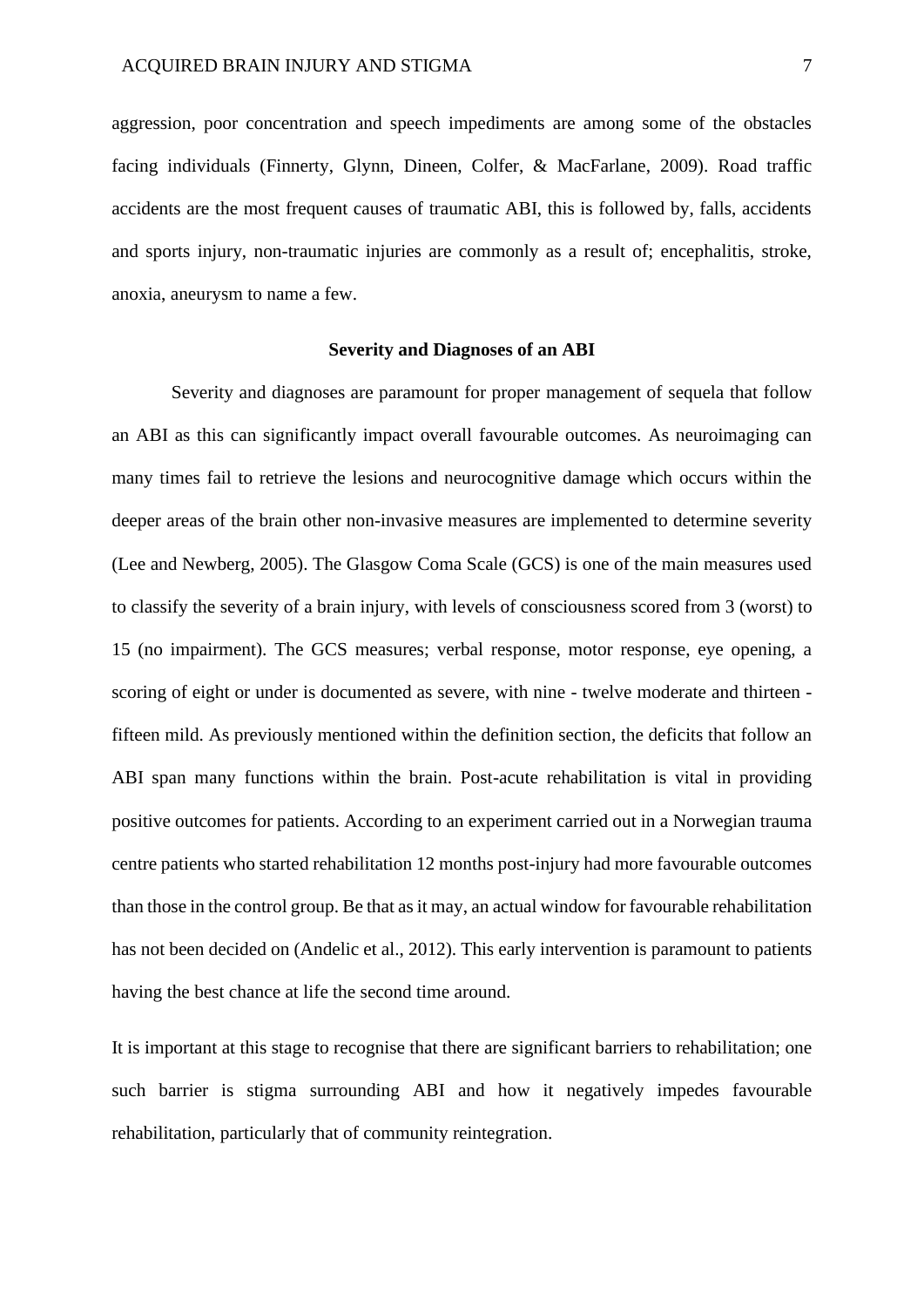aggression, poor concentration and speech impediments are among some of the obstacles facing individuals (Finnerty, Glynn, Dineen, Colfer, & MacFarlane, 2009). Road traffic accidents are the most frequent causes of traumatic ABI, this is followed by, falls, accidents and sports injury, non-traumatic injuries are commonly as a result of; encephalitis, stroke, anoxia, aneurysm to name a few.

## Severity and Diagnoses of an ABI

Severity and diagnoses are paramount for proper management of sequela that follow an ABI as this can significantly impact overall favourable outcomes. As neuroimaging can many times fail to retrieve the lesions and neurocognitive damage which occurs within the deeper areas of the brain other non-invasive measures are implemented to determine severity (Lee and Newberg, 2005). The Glasgow Coma Scale (GCS) is one of the main measures used to classify the severity of a brain injury, with levels of consciousness scored from 3 (worst) to 15 (no impairment). The GCS measures; verbal response, motor response, eye opening, a scoring of eight or under is documented as severe, with nine - twelve moderate and thirteen - fifteen mild. As previously mentioned within the definition section, the deficits that follow an ABI span many functions within the brain. Post-acute rehabilitation is vital in providing positive outcomes for patients. According to an experiment carried out in a Norwegian trauma centre patients who started rehabilitation 12 months post-injury had more favourable outcomes than those in the control group. Be that as it may, an actual window for favourable rehabilitation has not been decided on (Andelic et al., 2012). This early intervention is paramount to patients having the best chance at life the second time around.

It is important at this stage to recognise that there are significant barriers to rehabilitation; one such barrier is stigma surrounding ABI and how it negatively impedes favourable rehabilitation, particularly that of community reintegration.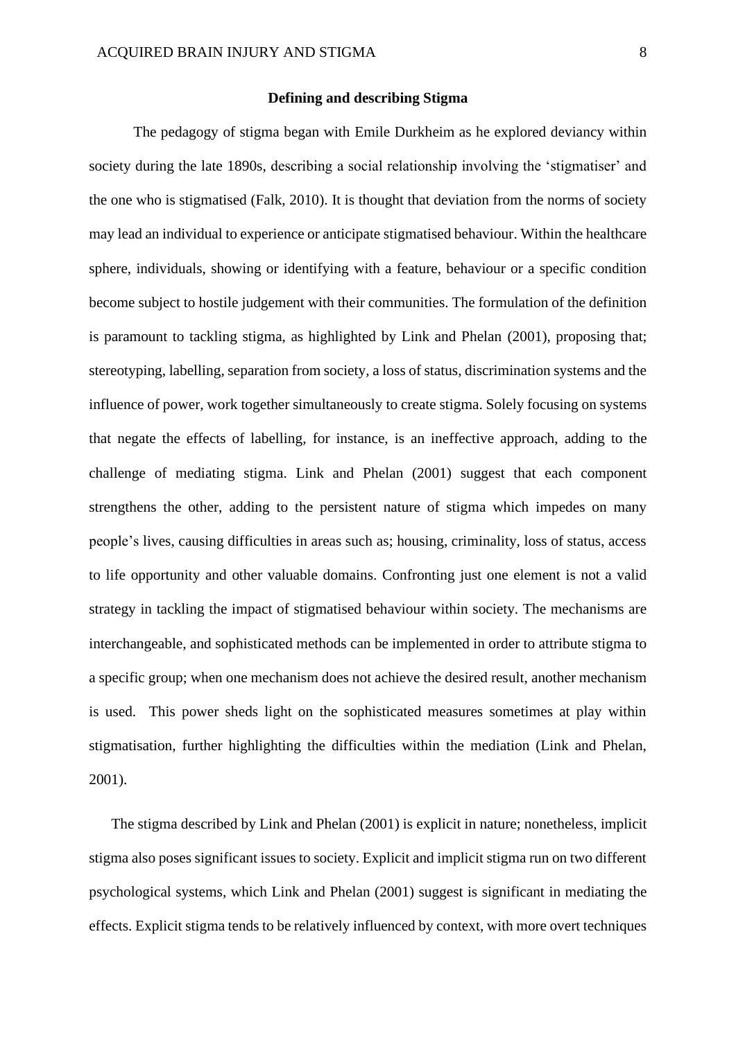## Defining and describing Stigma

The pedagogy of stigma began with Emile Durkheim as he explored deviancy within society during the late 1890s, describing a social relationship involving the 'stigmatiser' and the one who is stigmatised (Falk, 2010). It is thought that deviation from the norms of society may lead an individual to experience or anticipate stigmatised behaviour. Within the healthcare sphere, individuals, showing or identifying with a feature, behaviour or a specific condition become subject to hostile judgement with their communities. The formulation of the definition is paramount to tackling stigma, as highlighted by Link and Phelan (2001), proposing that; stereotyping, labelling, separation from society, a loss of status, discrimination systems and the influence of power, work together simultaneously to create stigma. Solely focusing on systems that negate the effects of labelling, for instance, is an ineffective approach, adding to the challenge of mediating stigma. Link and Phelan (2001) suggest that each component strengthens the other, adding to the persistent nature of stigma which impedes on many people's lives, causing difficulties in areas such as; housing, criminality, loss of status, access to life opportunity and other valuable domains. Confronting just one element is not a valid strategy in tackling the impact of stigmatised behaviour within society. The mechanisms are interchangeable, and sophisticated methods can be implemented in order to attribute stigma to a specific group; when one mechanism does not achieve the desired result, another mechanism is used. This power sheds light on the sophisticated measures sometimes at play within stigmatisation, further highlighting the difficulties within the mediation (Link and Phelan, 2001).

The stigma described by Link and Phelan (2001) is explicit in nature; nonetheless, implicit stigma also poses significant issues to society. Explicit and implicit stigma run on two different psychological systems, which Link and Phelan (2001) suggest is significant in mediating the effects. Explicit stigma tends to be relatively influenced by context, with more overt techniques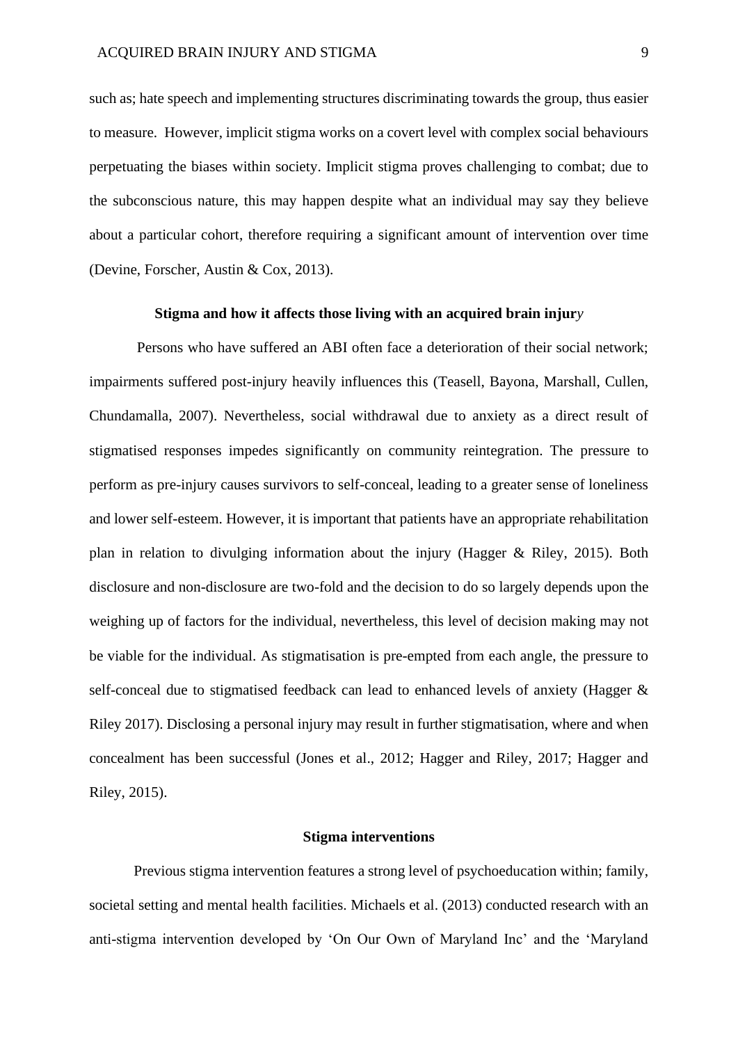such as; hate speech and implementing structures discriminating towards the group, thus easier to measure. However, implicit stigma works on a covert level with complex social behaviours perpetuating the biases within society. Implicit stigma proves challenging to combat; due to the subconscious nature, this may happen despite what an individual may say they believe about a particular cohort, therefore requiring a significant amount of intervention over time (Devine, Forscher, Austin & Cox, 2013).

**Stigma and how it affects those living with an acquired brain injur*y***

Persons who have suffered an ABI often face a deterioration of their social network; impairments suffered post-injury heavily influences this (Teasell, Bayona, Marshall, Cullen, Chundamalla, 2007). Nevertheless, social withdrawal due to anxiety as a direct result of stigmatised responses impedes significantly on community reintegration. The pressure to perform as pre-injury causes survivors to self-conceal, leading to a greater sense of loneliness and lower self-esteem. However, it is important that patients have an appropriate rehabilitation plan in relation to divulging information about the injury (Hagger & Riley, 2015). Both disclosure and non-disclosure are two-fold and the decision to do so largely depends upon the weighing up of factors for the individual, nevertheless, this level of decision making may not be viable for the individual. As stigmatisation is pre-empted from each angle, the pressure to self-conceal due to stigmatised feedback can lead to enhanced levels of anxiety (Hagger & Riley 2017). Disclosing a personal injury may result in further stigmatisation, where and when concealment has been successful (Jones et al., 2012; Hagger and Riley, 2017; Hagger and Riley, 2015).

**Stigma interventions**

Previous stigma intervention features a strong level of psychoeducation within; family, societal setting and mental health facilities. Michaels et al. (2013) conducted research with an anti-stigma intervention developed by 'On Our Own of Maryland Inc' and the 'Maryland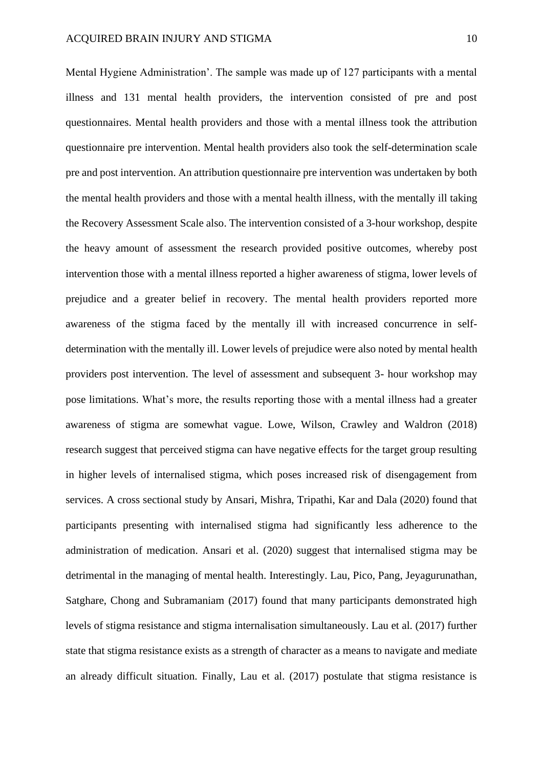Mental Hygiene Administration'. The sample was made up of 127 participants with a mental illness and 131 mental health providers, the intervention consisted of pre and post questionnaires. Mental health providers and those with a mental illness took the attribution questionnaire pre intervention. Mental health providers also took the self-determination scale pre and post intervention. An attribution questionnaire pre intervention was undertaken by both the mental health providers and those with a mental health illness, with the mentally ill taking the Recovery Assessment Scale also. The intervention consisted of a 3-hour workshop, despite the heavy amount of assessment the research provided positive outcomes, whereby post intervention those with a mental illness reported a higher awareness of stigma, lower levels of prejudice and a greater belief in recovery. The mental health providers reported more awareness of the stigma faced by the mentally ill with increased concurrence in self-determination with the mentally ill. Lower levels of prejudice were also noted by mental health providers post intervention. The level of assessment and subsequent 3- hour workshop may pose limitations. What's more, the results reporting those with a mental illness had a greater awareness of stigma are somewhat vague. Lowe, Wilson, Crawley and Waldron (2018) research suggest that perceived stigma can have negative effects for the target group resulting in higher levels of internalised stigma, which poses increased risk of disengagement from services. A cross sectional study by Ansari, Mishra, Tripathi, Kar and Dala (2020) found that participants presenting with internalised stigma had significantly less adherence to the administration of medication. Ansari et al. (2020) suggest that internalised stigma may be detrimental in the managing of mental health. Interestingly. Lau, Pico, Pang, Jeyagurunathan, Satghare, Chong and Subramaniam (2017) found that many participants demonstrated high levels of stigma resistance and stigma internalisation simultaneously. Lau et al. (2017) further state that stigma resistance exists as a strength of character as a means to navigate and mediate an already difficult situation. Finally, Lau et al. (2017) postulate that stigma resistance is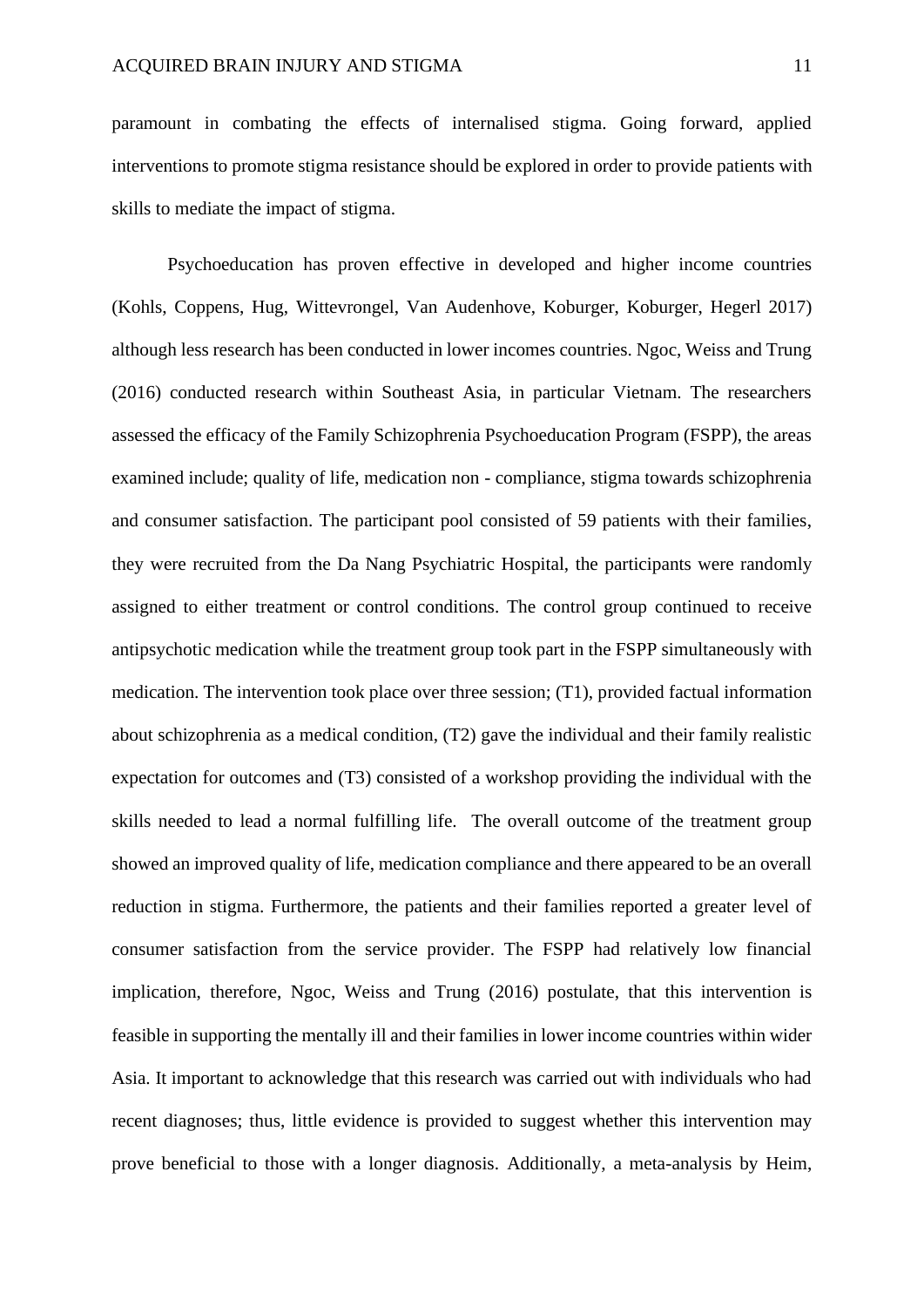paramount in combating the effects of internalised stigma. Going forward, applied interventions to promote stigma resistance should be explored in order to provide patients with skills to mediate the impact of stigma.

Psychoeducation has proven effective in developed and higher income countries (Kohls, Coppens, Hug, Wittevrongel, Van Audenhove, Koburger, Koburger, Hegerl 2017) although less research has been conducted in lower incomes countries. Ngoc, Weiss and Trung (2016) conducted research within Southeast Asia, in particular Vietnam. The researchers assessed the efficacy of the Family Schizophrenia Psychoeducation Program (FSPP), the areas examined include; quality of life, medication non - compliance, stigma towards schizophrenia and consumer satisfaction. The participant pool consisted of 59 patients with their families, they were recruited from the Da Nang Psychiatric Hospital, the participants were randomly assigned to either treatment or control conditions. The control group continued to receive antipsychotic medication while the treatment group took part in the FSPP simultaneously with medication. The intervention took place over three session; (T1), provided factual information about schizophrenia as a medical condition, (T2) gave the individual and their family realistic expectation for outcomes and (T3) consisted of a workshop providing the individual with the skills needed to lead a normal fulfilling life. The overall outcome of the treatment group showed an improved quality of life, medication compliance and there appeared to be an overall reduction in stigma. Furthermore, the patients and their families reported a greater level of consumer satisfaction from the service provider. The FSPP had relatively low financial implication, therefore, Ngoc, Weiss and Trung (2016) postulate, that this intervention is feasible in supporting the mentally ill and their families in lower income countries within wider Asia. It important to acknowledge that this research was carried out with individuals who had recent diagnoses; thus, little evidence is provided to suggest whether this intervention may prove beneficial to those with a longer diagnosis. Additionally, a meta-analysis by Heim,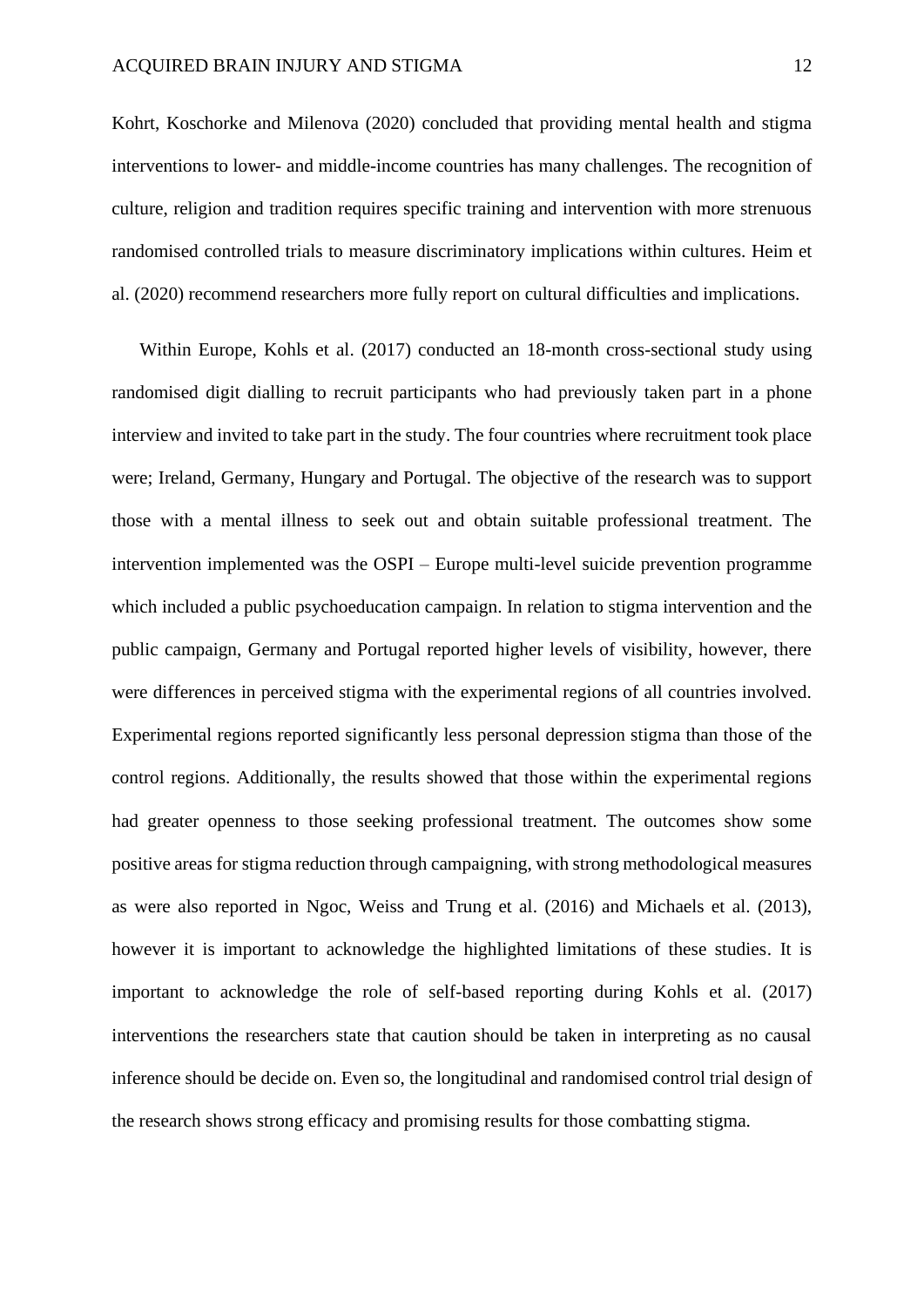Kohrt, Koschorke and Milenova (2020) concluded that providing mental health and stigma interventions to lower- and middle-income countries has many challenges. The recognition of culture, religion and tradition requires specific training and intervention with more strenuous randomised controlled trials to measure discriminatory implications within cultures. Heim et al. (2020) recommend researchers more fully report on cultural difficulties and implications.

Within Europe, Kohls et al. (2017) conducted an 18-month cross-sectional study using randomised digit dialling to recruit participants who had previously taken part in a phone interview and invited to take part in the study. The four countries where recruitment took place were; Ireland, Germany, Hungary and Portugal. The objective of the research was to support those with a mental illness to seek out and obtain suitable professional treatment. The intervention implemented was the OSPI – Europe multi-level suicide prevention programme which included a public psychoeducation campaign. In relation to stigma intervention and the public campaign, Germany and Portugal reported higher levels of visibility, however, there were differences in perceived stigma with the experimental regions of all countries involved. Experimental regions reported significantly less personal depression stigma than those of the control regions. Additionally, the results showed that those within the experimental regions had greater openness to those seeking professional treatment. The outcomes show some positive areas for stigma reduction through campaigning, with strong methodological measures as were also reported in Ngoc, Weiss and Trung et al. (2016) and Michaels et al. (2013), however it is important to acknowledge the highlighted limitations of these studies. It is important to acknowledge the role of self-based reporting during Kohls et al. (2017) interventions the researchers state that caution should be taken in interpreting as no causal inference should be decide on. Even so, the longitudinal and randomised control trial design of the research shows strong efficacy and promising results for those combatting stigma.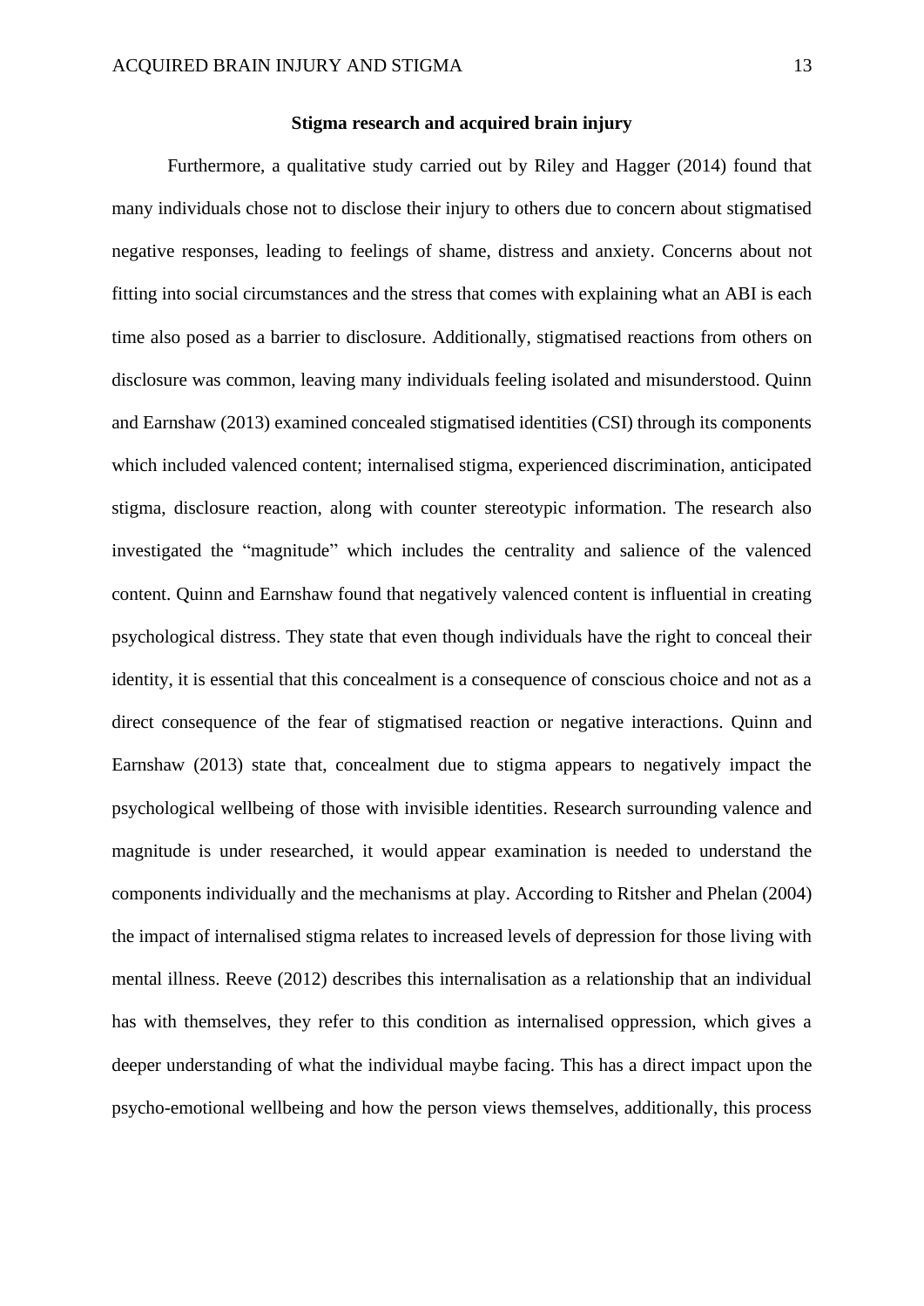**Stigma research and acquired brain injury**

Furthermore, a qualitative study carried out by Riley and Hagger (2014) found that many individuals chose not to disclose their injury to others due to concern about stigmatised negative responses, leading to feelings of shame, distress and anxiety. Concerns about not fitting into social circumstances and the stress that comes with explaining what an ABI is each time also posed as a barrier to disclosure. Additionally, stigmatised reactions from others on disclosure was common, leaving many individuals feeling isolated and misunderstood. Quinn and Earnshaw (2013) examined concealed stigmatised identities (CSI) through its components which included valenced content; internalised stigma, experienced discrimination, anticipated stigma, disclosure reaction, along with counter stereotypic information. The research also investigated the "magnitude" which includes the centrality and salience of the valenced content. Quinn and Earnshaw found that negatively valenced content is influential in creating psychological distress. They state that even though individuals have the right to conceal their identity, it is essential that this concealment is a consequence of conscious choice and not as a direct consequence of the fear of stigmatised reaction or negative interactions. Quinn and Earnshaw (2013) state that, concealment due to stigma appears to negatively impact the psychological wellbeing of those with invisible identities. Research surrounding valence and magnitude is under researched, it would appear examination is needed to understand the components individually and the mechanisms at play. According to Ritsher and Phelan (2004) the impact of internalised stigma relates to increased levels of depression for those living with mental illness. Reeve (2012) describes this internalisation as a relationship that an individual has with themselves, they refer to this condition as internalised oppression, which gives a deeper understanding of what the individual maybe facing. This has a direct impact upon the psycho-emotional wellbeing and how the person views themselves, additionally, this process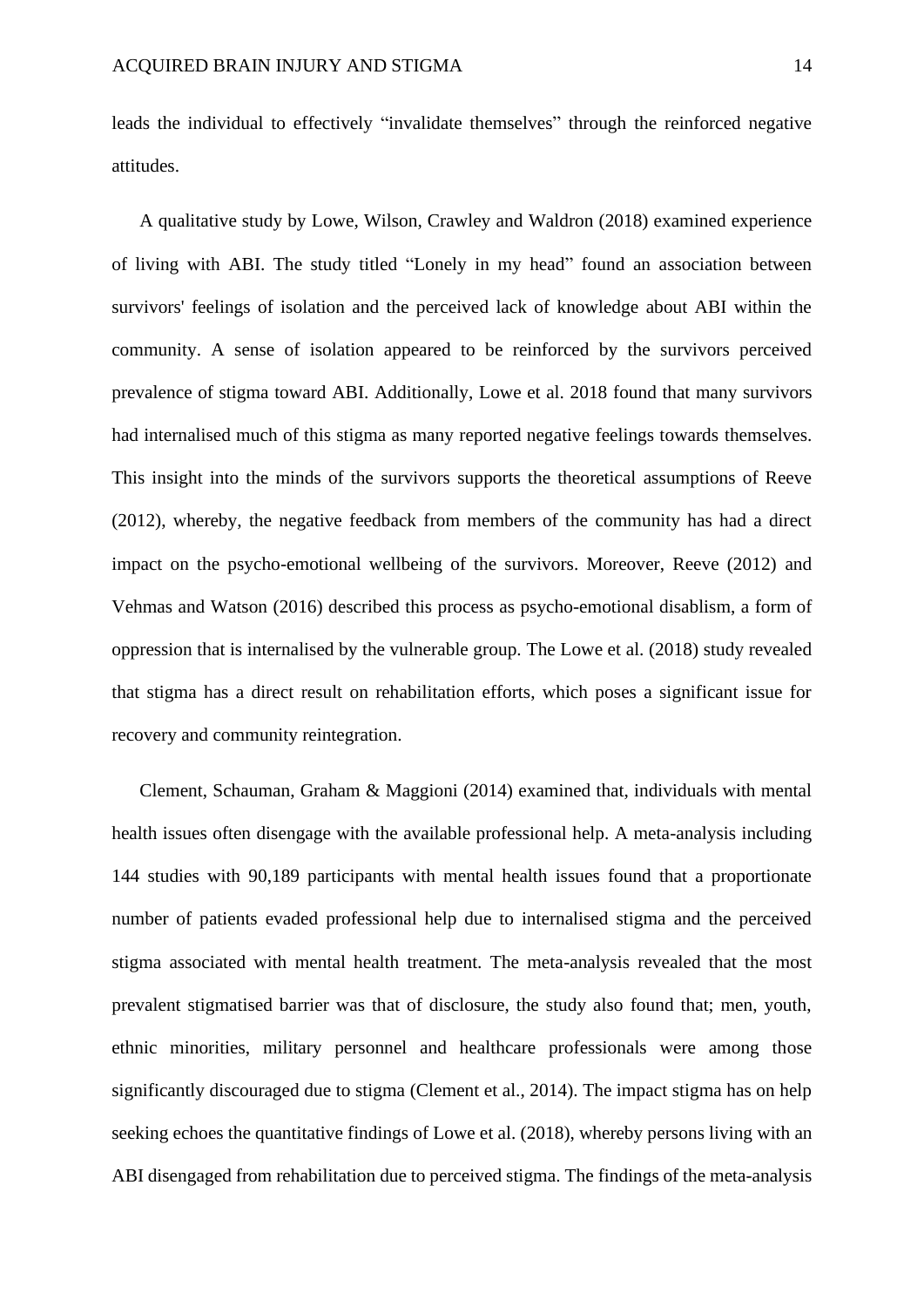leads the individual to effectively "invalidate themselves" through the reinforced negative attitudes.

A qualitative study by Lowe, Wilson, Crawley and Waldron (2018) examined experience of living with ABI. The study titled "Lonely in my head" found an association between survivors' feelings of isolation and the perceived lack of knowledge about ABI within the community. A sense of isolation appeared to be reinforced by the survivors perceived prevalence of stigma toward ABI. Additionally, Lowe et al. 2018 found that many survivors had internalised much of this stigma as many reported negative feelings towards themselves. This insight into the minds of the survivors supports the theoretical assumptions of Reeve (2012), whereby, the negative feedback from members of the community has had a direct impact on the psycho-emotional wellbeing of the survivors. Moreover, Reeve (2012) and Vehmas and Watson (2016) described this process as psycho-emotional disablism, a form of oppression that is internalised by the vulnerable group. The Lowe et al. (2018) study revealed that stigma has a direct result on rehabilitation efforts, which poses a significant issue for recovery and community reintegration.

Clement, Schauman, Graham & Maggioni (2014) examined that, individuals with mental health issues often disengage with the available professional help. A meta-analysis including 144 studies with 90,189 participants with mental health issues found that a proportionate number of patients evaded professional help due to internalised stigma and the perceived stigma associated with mental health treatment. The meta-analysis revealed that the most prevalent stigmatised barrier was that of disclosure, the study also found that; men, youth, ethnic minorities, military personnel and healthcare professionals were among those significantly discouraged due to stigma (Clement et al., 2014). The impact stigma has on help seeking echoes the quantitative findings of Lowe et al. (2018), whereby persons living with an ABI disengaged from rehabilitation due to perceived stigma. The findings of the meta-analysis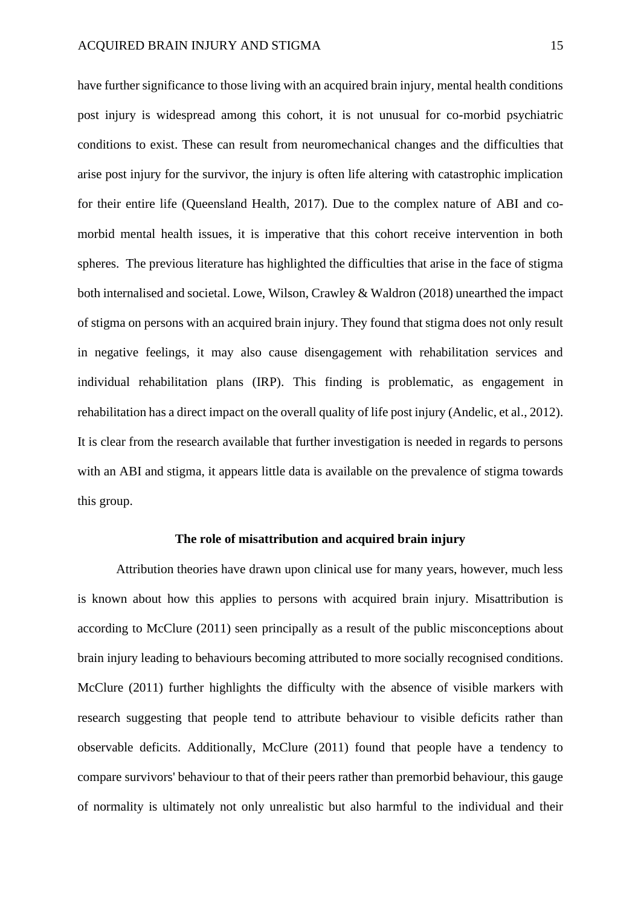have further significance to those living with an acquired brain injury, mental health conditions post injury is widespread among this cohort, it is not unusual for co-morbid psychiatric conditions to exist. These can result from neuromechanical changes and the difficulties that arise post injury for the survivor, the injury is often life altering with catastrophic implication for their entire life (Queensland Health, 2017). Due to the complex nature of ABI and co-morbid mental health issues, it is imperative that this cohort receive intervention in both spheres. The previous literature has highlighted the difficulties that arise in the face of stigma both internalised and societal. Lowe, Wilson, Crawley & Waldron (2018) unearthed the impact of stigma on persons with an acquired brain injury. They found that stigma does not only result in negative feelings, it may also cause disengagement with rehabilitation services and individual rehabilitation plans (IRP). This finding is problematic, as engagement in rehabilitation has a direct impact on the overall quality of life post injury (Andelic, et al., 2012). It is clear from the research available that further investigation is needed in regards to persons with an ABI and stigma, it appears little data is available on the prevalence of stigma towards this group.

**The role of misattribution and acquired brain injury**

Attribution theories have drawn upon clinical use for many years, however, much less is known about how this applies to persons with acquired brain injury. Misattribution is according to McClure (2011) seen principally as a result of the public misconceptions about brain injury leading to behaviours becoming attributed to more socially recognised conditions. McClure (2011) further highlights the difficulty with the absence of visible markers with research suggesting that people tend to attribute behaviour to visible deficits rather than observable deficits. Additionally, McClure (2011) found that people have a tendency to compare survivors' behaviour to that of their peers rather than premorbid behaviour, this gauge of normality is ultimately not only unrealistic but also harmful to the individual and their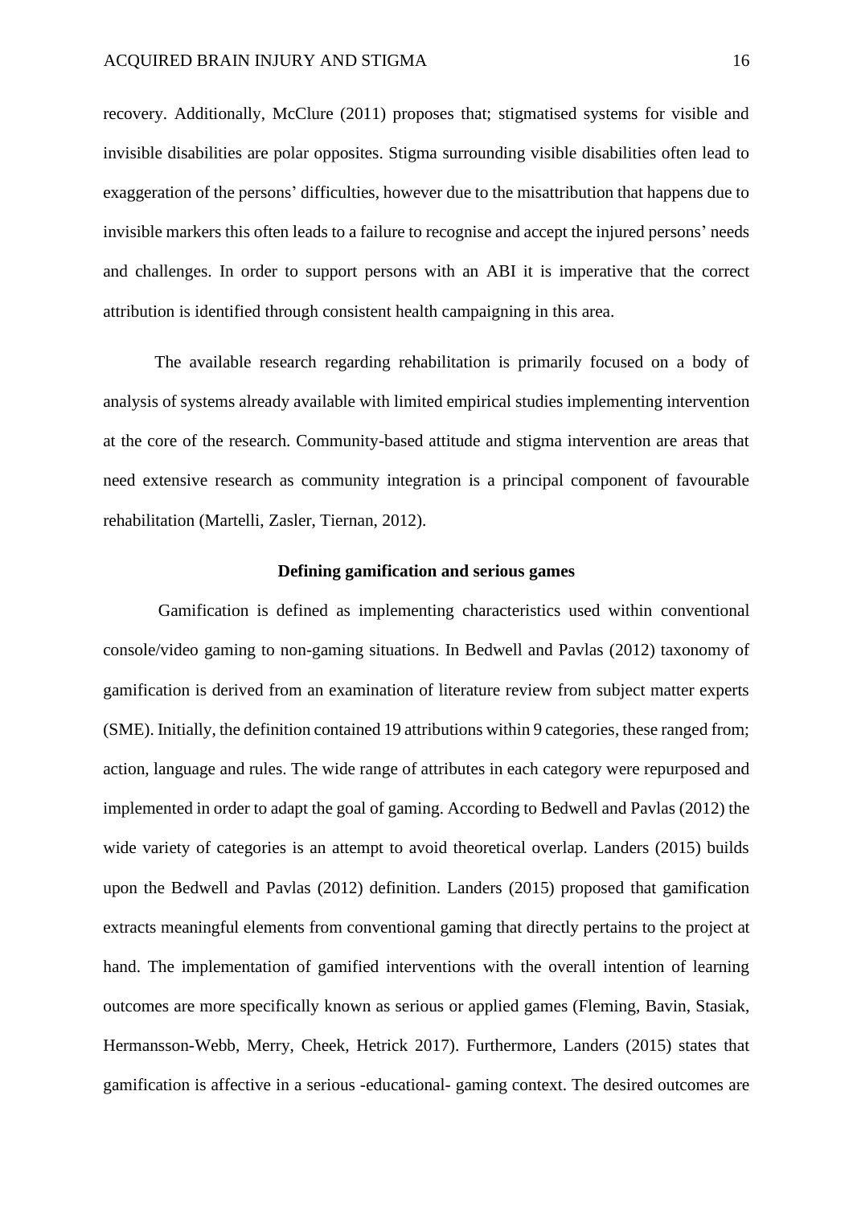recovery. Additionally, McClure (2011) proposes that; stigmatised systems for visible and invisible disabilities are polar opposites. Stigma surrounding visible disabilities often lead to exaggeration of the persons' difficulties, however due to the misattribution that happens due to invisible markers this often leads to a failure to recognise and accept the injured persons' needs and challenges. In order to support persons with an ABI it is imperative that the correct attribution is identified through consistent health campaigning in this area.

The available research regarding rehabilitation is primarily focused on a body of analysis of systems already available with limited empirical studies implementing intervention at the core of the research. Community-based attitude and stigma intervention are areas that need extensive research as community integration is a principal component of favourable rehabilitation (Martelli, Zasler, Tiernan, 2012).

## Defining gamification and serious games

Gamification is defined as implementing characteristics used within conventional console/video gaming to non-gaming situations. In Bedwell and Pavlas (2012) taxonomy of gamification is derived from an examination of literature review from subject matter experts (SME). Initially, the definition contained 19 attributions within 9 categories, these ranged from; action, language and rules. The wide range of attributes in each category were repurposed and implemented in order to adapt the goal of gaming. According to Bedwell and Pavlas (2012) the wide variety of categories is an attempt to avoid theoretical overlap. Landers (2015) builds upon the Bedwell and Pavlas (2012) definition. Landers (2015) proposed that gamification extracts meaningful elements from conventional gaming that directly pertains to the project at hand. The implementation of gamified interventions with the overall intention of learning outcomes are more specifically known as serious or applied games (Fleming, Bavin, Stasiak, Hermansson-Webb, Merry, Cheek, Hetrick 2017). Furthermore, Landers (2015) states that gamification is affective in a serious -educational- gaming context. The desired outcomes are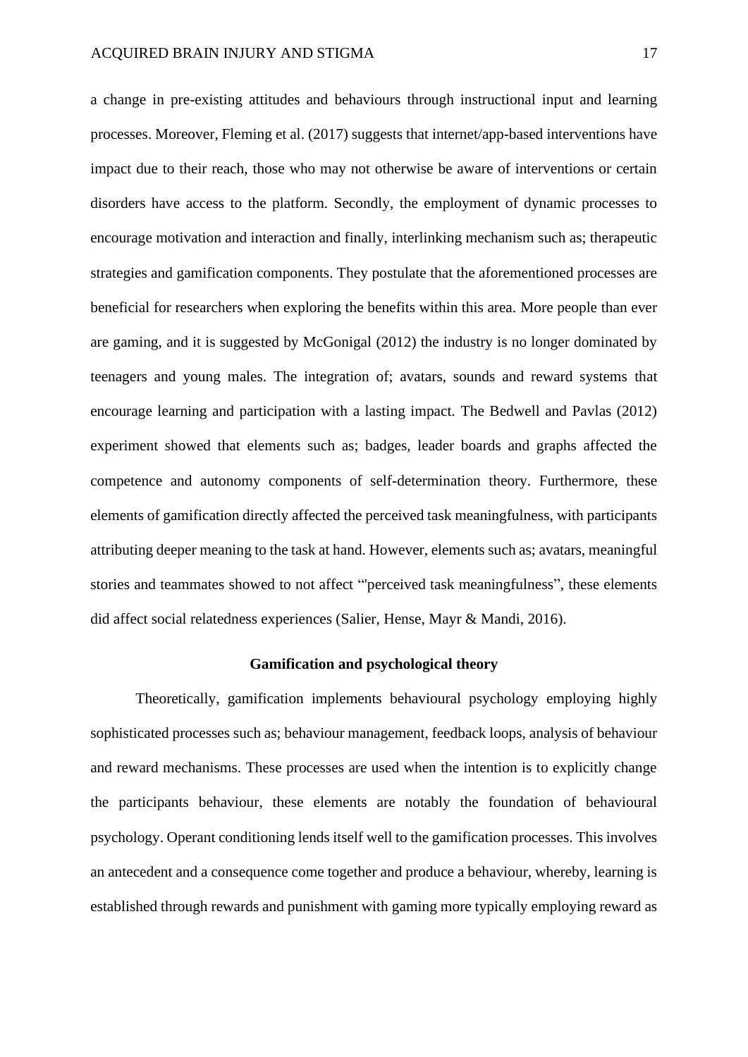a change in pre-existing attitudes and behaviours through instructional input and learning processes. Moreover, Fleming et al. (2017) suggests that internet/app-based interventions have impact due to their reach, those who may not otherwise be aware of interventions or certain disorders have access to the platform. Secondly, the employment of dynamic processes to encourage motivation and interaction and finally, interlinking mechanism such as; therapeutic strategies and gamification components. They postulate that the aforementioned processes are beneficial for researchers when exploring the benefits within this area. More people than ever are gaming, and it is suggested by McGonigal (2012) the industry is no longer dominated by teenagers and young males. The integration of; avatars, sounds and reward systems that encourage learning and participation with a lasting impact. The Bedwell and Pavlas (2012) experiment showed that elements such as; badges, leader boards and graphs affected the competence and autonomy components of self-determination theory. Furthermore, these elements of gamification directly affected the perceived task meaningfulness, with participants attributing deeper meaning to the task at hand. However, elements such as; avatars, meaningful stories and teammates showed to not affect "'perceived task meaningfulness", these elements did affect social relatedness experiences (Salier, Hense, Mayr & Mandi, 2016).

## Gamification and psychological theory

Theoretically, gamification implements behavioural psychology employing highly sophisticated processes such as; behaviour management, feedback loops, analysis of behaviour and reward mechanisms. These processes are used when the intention is to explicitly change the participants behaviour, these elements are notably the foundation of behavioural psychology. Operant conditioning lends itself well to the gamification processes. This involves an antecedent and a consequence come together and produce a behaviour, whereby, learning is established through rewards and punishment with gaming more typically employing reward as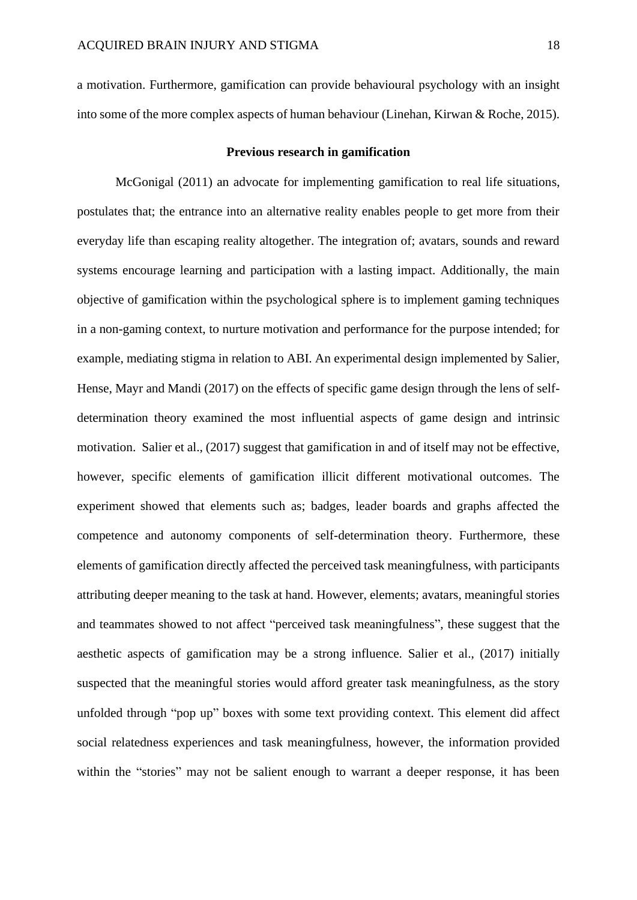a motivation. Furthermore, gamification can provide behavioural psychology with an insight into some of the more complex aspects of human behaviour (Linehan, Kirwan & Roche, 2015).

## Previous research in gamification

McGonigal (2011) an advocate for implementing gamification to real life situations, postulates that; the entrance into an alternative reality enables people to get more from their everyday life than escaping reality altogether. The integration of; avatars, sounds and reward systems encourage learning and participation with a lasting impact. Additionally, the main objective of gamification within the psychological sphere is to implement gaming techniques in a non-gaming context, to nurture motivation and performance for the purpose intended; for example, mediating stigma in relation to ABI. An experimental design implemented by Salier, Hense, Mayr and Mandi (2017) on the effects of specific game design through the lens of self-determination theory examined the most influential aspects of game design and intrinsic motivation. Salier et al., (2017) suggest that gamification in and of itself may not be effective, however, specific elements of gamification illicit different motivational outcomes. The experiment showed that elements such as; badges, leader boards and graphs affected the competence and autonomy components of self-determination theory. Furthermore, these elements of gamification directly affected the perceived task meaningfulness, with participants attributing deeper meaning to the task at hand. However, elements; avatars, meaningful stories and teammates showed to not affect "perceived task meaningfulness", these suggest that the aesthetic aspects of gamification may be a strong influence. Salier et al., (2017) initially suspected that the meaningful stories would afford greater task meaningfulness, as the story unfolded through "pop up" boxes with some text providing context. This element did affect social relatedness experiences and task meaningfulness, however, the information provided within the "stories" may not be salient enough to warrant a deeper response, it has been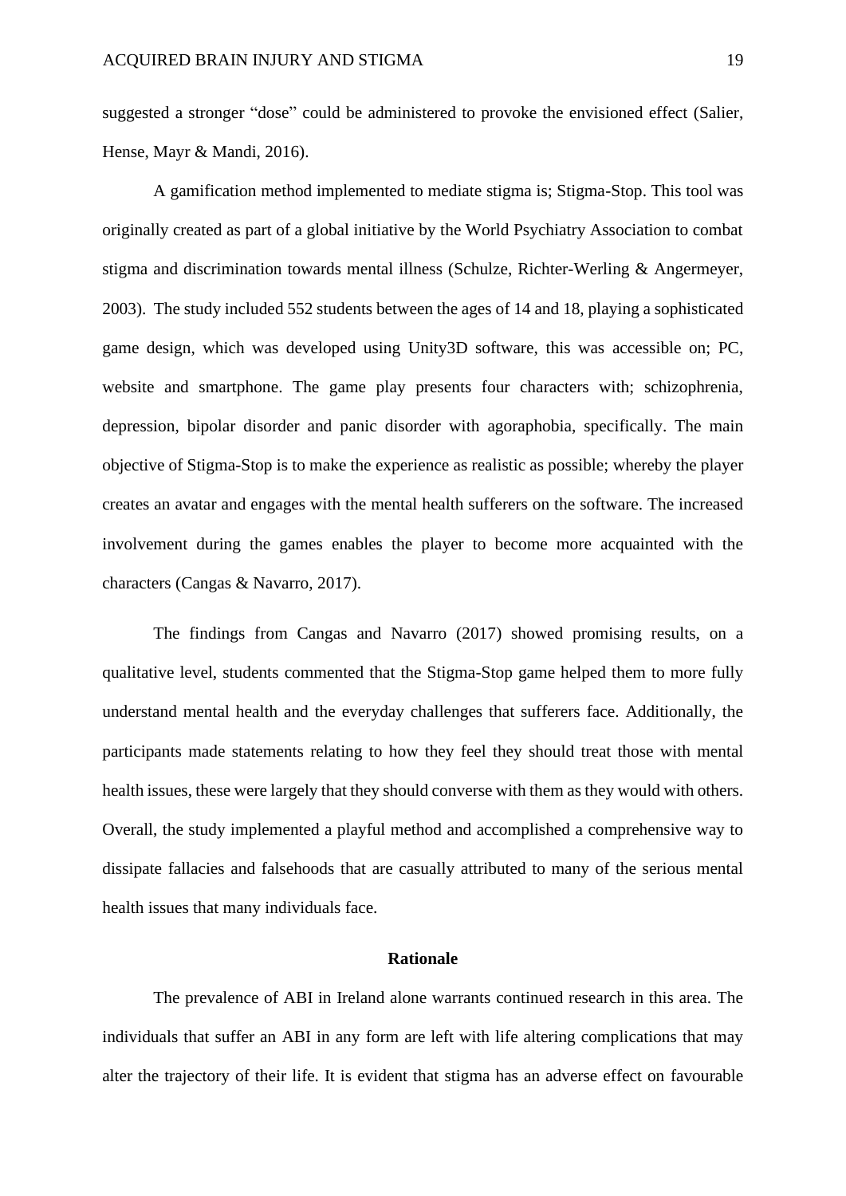suggested a stronger "dose" could be administered to provoke the envisioned effect (Salier, Hense, Mayr & Mandi, 2016).

A gamification method implemented to mediate stigma is; Stigma-Stop. This tool was originally created as part of a global initiative by the World Psychiatry Association to combat stigma and discrimination towards mental illness (Schulze, Richter-Werling & Angermeyer, 2003). The study included 552 students between the ages of 14 and 18, playing a sophisticated game design, which was developed using Unity3D software, this was accessible on; PC, website and smartphone. The game play presents four characters with; schizophrenia, depression, bipolar disorder and panic disorder with agoraphobia, specifically. The main objective of Stigma-Stop is to make the experience as realistic as possible; whereby the player creates an avatar and engages with the mental health sufferers on the software. The increased involvement during the games enables the player to become more acquainted with the characters (Cangas & Navarro, 2017).

The findings from Cangas and Navarro (2017) showed promising results, on a qualitative level, students commented that the Stigma-Stop game helped them to more fully understand mental health and the everyday challenges that sufferers face. Additionally, the participants made statements relating to how they feel they should treat those with mental health issues, these were largely that they should converse with them as they would with others. Overall, the study implemented a playful method and accomplished a comprehensive way to dissipate fallacies and falsehoods that are casually attributed to many of the serious mental health issues that many individuals face.

## Rationale

The prevalence of ABI in Ireland alone warrants continued research in this area. The individuals that suffer an ABI in any form are left with life altering complications that may alter the trajectory of their life. It is evident that stigma has an adverse effect on favourable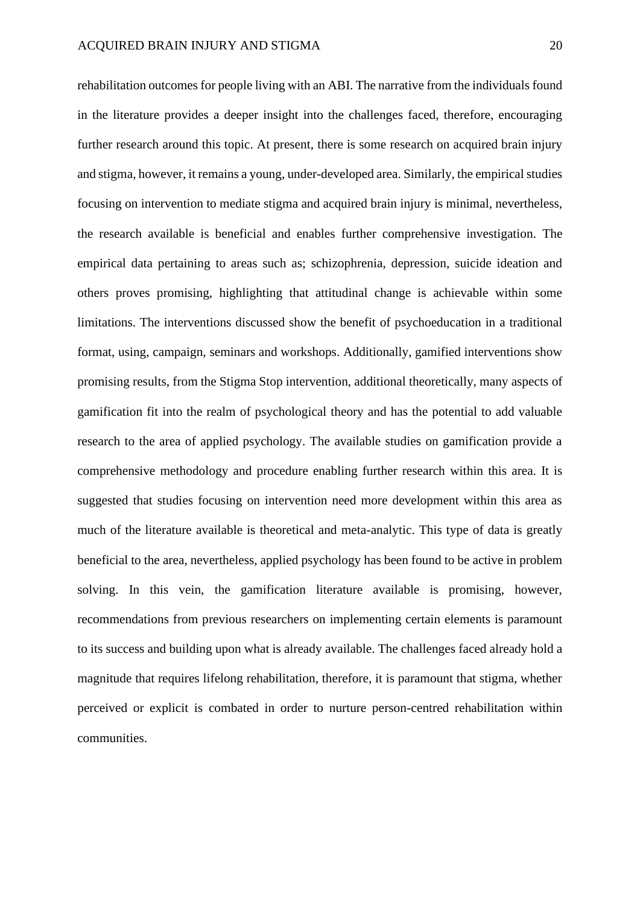rehabilitation outcomes for people living with an ABI. The narrative from the individuals found in the literature provides a deeper insight into the challenges faced, therefore, encouraging further research around this topic. At present, there is some research on acquired brain injury and stigma, however, it remains a young, under-developed area. Similarly, the empirical studies focusing on intervention to mediate stigma and acquired brain injury is minimal, nevertheless, the research available is beneficial and enables further comprehensive investigation. The empirical data pertaining to areas such as; schizophrenia, depression, suicide ideation and others proves promising, highlighting that attitudinal change is achievable within some limitations. The interventions discussed show the benefit of psychoeducation in a traditional format, using, campaign, seminars and workshops. Additionally, gamified interventions show promising results, from the Stigma Stop intervention, additional theoretically, many aspects of gamification fit into the realm of psychological theory and has the potential to add valuable research to the area of applied psychology. The available studies on gamification provide a comprehensive methodology and procedure enabling further research within this area. It is suggested that studies focusing on intervention need more development within this area as much of the literature available is theoretical and meta-analytic. This type of data is greatly beneficial to the area, nevertheless, applied psychology has been found to be active in problem solving. In this vein, the gamification literature available is promising, however, recommendations from previous researchers on implementing certain elements is paramount to its success and building upon what is already available. The challenges faced already hold a magnitude that requires lifelong rehabilitation, therefore, it is paramount that stigma, whether perceived or explicit is combated in order to nurture person-centred rehabilitation within communities.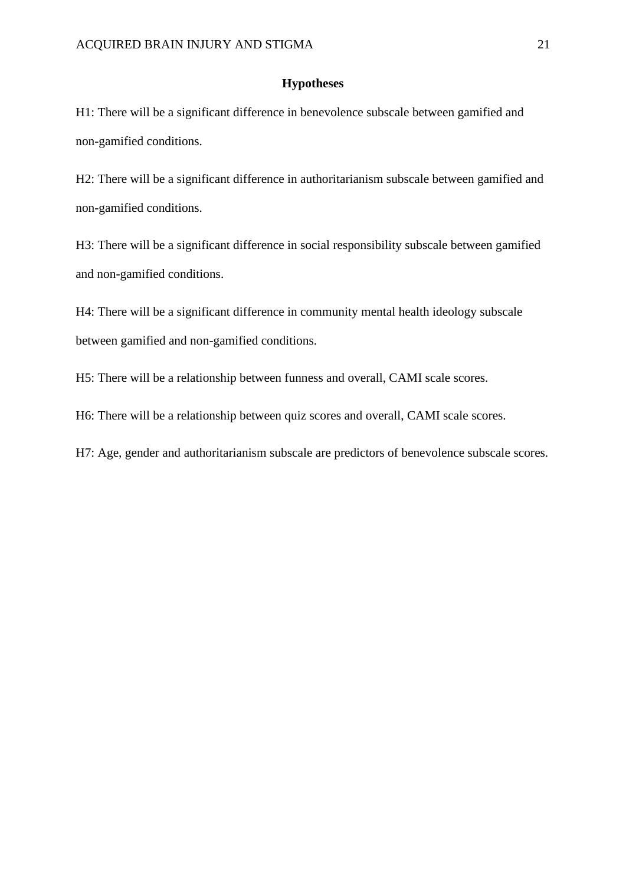## Hypotheses

H1: There will be a significant difference in benevolence subscale between gamified and non-gamified conditions.

H2: There will be a significant difference in authoritarianism subscale between gamified and non-gamified conditions.

H3: There will be a significant difference in social responsibility subscale between gamified and non-gamified conditions.

H4: There will be a significant difference in community mental health ideology subscale between gamified and non-gamified conditions.

H5: There will be a relationship between funness and overall, CAMI scale scores.

H6: There will be a relationship between quiz scores and overall, CAMI scale scores.

H7: Age, gender and authoritarianism subscale are predictors of benevolence subscale scores.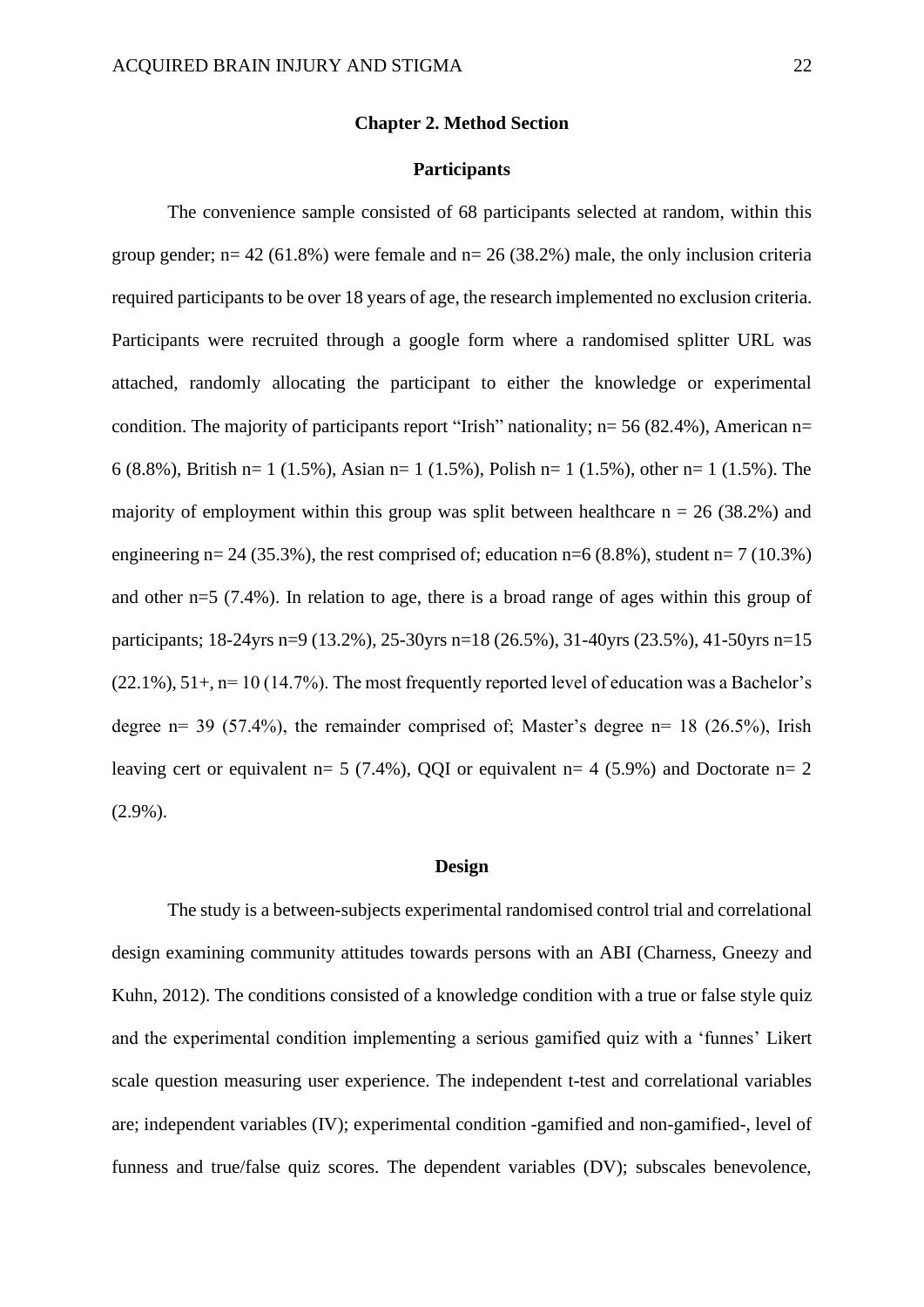## Chapter 2. Method Section

### Participants

The convenience sample consisted of 68 participants selected at random, within this group gender; n= 42 (61.8%) were female and n= 26 (38.2%) male, the only inclusion criteria required participants to be over 18 years of age, the research implemented no exclusion criteria. Participants were recruited through a google form where a randomised splitter URL was attached, randomly allocating the participant to either the knowledge or experimental condition. The majority of participants report "Irish" nationality; n= 56 (82.4%), American n= 6 (8.8%), British n= 1 (1.5%), Asian n= 1 (1.5%), Polish n= 1 (1.5%), other n= 1 (1.5%). The majority of employment within this group was split between healthcare n = 26 (38.2%) and engineering n= 24 (35.3%), the rest comprised of; education n=6 (8.8%), student n= 7 (10.3%) and other n=5 (7.4%). In relation to age, there is a broad range of ages within this group of participants; 18-24yrs n=9 (13.2%), 25-30yrs n=18 (26.5%), 31-40yrs (23.5%), 41-50yrs n=15 (22.1%), 51+, n= 10 (14.7%). The most frequently reported level of education was a Bachelor's degree n= 39 (57.4%), the remainder comprised of; Master's degree n= 18 (26.5%), Irish leaving cert or equivalent n= 5 (7.4%), QQI or equivalent n= 4 (5.9%) and Doctorate n= 2 (2.9%).

### Design

The study is a between-subjects experimental randomised control trial and correlational design examining community attitudes towards persons with an ABI (Charness, Gneezy and Kuhn, 2012). The conditions consisted of a knowledge condition with a true or false style quiz and the experimental condition implementing a serious gamified quiz with a 'funnes' Likert scale question measuring user experience. The independent t-test and correlational variables are; independent variables (IV); experimental condition -gamified and non-gamified-, level of funness and true/false quiz scores. The dependent variables (DV); subscales benevolence,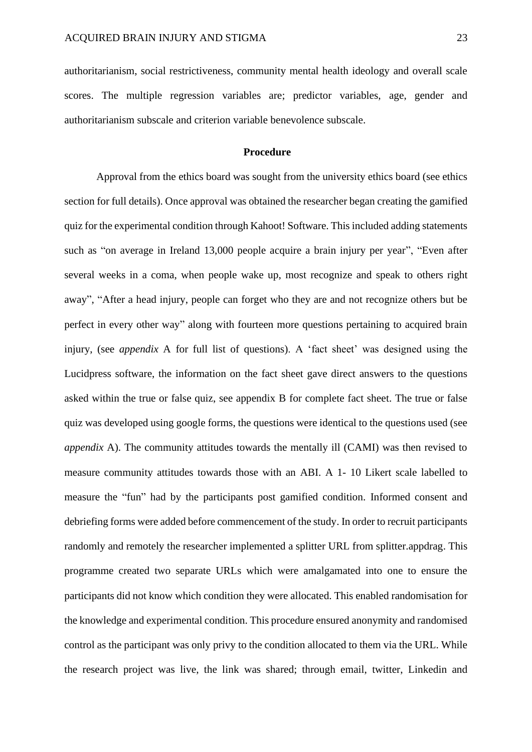authoritarianism, social restrictiveness, community mental health ideology and overall scale scores. The multiple regression variables are; predictor variables, age, gender and authoritarianism subscale and criterion variable benevolence subscale.

## Procedure

Approval from the ethics board was sought from the university ethics board (see ethics section for full details). Once approval was obtained the researcher began creating the gamified quiz for the experimental condition through Kahoot! Software. This included adding statements such as “on average in Ireland 13,000 people acquire a brain injury per year”, “Even after several weeks in a coma, when people wake up, most recognize and speak to others right away”, “After a head injury, people can forget who they are and not recognize others but be perfect in every other way” along with fourteen more questions pertaining to acquired brain injury, (see *appendix* A for full list of questions). A ‘fact sheet’ was designed using the Lucidpress software, the information on the fact sheet gave direct answers to the questions asked within the true or false quiz, see appendix B for complete fact sheet. The true or false quiz was developed using google forms, the questions were identical to the questions used (see *appendix* A). The community attitudes towards the mentally ill (CAMI) was then revised to measure community attitudes towards those with an ABI. A 1- 10 Likert scale labelled to measure the “fun” had by the participants post gamified condition. Informed consent and debriefing forms were added before commencement of the study. In order to recruit participants randomly and remotely the researcher implemented a splitter URL from splitter.appdrag. This programme created two separate URLs which were amalgamated into one to ensure the participants did not know which condition they were allocated. This enabled randomisation for the knowledge and experimental condition. This procedure ensured anonymity and randomised control as the participant was only privy to the condition allocated to them via the URL. While the research project was live, the link was shared; through email, twitter, Linkedin and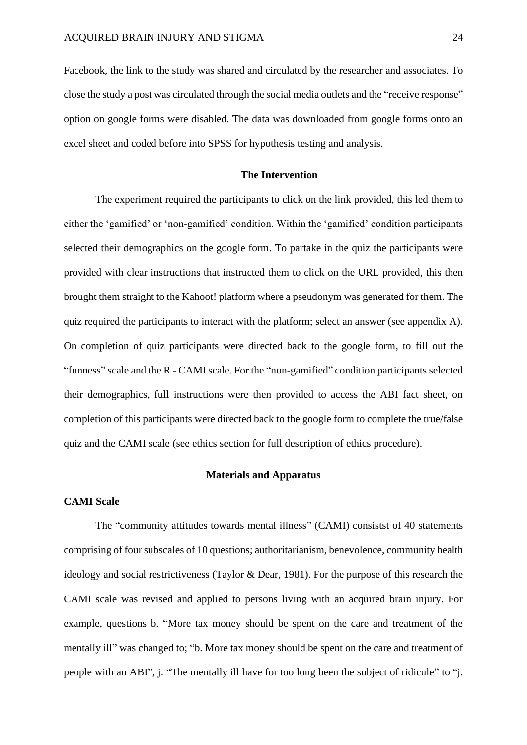Facebook, the link to the study was shared and circulated by the researcher and associates. To close the study a post was circulated through the social media outlets and the "receive response" option on google forms were disabled. The data was downloaded from google forms onto an excel sheet and coded before into SPSS for hypothesis testing and analysis.

## The Intervention

The experiment required the participants to click on the link provided, this led them to either the 'gamified' or 'non-gamified' condition. Within the 'gamified' condition participants selected their demographics on the google form. To partake in the quiz the participants were provided with clear instructions that instructed them to click on the URL provided, this then brought them straight to the Kahoot! platform where a pseudonym was generated for them. The quiz required the participants to interact with the platform; select an answer (see appendix A). On completion of quiz participants were directed back to the google form, to fill out the "funness" scale and the R - CAMI scale. For the "non-gamified" condition participants selected their demographics, full instructions were then provided to access the ABI fact sheet, on completion of this participants were directed back to the google form to complete the true/false quiz and the CAMI scale (see ethics section for full description of ethics procedure).

## Materials and Apparatus

### CAMI Scale

The "community attitudes towards mental illness" (CAMI) consistst of 40 statements comprising of four subscales of 10 questions; authoritarianism, benevolence, community health ideology and social restrictiveness (Taylor & Dear, 1981). For the purpose of this research the CAMI scale was revised and applied to persons living with an acquired brain injury. For example, questions b. "More tax money should be spent on the care and treatment of the mentally ill" was changed to; "b. More tax money should be spent on the care and treatment of people with an ABI", j. "The mentally ill have for too long been the subject of ridicule" to "j.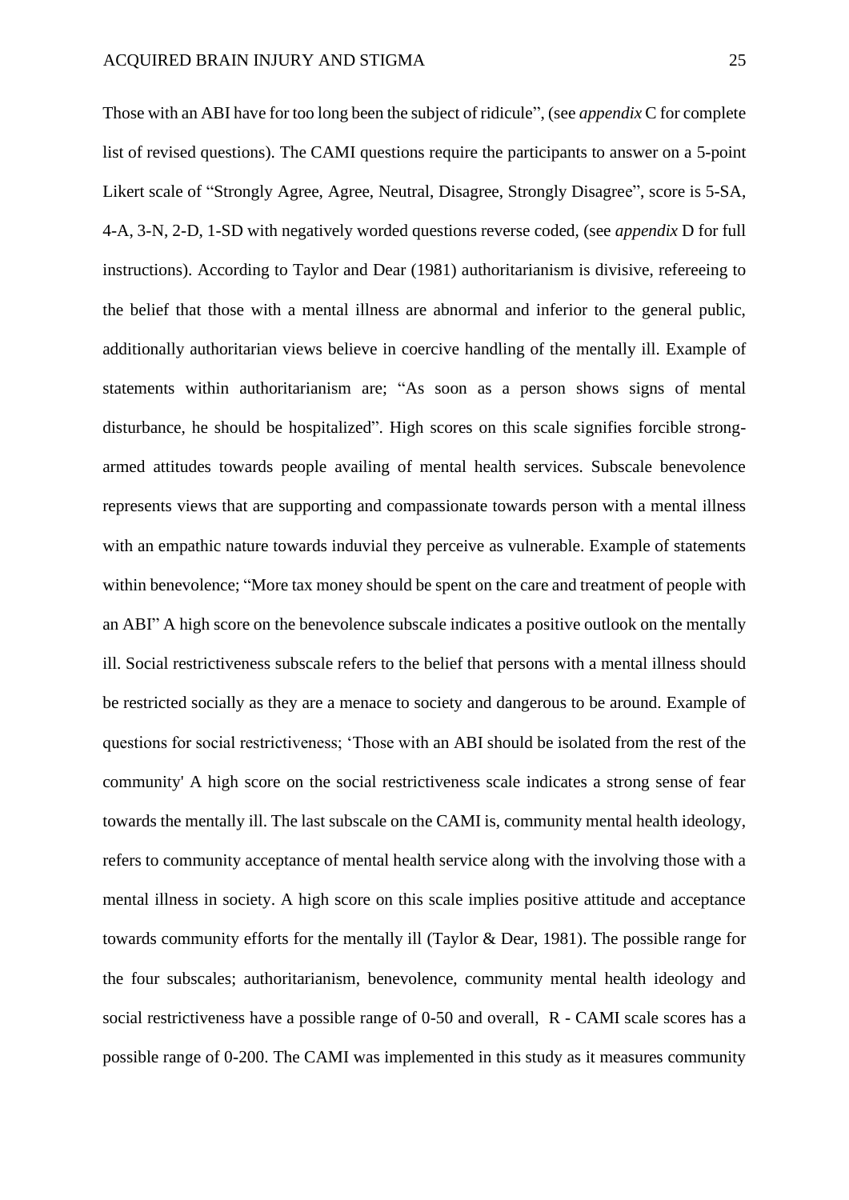Those with an ABI have for too long been the subject of ridicule", (see *appendix* C for complete list of revised questions). The CAMI questions require the participants to answer on a 5-point Likert scale of "Strongly Agree, Agree, Neutral, Disagree, Strongly Disagree", score is 5-SA, 4-A, 3-N, 2-D, 1-SD with negatively worded questions reverse coded, (see *appendix* D for full instructions). According to Taylor and Dear (1981) authoritarianism is divisive, refereeing to the belief that those with a mental illness are abnormal and inferior to the general public, additionally authoritarian views believe in coercive handling of the mentally ill. Example of statements within authoritarianism are; "As soon as a person shows signs of mental disturbance, he should be hospitalized". High scores on this scale signifies forcible strong-armed attitudes towards people availing of mental health services. Subscale benevolence represents views that are supporting and compassionate towards person with a mental illness with an empathic nature towards induvial they perceive as vulnerable. Example of statements within benevolence; "More tax money should be spent on the care and treatment of people with an ABI" A high score on the benevolence subscale indicates a positive outlook on the mentally ill. Social restrictiveness subscale refers to the belief that persons with a mental illness should be restricted socially as they are a menace to society and dangerous to be around. Example of questions for social restrictiveness; 'Those with an ABI should be isolated from the rest of the community' A high score on the social restrictiveness scale indicates a strong sense of fear towards the mentally ill. The last subscale on the CAMI is, community mental health ideology, refers to community acceptance of mental health service along with the involving those with a mental illness in society. A high score on this scale implies positive attitude and acceptance towards community efforts for the mentally ill (Taylor & Dear, 1981). The possible range for the four subscales; authoritarianism, benevolence, community mental health ideology and social restrictiveness have a possible range of 0-50 and overall, R - CAMI scale scores has a possible range of 0-200. The CAMI was implemented in this study as it measures community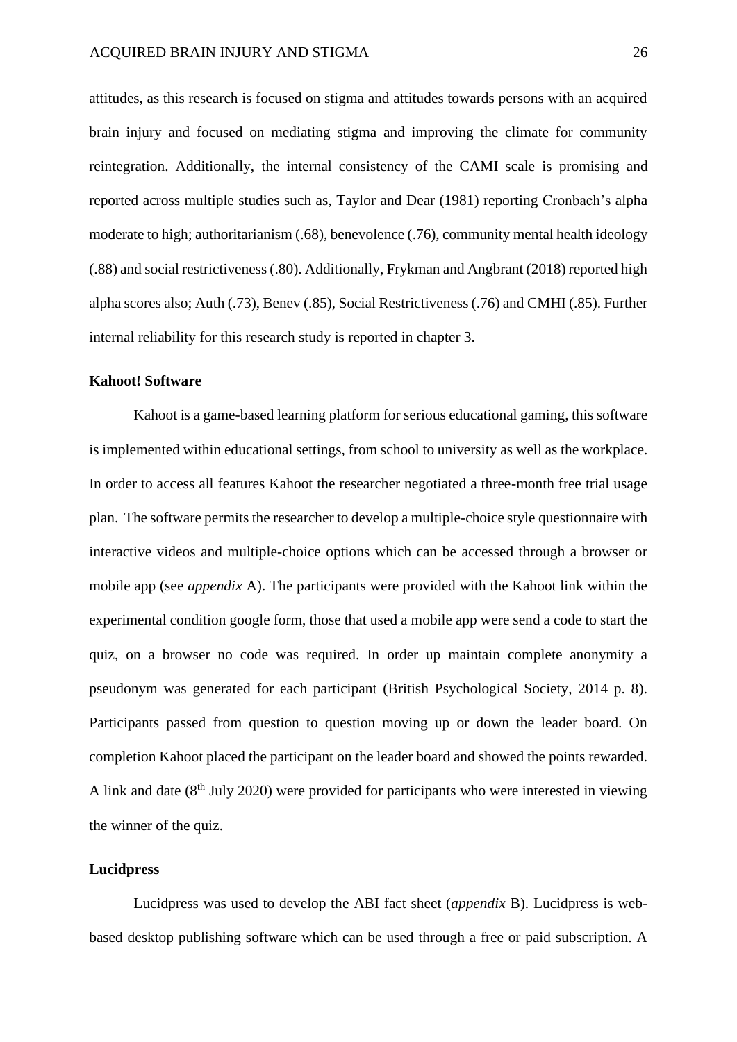attitudes, as this research is focused on stigma and attitudes towards persons with an acquired brain injury and focused on mediating stigma and improving the climate for community reintegration. Additionally, the internal consistency of the CAMI scale is promising and reported across multiple studies such as, Taylor and Dear (1981) reporting Cronbach's alpha moderate to high; authoritarianism (.68), benevolence (.76), community mental health ideology (.88) and social restrictiveness (.80). Additionally, Frykman and Angbrant (2018) reported high alpha scores also; Auth (.73), Benev (.85), Social Restrictiveness (.76) and CMHI (.85). Further internal reliability for this research study is reported in chapter 3.

### Kahoot! Software

Kahoot is a game-based learning platform for serious educational gaming, this software is implemented within educational settings, from school to university as well as the workplace. In order to access all features Kahoot the researcher negotiated a three-month free trial usage plan. The software permits the researcher to develop a multiple-choice style questionnaire with interactive videos and multiple-choice options which can be accessed through a browser or mobile app (see *appendix* A). The participants were provided with the Kahoot link within the experimental condition google form, those that used a mobile app were send a code to start the quiz, on a browser no code was required. In order up maintain complete anonymity a pseudonym was generated for each participant (British Psychological Society, 2014 p. 8). Participants passed from question to question moving up or down the leader board. On completion Kahoot placed the participant on the leader board and showed the points rewarded. A link and date (8th July 2020) were provided for participants who were interested in viewing the winner of the quiz.

### Lucidpress

Lucidpress was used to develop the ABI fact sheet (*appendix* B). Lucidpress is web-based desktop publishing software which can be used through a free or paid subscription. A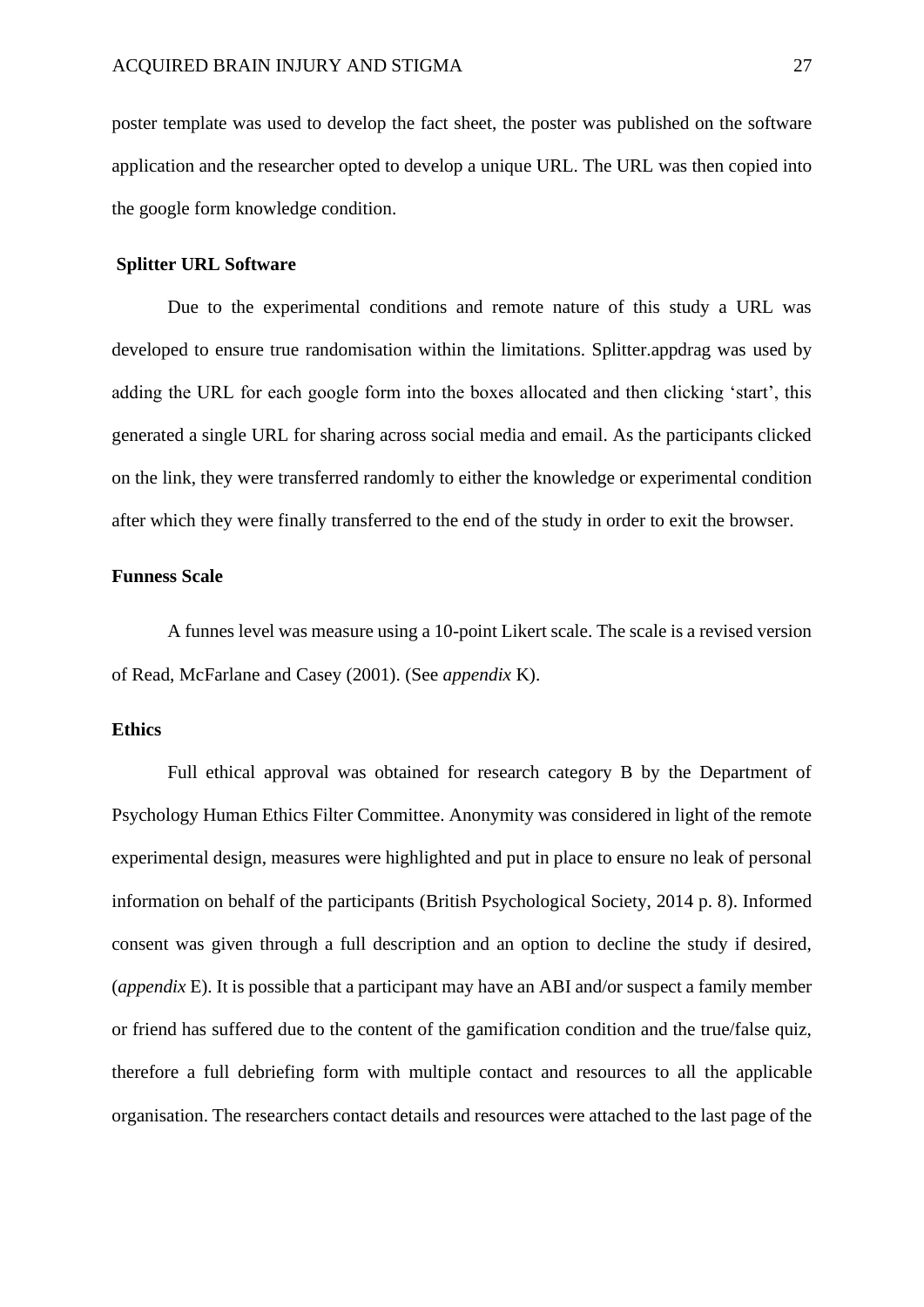poster template was used to develop the fact sheet, the poster was published on the software application and the researcher opted to develop a unique URL. The URL was then copied into the google form knowledge condition.

### Splitter URL Software

Due to the experimental conditions and remote nature of this study a URL was developed to ensure true randomisation within the limitations. Splitter.appdrag was used by adding the URL for each google form into the boxes allocated and then clicking 'start', this generated a single URL for sharing across social media and email. As the participants clicked on the link, they were transferred randomly to either the knowledge or experimental condition after which they were finally transferred to the end of the study in order to exit the browser.

### Funness Scale

A funnes level was measure using a 10-point Likert scale. The scale is a revised version of Read, McFarlane and Casey (2001). (See *appendix* K).

### Ethics

Full ethical approval was obtained for research category B by the Department of Psychology Human Ethics Filter Committee. Anonymity was considered in light of the remote experimental design, measures were highlighted and put in place to ensure no leak of personal information on behalf of the participants (British Psychological Society, 2014 p. 8). Informed consent was given through a full description and an option to decline the study if desired, (*appendix* E). It is possible that a participant may have an ABI and/or suspect a family member or friend has suffered due to the content of the gamification condition and the true/false quiz, therefore a full debriefing form with multiple contact and resources to all the applicable organisation. The researchers contact details and resources were attached to the last page of the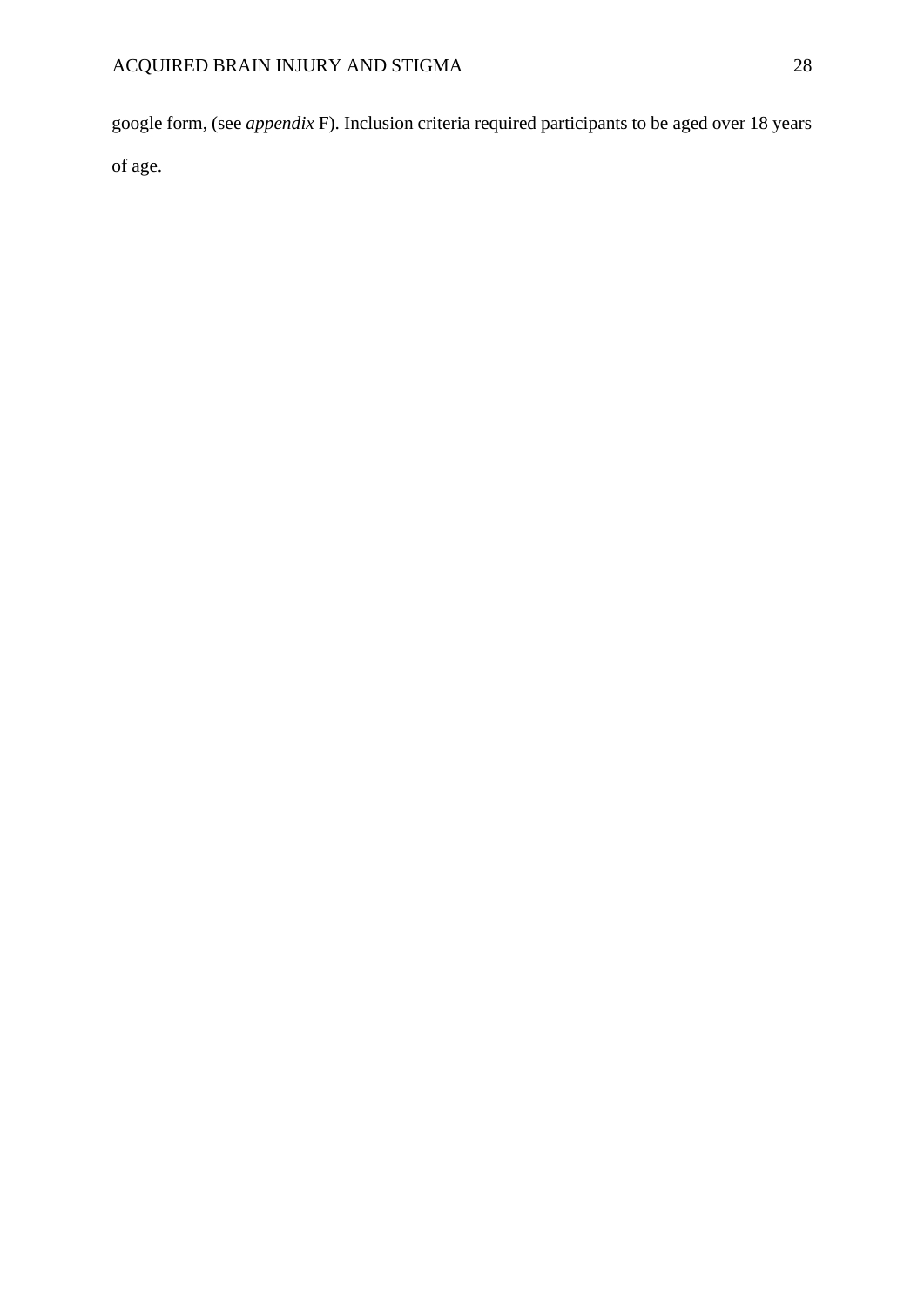google form, (see *appendix* F). Inclusion criteria required participants to be aged over 18 years of age.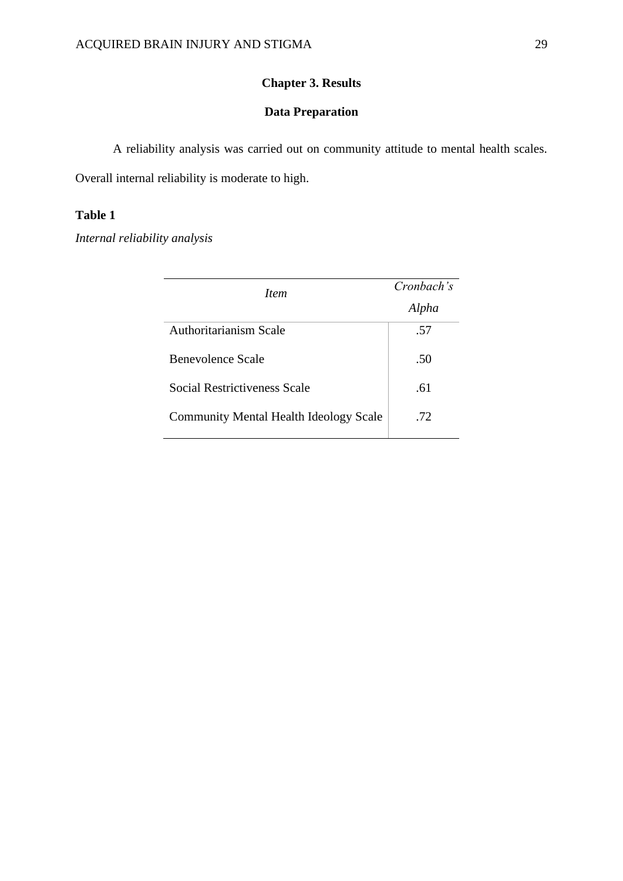# Chapter 3. Results

## Data Preparation

A reliability analysis was carried out on community attitude to mental health scales. Overall internal reliability is moderate to high.

**Table 1**

*Internal reliability analysis*

| *Item* | *Cronbach's Alpha* |
|---|---|
| Authoritarianism Scale | .57 |
| Benevolence Scale | .50 |
| Social Restrictiveness Scale | .61 |
| Community Mental Health Ideology Scale | .72 |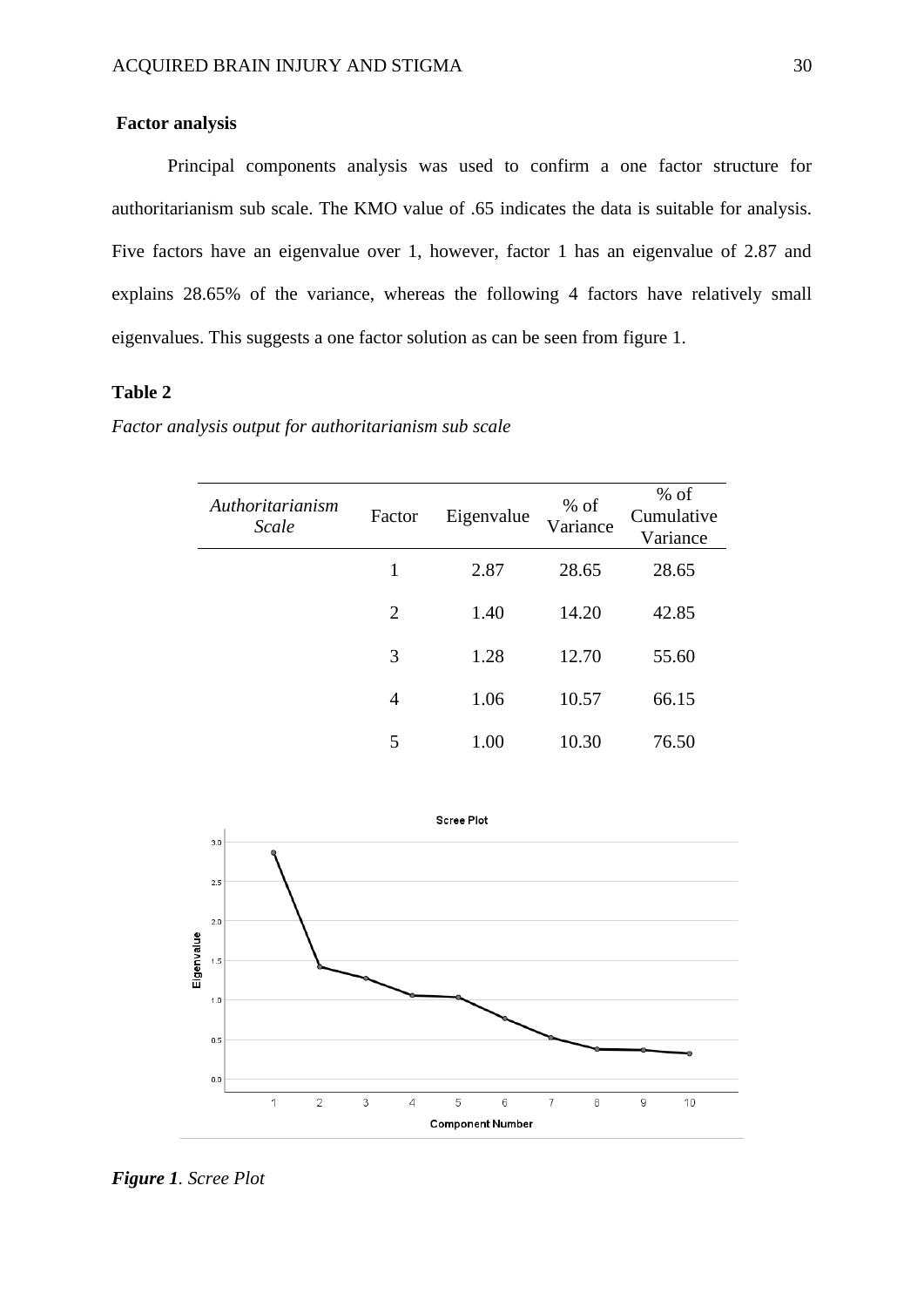**Factor analysis**

Principal components analysis was used to confirm a one factor structure for authoritarianism sub scale. The KMO value of .65 indicates the data is suitable for analysis. Five factors have an eigenvalue over 1, however, factor 1 has an eigenvalue of 2.87 and explains 28.65% of the variance, whereas the following 4 factors have relatively small eigenvalues. This suggests a one factor solution as can be seen from figure 1.

**Table 2**

*Factor analysis output for authoritarianism sub scale*

| *Authoritarianism Scale* | Factor | Eigenvalue | % of Variance | % of Cumulative Variance |
|---|---|---|---|---|
| | 1 | 2.87 | 28.65 | 28.65 |
| | 2 | 1.40 | 14.20 | 42.85 |
| | 3 | 1.28 | 12.70 | 55.60 |
| | 4 | 1.06 | 10.57 | 66.15 |
| | 5 | 1.00 | 10.30 | 76.50 |

***Figure 1**. Scree Plot*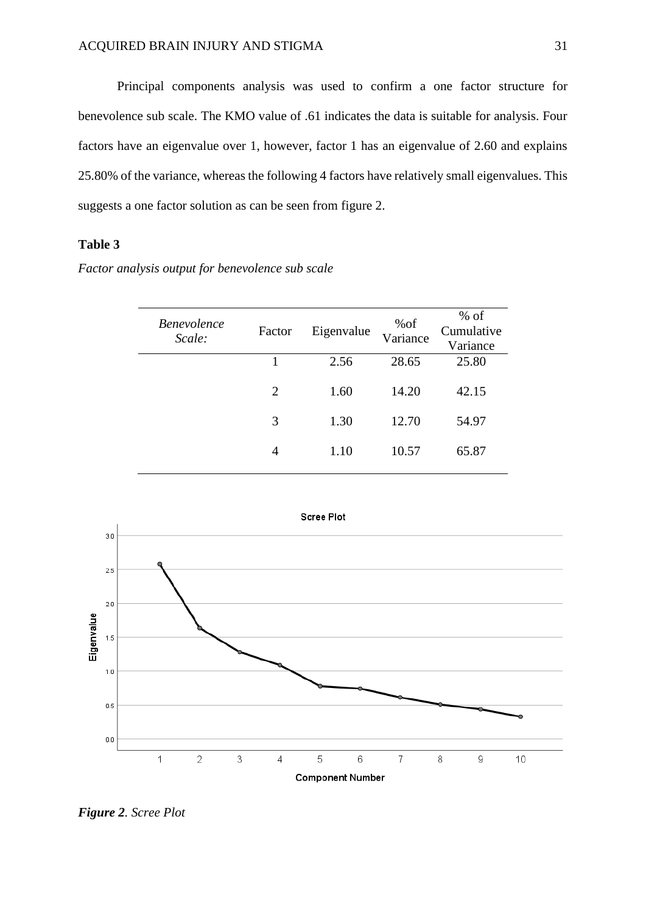Principal components analysis was used to confirm a one factor structure for benevolence sub scale. The KMO value of .61 indicates the data is suitable for analysis. Four factors have an eigenvalue over 1, however, factor 1 has an eigenvalue of 2.60 and explains 25.80% of the variance, whereas the following 4 factors have relatively small eigenvalues. This suggests a one factor solution as can be seen from figure 2.

**Table 3**

*Factor analysis output for benevolence sub scale*

| *Benevolence Scale:* | Factor | Eigenvalue | %of Variance | % of Cumulative Variance |
|---|---|---|---|---|
| | 1 | 2.56 | 28.65 | 25.80 |
| | 2 | 1.60 | 14.20 | 42.15 |
| | 3 | 1.30 | 12.70 | 54.97 |
| | 4 | 1.10 | 10.57 | 65.87 |

***Figure 2**. Scree Plot*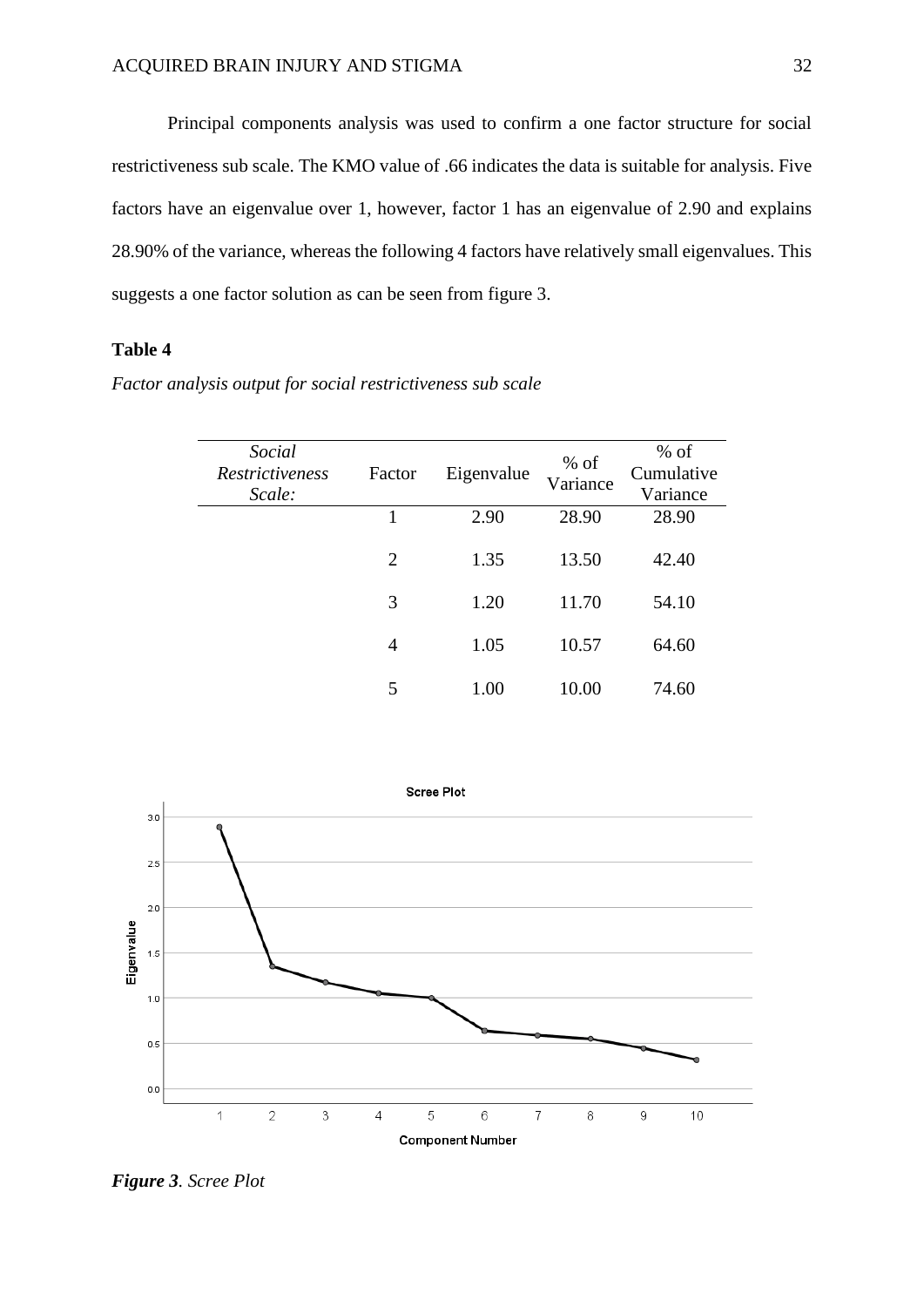Principal components analysis was used to confirm a one factor structure for social restrictiveness sub scale. The KMO value of .66 indicates the data is suitable for analysis. Five factors have an eigenvalue over 1, however, factor 1 has an eigenvalue of 2.90 and explains 28.90% of the variance, whereas the following 4 factors have relatively small eigenvalues. This suggests a one factor solution as can be seen from figure 3.

**Table 4**

*Factor analysis output for social restrictiveness sub scale*

| *Social Restrictiveness Scale:* | Factor | Eigenvalue | % of Variance | % of Cumulative Variance |
|---|---|---|---|---|
| | 1 | 2.90 | 28.90 | 28.90 |
| | 2 | 1.35 | 13.50 | 42.40 |
| | 3 | 1.20 | 11.70 | 54.10 |
| | 4 | 1.05 | 10.57 | 64.60 |
| | 5 | 1.00 | 10.00 | 74.60 |

***Figure 3****. Scree Plot*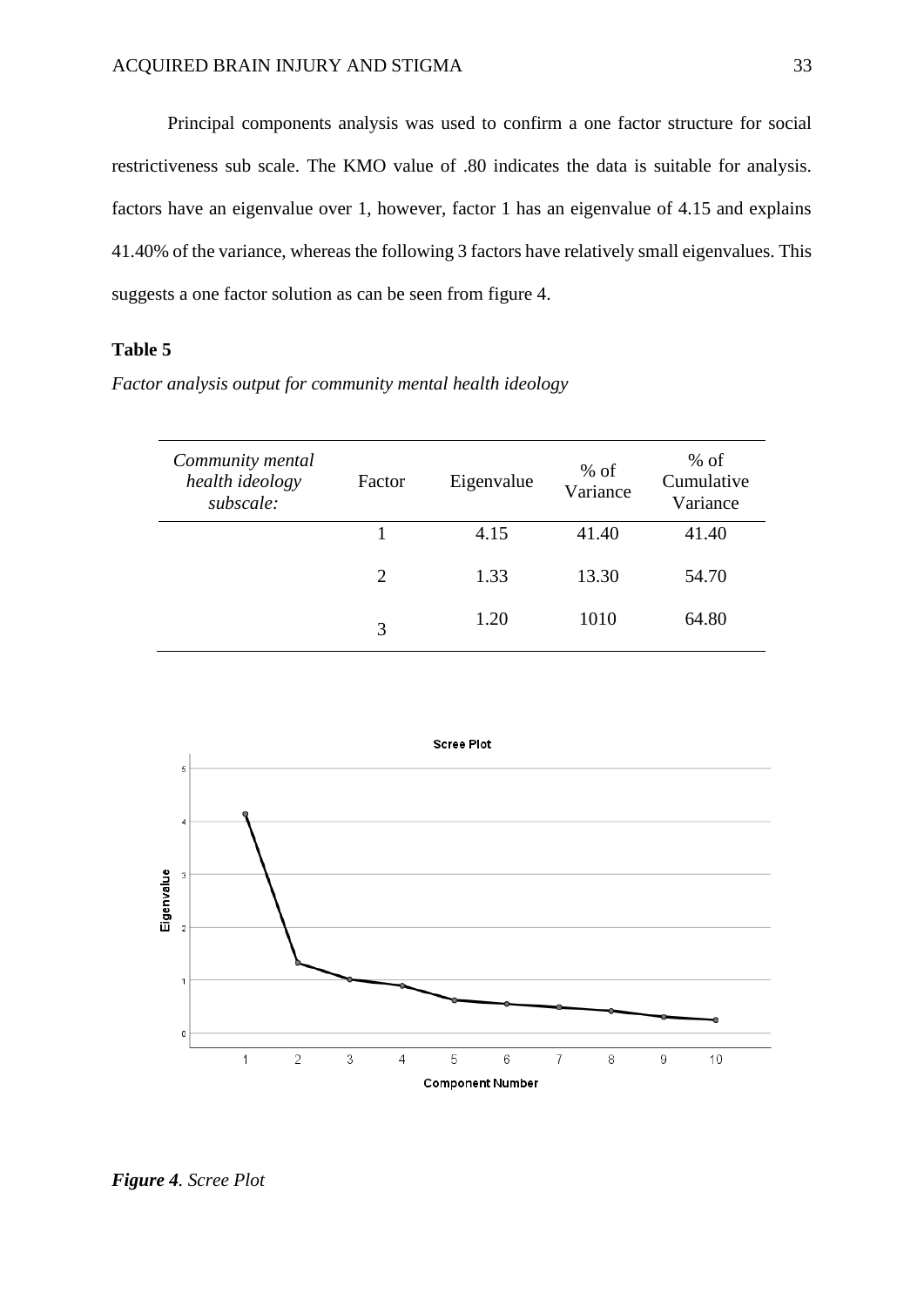Principal components analysis was used to confirm a one factor structure for social restrictiveness sub scale. The KMO value of .80 indicates the data is suitable for analysis. factors have an eigenvalue over 1, however, factor 1 has an eigenvalue of 4.15 and explains 41.40% of the variance, whereas the following 3 factors have relatively small eigenvalues. This suggests a one factor solution as can be seen from figure 4.

**Table 5**

*Factor analysis output for community mental health ideology*

| *Community mental health ideology subscale:* | Factor | Eigenvalue | % of Variance | % of Cumulative Variance |
|---|---|---|---|---|
| | 1 | 4.15 | 41.40 | 41.40 |
| | 2 | 1.33 | 13.30 | 54.70 |
| | 3 | 1.20 | 1010 | 64.80 |

***Figure 4**. Scree Plot*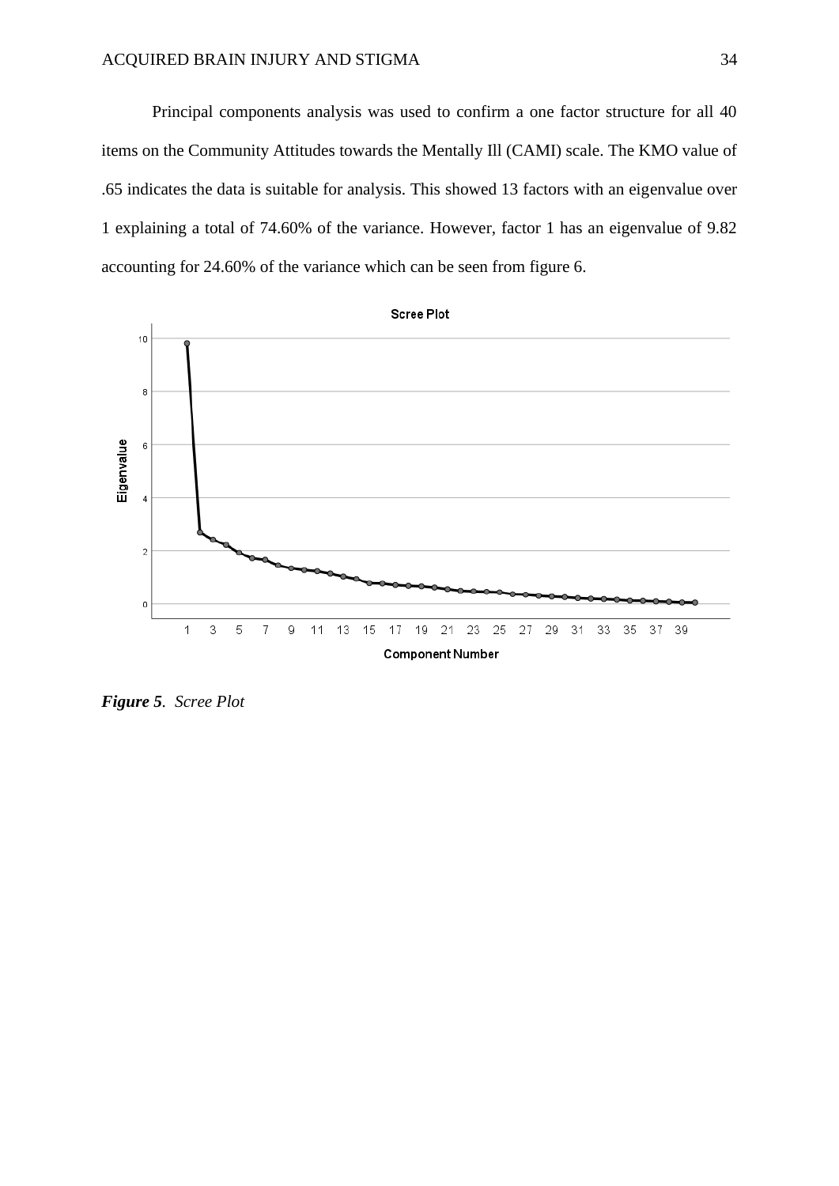Principal components analysis was used to confirm a one factor structure for all 40 items on the Community Attitudes towards the Mentally Ill (CAMI) scale. The KMO value of .65 indicates the data is suitable for analysis. This showed 13 factors with an eigenvalue over 1 explaining a total of 74.60% of the variance. However, factor 1 has an eigenvalue of 9.82 accounting for 24.60% of the variance which can be seen from figure 6.

***Figure 5***. *Scree Plot*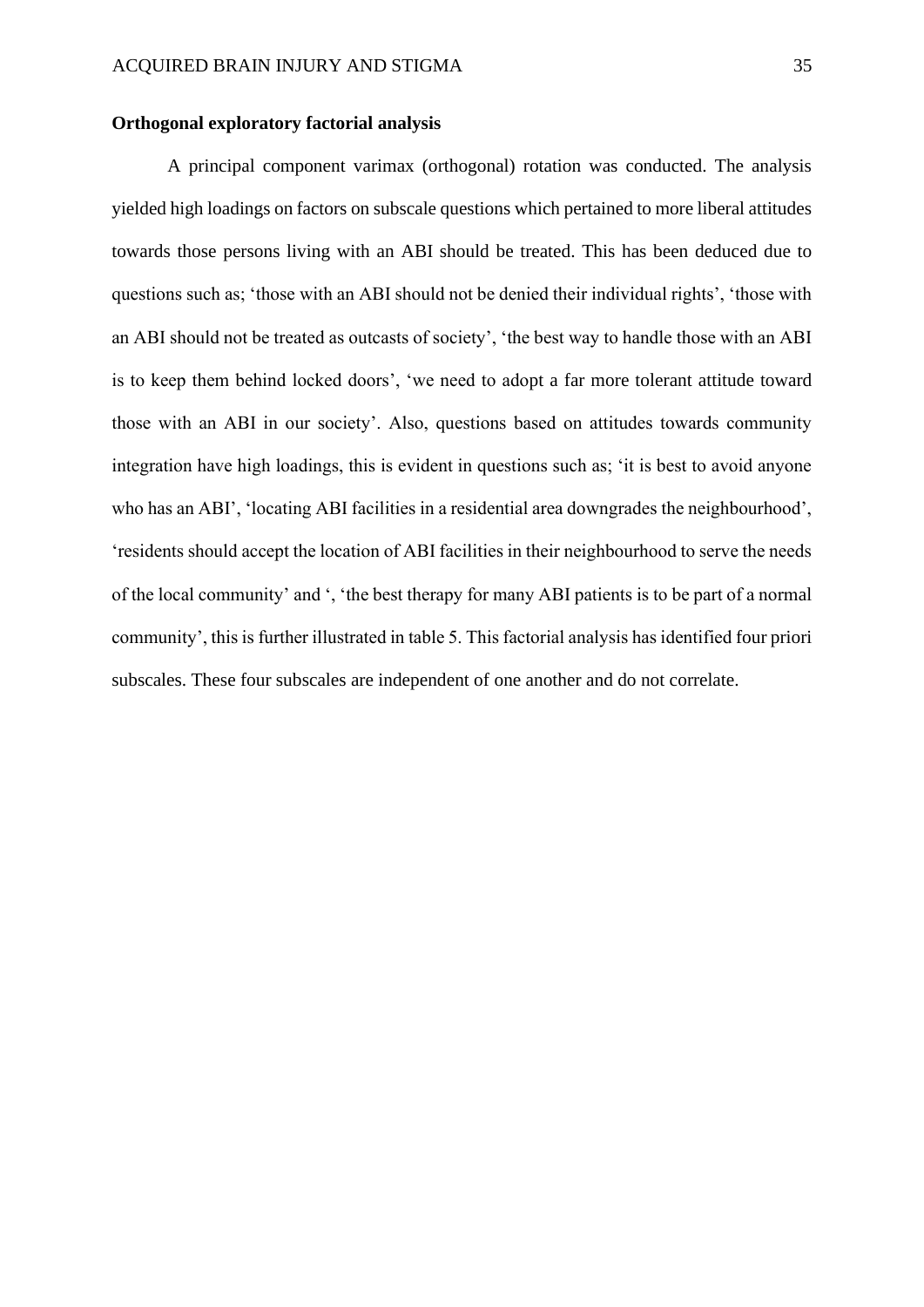**Orthogonal exploratory factorial analysis**

A principal component varimax (orthogonal) rotation was conducted. The analysis yielded high loadings on factors on subscale questions which pertained to more liberal attitudes towards those persons living with an ABI should be treated. This has been deduced due to questions such as; 'those with an ABI should not be denied their individual rights', 'those with an ABI should not be treated as outcasts of society', 'the best way to handle those with an ABI is to keep them behind locked doors', 'we need to adopt a far more tolerant attitude toward those with an ABI in our society'. Also, questions based on attitudes towards community integration have high loadings, this is evident in questions such as; 'it is best to avoid anyone who has an ABI', 'locating ABI facilities in a residential area downgrades the neighbourhood', 'residents should accept the location of ABI facilities in their neighbourhood to serve the needs of the local community' and ', 'the best therapy for many ABI patients is to be part of a normal community', this is further illustrated in table 5. This factorial analysis has identified four priori subscales. These four subscales are independent of one another and do not correlate.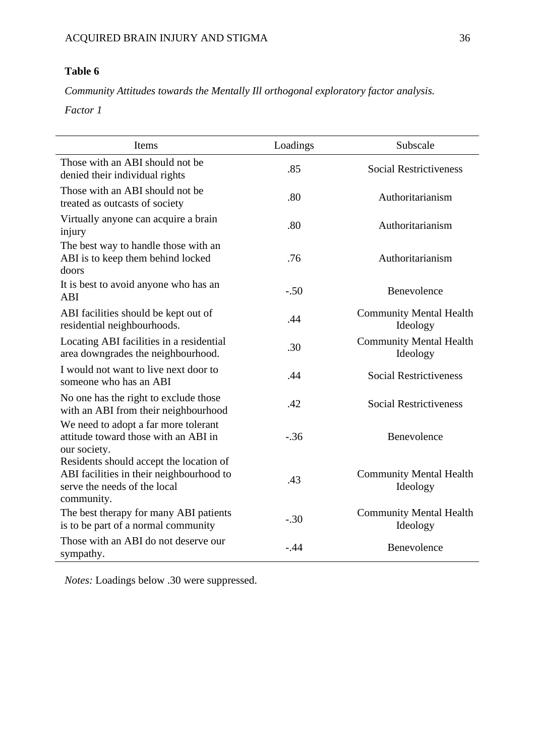**Table 6**

*Community Attitudes towards the Mentally Ill orthogonal exploratory factor analysis.*

*Factor 1*

| Items | Loadings | Subscale |
|---|---|---|
| Those with an ABI should not be denied their individual rights | .85 | Social Restrictiveness |
| Those with an ABI should not be treated as outcasts of society | .80 | Authoritarianism |
| Virtually anyone can acquire a brain injury | .80 | Authoritarianism |
| The best way to handle those with an ABI is to keep them behind locked doors | .76 | Authoritarianism |
| It is best to avoid anyone who has an ABI | -.50 | Benevolence |
| ABI facilities should be kept out of residential neighbourhoods. | .44 | Community Mental Health Ideology |
| Locating ABI facilities in a residential area downgrades the neighbourhood. | .30 | Community Mental Health Ideology |
| I would not want to live next door to someone who has an ABI | .44 | Social Restrictiveness |
| No one has the right to exclude those with an ABI from their neighbourhood | .42 | Social Restrictiveness |
| We need to adopt a far more tolerant attitude toward those with an ABI in our society. | -.36 | Benevolence |
| Residents should accept the location of ABI facilities in their neighbourhood to serve the needs of the local community. | .43 | Community Mental Health Ideology |
| The best therapy for many ABI patients is to be part of a normal community | -.30 | Community Mental Health Ideology |
| Those with an ABI do not deserve our sympathy. | -.44 | Benevolence |

*Notes:* Loadings below .30 were suppressed.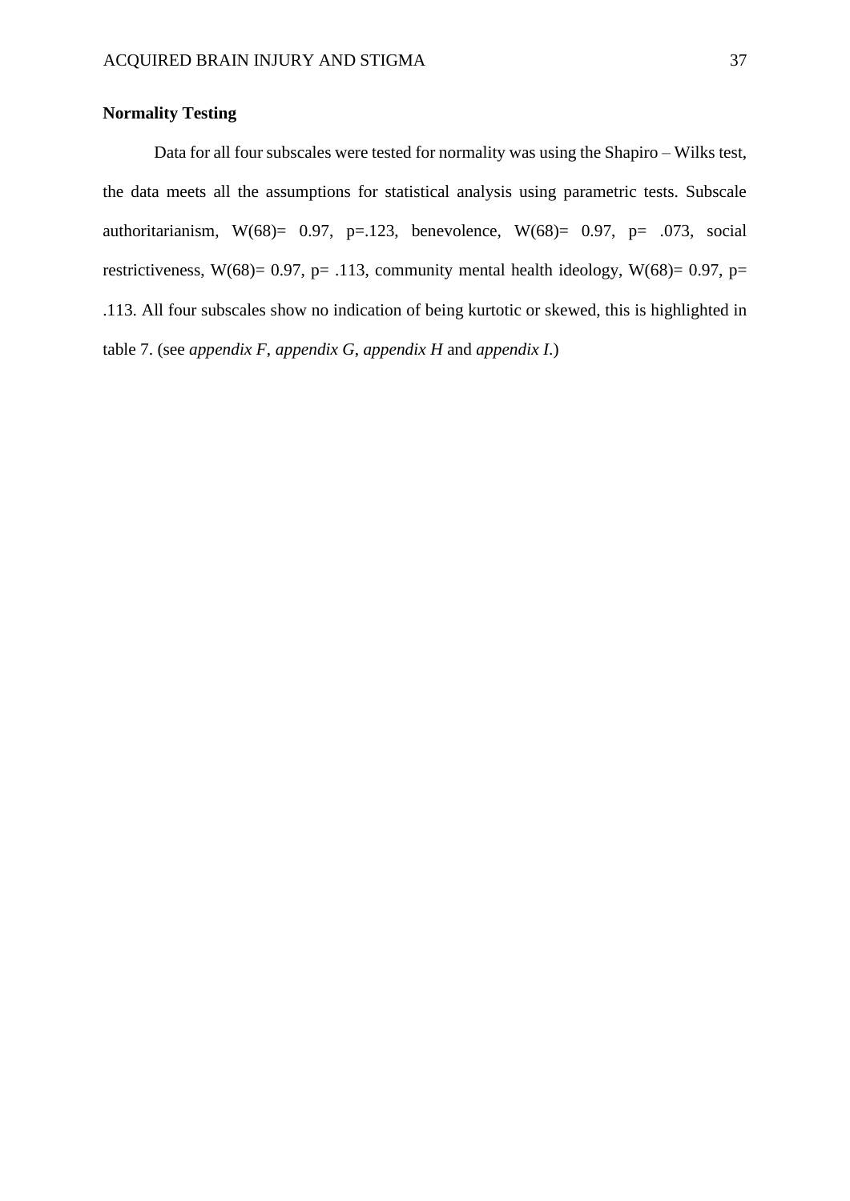**Normality Testing**

Data for all four subscales were tested for normality was using the Shapiro – Wilks test, the data meets all the assumptions for statistical analysis using parametric tests. Subscale authoritarianism, $W(68)= 0.97$, $p=.123$, benevolence, $W(68)= 0.97$, $p= .073$, social restrictiveness, $W(68)= 0.97$, $p= .113$, community mental health ideology, $W(68)= 0.97$, $p= .113$. All four subscales show no indication of being kurtotic or skewed, this is highlighted in table 7. (see *appendix F*, *appendix G*, *appendix H* and *appendix I*.)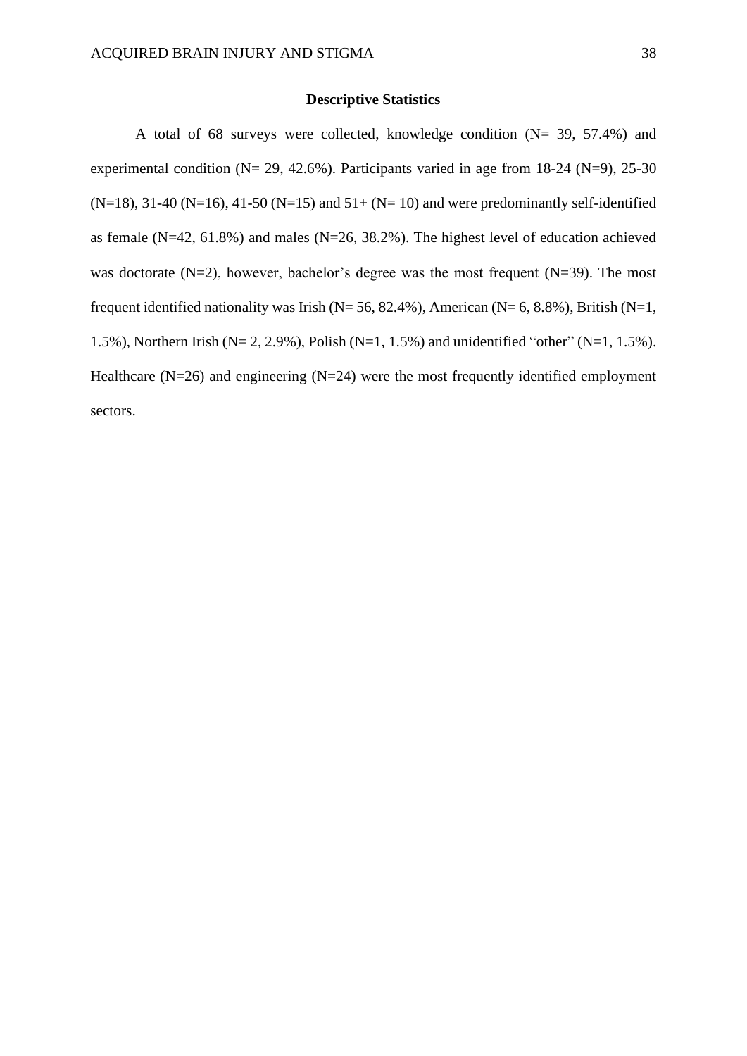## Descriptive Statistics

A total of 68 surveys were collected, knowledge condition (N= 39, 57.4%) and experimental condition (N= 29, 42.6%). Participants varied in age from 18-24 (N=9), 25-30 (N=18), 31-40 (N=16), 41-50 (N=15) and 51+ (N= 10) and were predominantly self-identified as female (N=42, 61.8%) and males (N=26, 38.2%). The highest level of education achieved was doctorate (N=2), however, bachelor's degree was the most frequent (N=39). The most frequent identified nationality was Irish (N= 56, 82.4%), American (N= 6, 8.8%), British (N=1, 1.5%), Northern Irish (N= 2, 2.9%), Polish (N=1, 1.5%) and unidentified "other" (N=1, 1.5%). Healthcare (N=26) and engineering (N=24) were the most frequently identified employment sectors.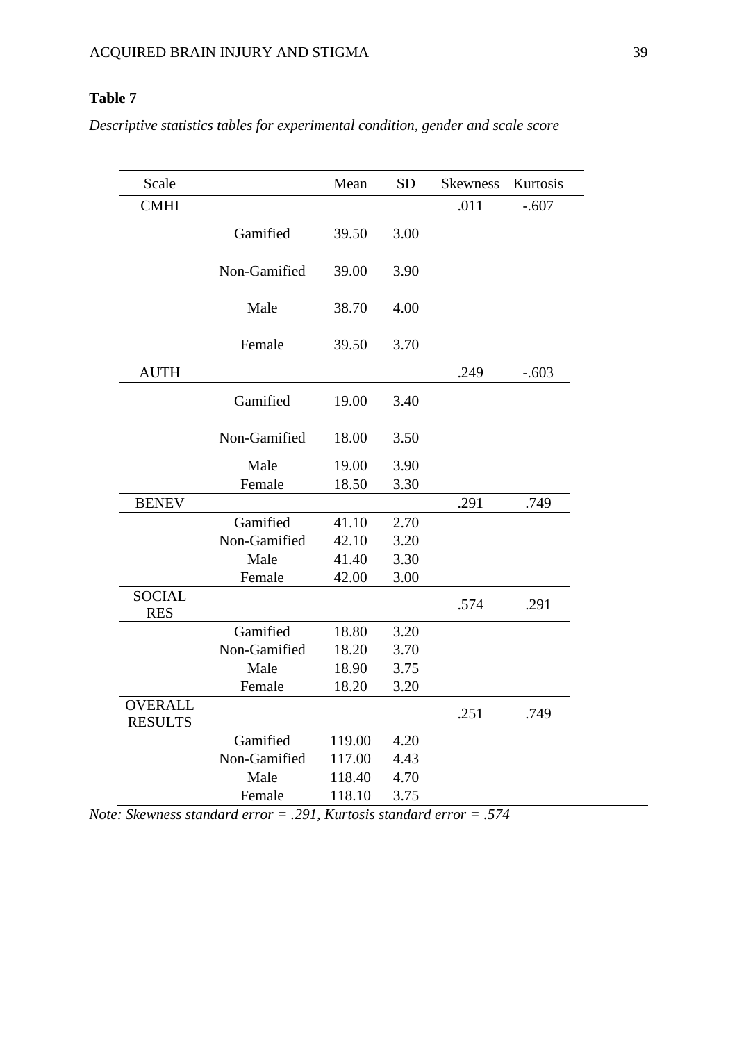**Table 7**

*Descriptive statistics tables for experimental condition, gender and scale score*

| Scale | | Mean | SD | Skewness | Kurtosis |
|---|---|---|---|---|---|
| CMHI | | | | .011 | -.607 |
| | Gamified | 39.50 | 3.00 | | |
| | Non-Gamified | 39.00 | 3.90 | | |
| | Male | 38.70 | 4.00 | | |
| | Female | 39.50 | 3.70 | | |
| AUTH | | | | .249 | -.603 |
| | Gamified | 19.00 | 3.40 | | |
| | Non-Gamified | 18.00 | 3.50 | | |
| | Male | 19.00 | 3.90 | | |
| | Female | 18.50 | 3.30 | | |
| BENEV | | | | .291 | .749 |
| | Gamified | 41.10 | 2.70 | | |
| | Non-Gamified | 42.10 | 3.20 | | |
| | Male | 41.40 | 3.30 | | |
| | Female | 42.00 | 3.00 | | |
| SOCIAL RES | | | | .574 | .291 |
| | Gamified | 18.80 | 3.20 | | |
| | Non-Gamified | 18.20 | 3.70 | | |
| | Male | 18.90 | 3.75 | | |
| | Female | 18.20 | 3.20 | | |
| OVERALL RESULTS | | | | .251 | .749 |
| | Gamified | 119.00 | 4.20 | | |
| | Non-Gamified | 117.00 | 4.43 | | |
| | Male | 118.40 | 4.70 | | |
| | Female | 118.10 | 3.75 | | |

*Note: Skewness standard error = .291, Kurtosis standard error = .574*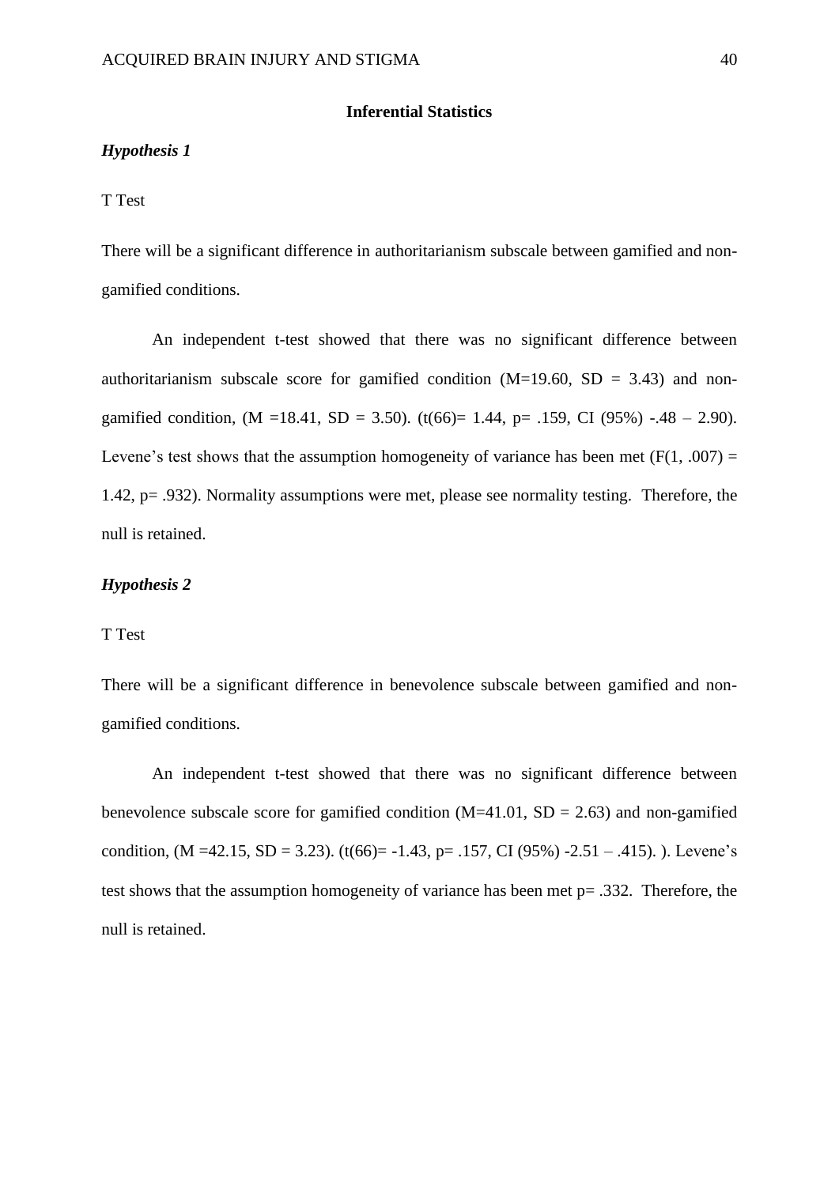## Inferential Statistics

### *Hypothesis 1*

T Test

There will be a significant difference in authoritarianism subscale between gamified and non-gamified conditions.

An independent t-test showed that there was no significant difference between authoritarianism subscale score for gamified condition (M=19.60, SD = 3.43) and non-gamified condition, (M =18.41, SD = 3.50). (t(66)= 1.44, p= .159, CI (95%) -.48 – 2.90). Levene's test shows that the assumption homogeneity of variance has been met (F(1, .007) = 1.42, p= .932). Normality assumptions were met, please see normality testing. Therefore, the null is retained.

### *Hypothesis 2*

T Test

There will be a significant difference in benevolence subscale between gamified and non-gamified conditions.

An independent t-test showed that there was no significant difference between benevolence subscale score for gamified condition (M=41.01, SD = 2.63) and non-gamified condition, (M =42.15, SD = 3.23). (t(66)= -1.43, p= .157, CI (95%) -2.51 – .415). ). Levene's test shows that the assumption homogeneity of variance has been met p= .332. Therefore, the null is retained.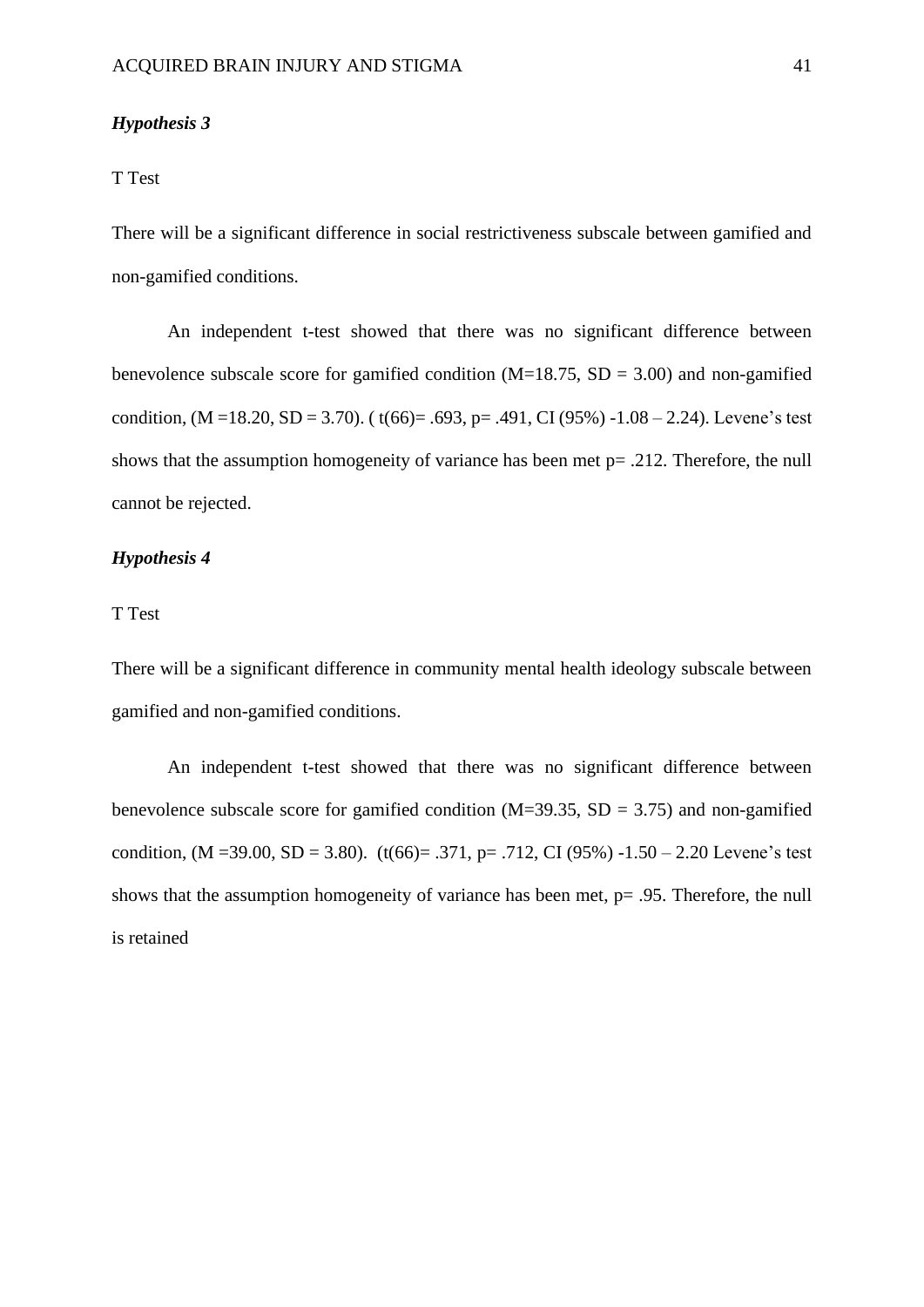***Hypothesis 3***

T Test

There will be a significant difference in social restrictiveness subscale between gamified and non-gamified conditions.

An independent t-test showed that there was no significant difference between benevolence subscale score for gamified condition (M=18.75, SD = 3.00) and non-gamified condition, (M =18.20, SD = 3.70). ( $t(66)= .693$, $p= .491$, CI (95%) -1.08 – 2.24). Levene's test shows that the assumption homogeneity of variance has been met $p= .212$. Therefore, the null cannot be rejected.

***Hypothesis 4***

T Test

There will be a significant difference in community mental health ideology subscale between gamified and non-gamified conditions.

An independent t-test showed that there was no significant difference between benevolence subscale score for gamified condition (M=39.35, SD = 3.75) and non-gamified condition, (M =39.00, SD = 3.80). ($t(66)= .371$, $p= .712$, CI (95%) -1.50 – 2.20 Levene's test shows that the assumption homogeneity of variance has been met, $p= .95$. Therefore, the null is retained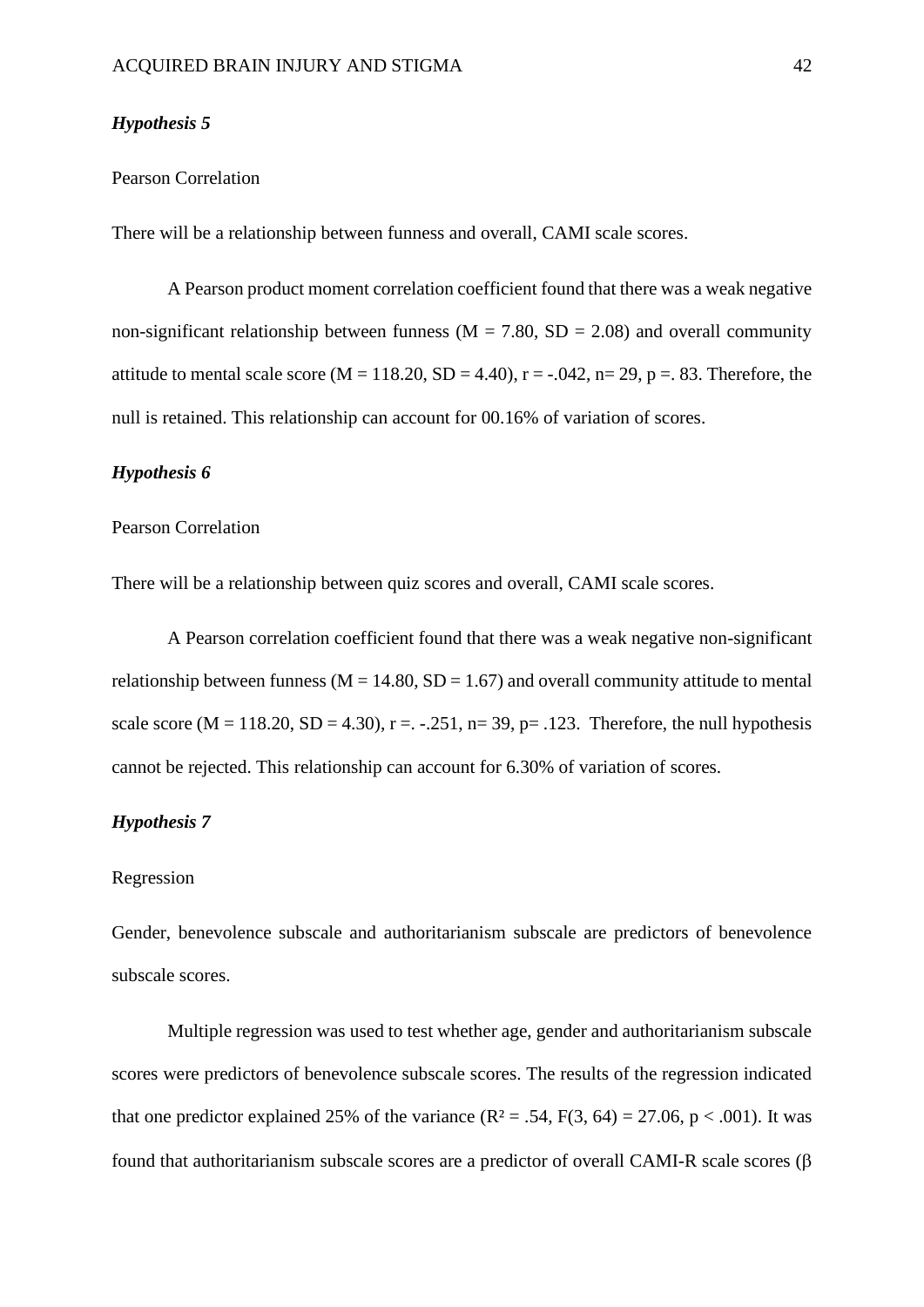***Hypothesis 5***

Pearson Correlation

There will be a relationship between funness and overall, CAMI scale scores.

A Pearson product moment correlation coefficient found that there was a weak negative non-significant relationship between funness (M = 7.80, SD = 2.08) and overall community attitude to mental scale score (M = 118.20, SD = 4.40), r = -.042, n= 29, p =. 83. Therefore, the null is retained. This relationship can account for 00.16% of variation of scores.

***Hypothesis 6***

Pearson Correlation

There will be a relationship between quiz scores and overall, CAMI scale scores.

A Pearson correlation coefficient found that there was a weak negative non-significant relationship between funness (M = 14.80, SD = 1.67) and overall community attitude to mental scale score (M = 118.20, SD = 4.30), r =. -.251, n= 39, p= .123.  Therefore, the null hypothesis cannot be rejected. This relationship can account for 6.30% of variation of scores.

***Hypothesis 7***

Regression

Gender, benevolence subscale and authoritarianism subscale are predictors of benevolence subscale scores.

Multiple regression was used to test whether age, gender and authoritarianism subscale scores were predictors of benevolence subscale scores. The results of the regression indicated that one predictor explained 25% of the variance ($R^2$ = .54, F(3, 64) = 27.06, p < .001). It was found that authoritarianism subscale scores are a predictor of overall CAMI-R scale scores (β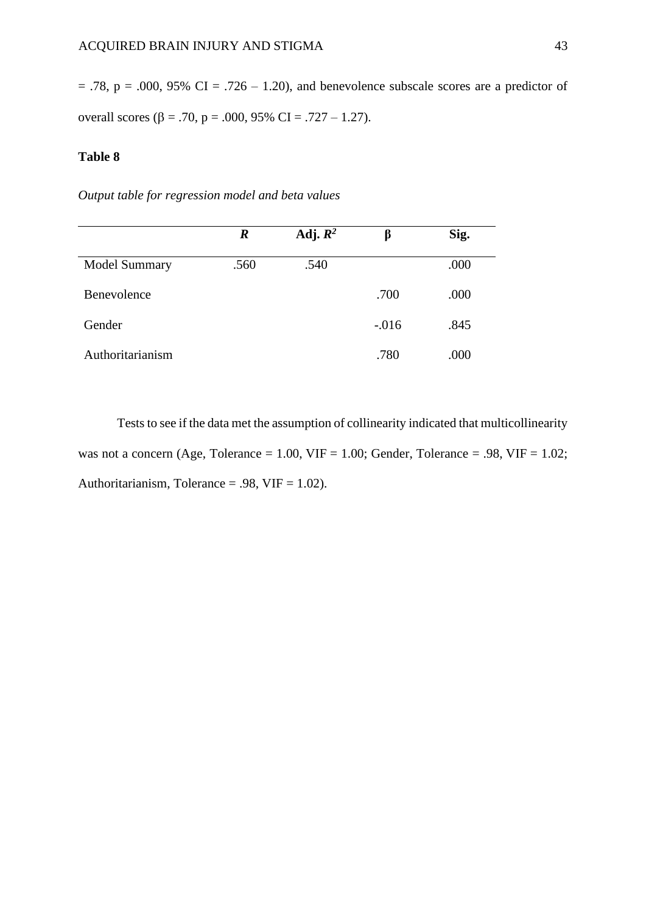= .78, p = .000, 95% CI = .726 – 1.20), and benevolence subscale scores are a predictor of overall scores (β = .70, p = .000, 95% CI = .727 – 1.27).

**Table 8**

*Output table for regression model and beta values*

| | ***R*** | **Adj. $R^2$** | **β** | **Sig.** |
|---|---|---|---|---|
| Model Summary | .560 | .540 | | .000 |
| Benevolence | | | .700 | .000 |
| Gender | | | -.016 | .845 |
| Authoritarianism | | | .780 | .000 |

Tests to see if the data met the assumption of collinearity indicated that multicollinearity was not a concern (Age, Tolerance = 1.00, VIF = 1.00; Gender, Tolerance = .98, VIF = 1.02; Authoritarianism, Tolerance = .98, VIF = 1.02).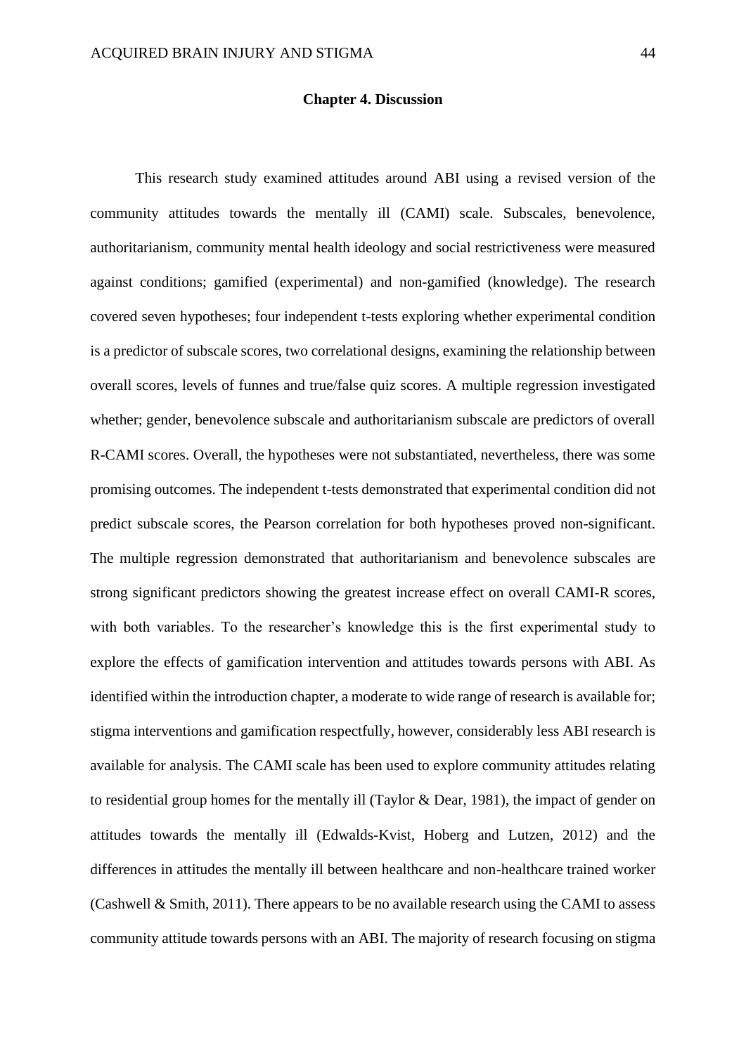## Chapter 4. Discussion

This research study examined attitudes around ABI using a revised version of the community attitudes towards the mentally ill (CAMI) scale. Subscales, benevolence, authoritarianism, community mental health ideology and social restrictiveness were measured against conditions; gamified (experimental) and non-gamified (knowledge). The research covered seven hypotheses; four independent t-tests exploring whether experimental condition is a predictor of subscale scores, two correlational designs, examining the relationship between overall scores, levels of funnes and true/false quiz scores. A multiple regression investigated whether; gender, benevolence subscale and authoritarianism subscale are predictors of overall R-CAMI scores. Overall, the hypotheses were not substantiated, nevertheless, there was some promising outcomes. The independent t-tests demonstrated that experimental condition did not predict subscale scores, the Pearson correlation for both hypotheses proved non-significant. The multiple regression demonstrated that authoritarianism and benevolence subscales are strong significant predictors showing the greatest increase effect on overall CAMI-R scores, with both variables. To the researcher's knowledge this is the first experimental study to explore the effects of gamification intervention and attitudes towards persons with ABI. As identified within the introduction chapter, a moderate to wide range of research is available for; stigma interventions and gamification respectfully, however, considerably less ABI research is available for analysis. The CAMI scale has been used to explore community attitudes relating to residential group homes for the mentally ill (Taylor & Dear, 1981), the impact of gender on attitudes towards the mentally ill (Edwalds-Kvist, Hoberg and Lutzen, 2012) and the differences in attitudes the mentally ill between healthcare and non-healthcare trained worker (Cashwell & Smith, 2011). There appears to be no available research using the CAMI to assess community attitude towards persons with an ABI. The majority of research focusing on stigma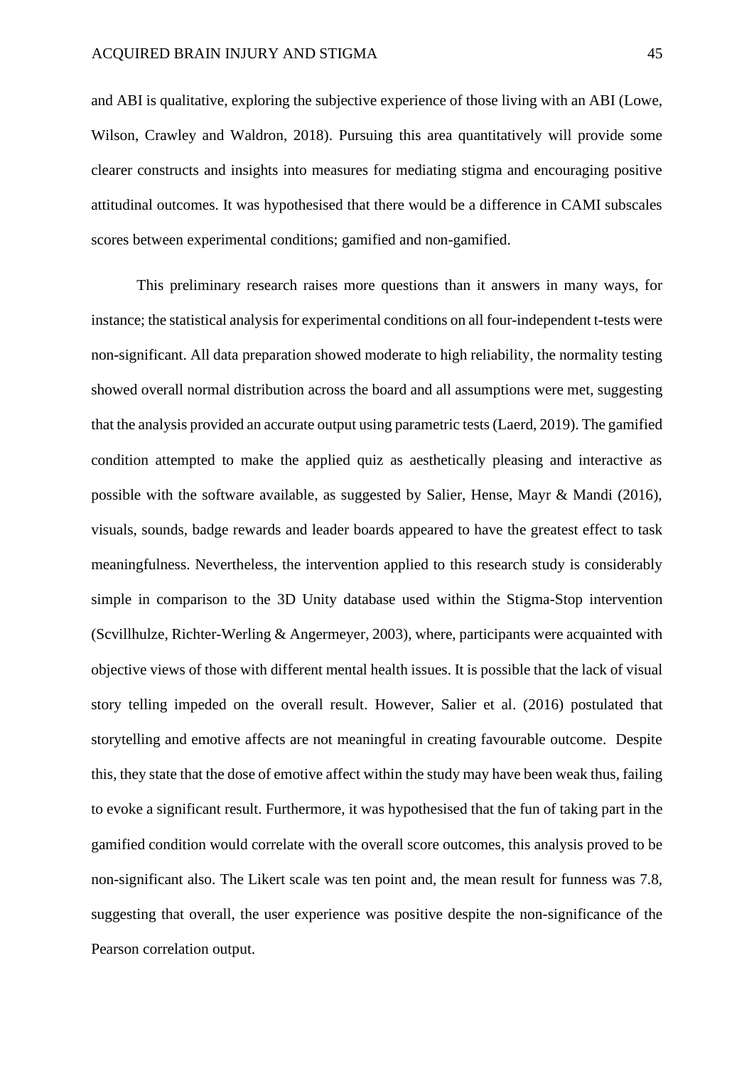and ABI is qualitative, exploring the subjective experience of those living with an ABI (Lowe, Wilson, Crawley and Waldron, 2018). Pursuing this area quantitatively will provide some clearer constructs and insights into measures for mediating stigma and encouraging positive attitudinal outcomes. It was hypothesised that there would be a difference in CAMI subscales scores between experimental conditions; gamified and non-gamified.

This preliminary research raises more questions than it answers in many ways, for instance; the statistical analysis for experimental conditions on all four-independent t-tests were non-significant. All data preparation showed moderate to high reliability, the normality testing showed overall normal distribution across the board and all assumptions were met, suggesting that the analysis provided an accurate output using parametric tests (Laerd, 2019). The gamified condition attempted to make the applied quiz as aesthetically pleasing and interactive as possible with the software available, as suggested by Salier, Hense, Mayr & Mandi (2016), visuals, sounds, badge rewards and leader boards appeared to have the greatest effect to task meaningfulness. Nevertheless, the intervention applied to this research study is considerably simple in comparison to the 3D Unity database used within the Stigma-Stop intervention (Scvillhulze, Richter-Werling & Angermeyer, 2003), where, participants were acquainted with objective views of those with different mental health issues. It is possible that the lack of visual story telling impeded on the overall result. However, Salier et al. (2016) postulated that storytelling and emotive affects are not meaningful in creating favourable outcome. Despite this, they state that the dose of emotive affect within the study may have been weak thus, failing to evoke a significant result. Furthermore, it was hypothesised that the fun of taking part in the gamified condition would correlate with the overall score outcomes, this analysis proved to be non-significant also. The Likert scale was ten point and, the mean result for funness was 7.8, suggesting that overall, the user experience was positive despite the non-significance of the Pearson correlation output.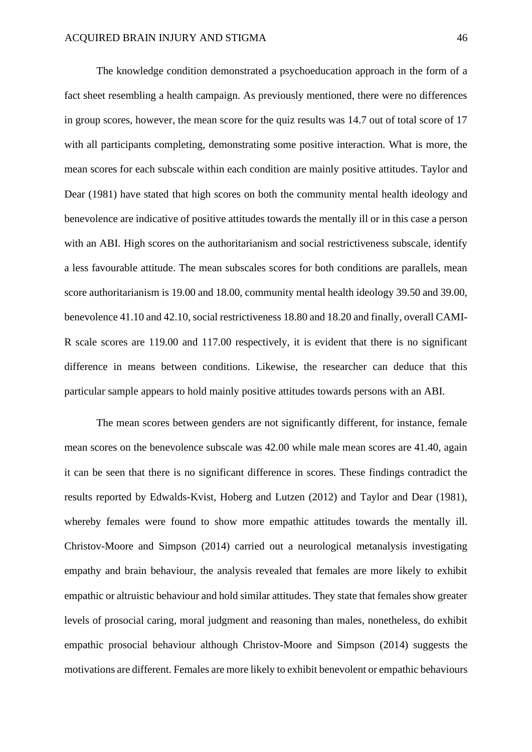The knowledge condition demonstrated a psychoeducation approach in the form of a fact sheet resembling a health campaign. As previously mentioned, there were no differences in group scores, however, the mean score for the quiz results was 14.7 out of total score of 17 with all participants completing, demonstrating some positive interaction. What is more, the mean scores for each subscale within each condition are mainly positive attitudes. Taylor and Dear (1981) have stated that high scores on both the community mental health ideology and benevolence are indicative of positive attitudes towards the mentally ill or in this case a person with an ABI. High scores on the authoritarianism and social restrictiveness subscale, identify a less favourable attitude. The mean subscales scores for both conditions are parallels, mean score authoritarianism is 19.00 and 18.00, community mental health ideology 39.50 and 39.00, benevolence 41.10 and 42.10, social restrictiveness 18.80 and 18.20 and finally, overall CAMI-R scale scores are 119.00 and 117.00 respectively, it is evident that there is no significant difference in means between conditions. Likewise, the researcher can deduce that this particular sample appears to hold mainly positive attitudes towards persons with an ABI.

The mean scores between genders are not significantly different, for instance, female mean scores on the benevolence subscale was 42.00 while male mean scores are 41.40, again it can be seen that there is no significant difference in scores. These findings contradict the results reported by Edwalds-Kvist, Hoberg and Lutzen (2012) and Taylor and Dear (1981), whereby females were found to show more empathic attitudes towards the mentally ill. Christov-Moore and Simpson (2014) carried out a neurological metanalysis investigating empathy and brain behaviour, the analysis revealed that females are more likely to exhibit empathic or altruistic behaviour and hold similar attitudes. They state that females show greater levels of prosocial caring, moral judgment and reasoning than males, nonetheless, do exhibit empathic prosocial behaviour although Christov-Moore and Simpson (2014) suggests the motivations are different. Females are more likely to exhibit benevolent or empathic behaviours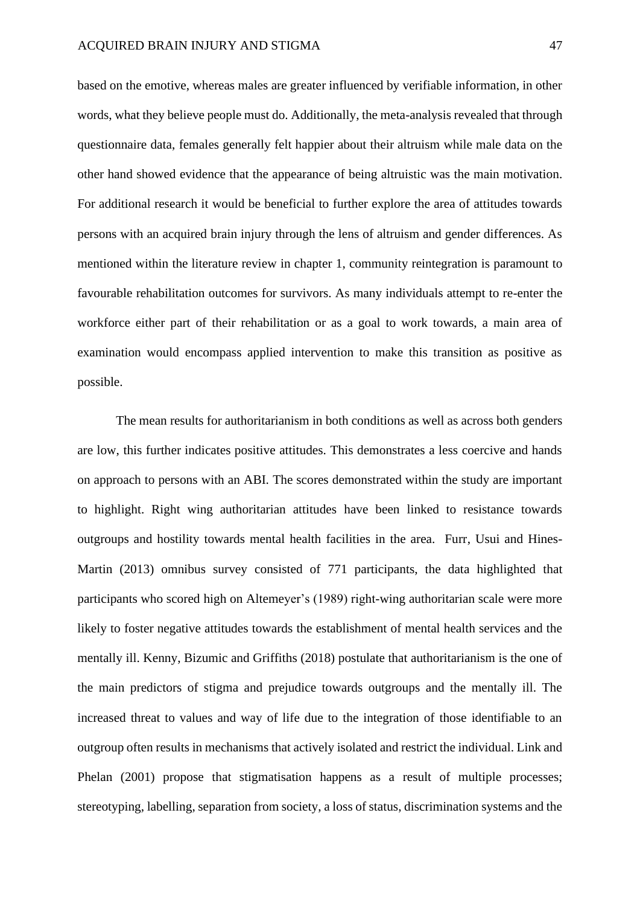based on the emotive, whereas males are greater influenced by verifiable information, in other words, what they believe people must do. Additionally, the meta-analysis revealed that through questionnaire data, females generally felt happier about their altruism while male data on the other hand showed evidence that the appearance of being altruistic was the main motivation. For additional research it would be beneficial to further explore the area of attitudes towards persons with an acquired brain injury through the lens of altruism and gender differences. As mentioned within the literature review in chapter 1, community reintegration is paramount to favourable rehabilitation outcomes for survivors. As many individuals attempt to re-enter the workforce either part of their rehabilitation or as a goal to work towards, a main area of examination would encompass applied intervention to make this transition as positive as possible.

The mean results for authoritarianism in both conditions as well as across both genders are low, this further indicates positive attitudes. This demonstrates a less coercive and hands on approach to persons with an ABI. The scores demonstrated within the study are important to highlight. Right wing authoritarian attitudes have been linked to resistance towards outgroups and hostility towards mental health facilities in the area. Furr, Usui and Hines-Martin (2013) omnibus survey consisted of 771 participants, the data highlighted that participants who scored high on Altemeyer's (1989) right-wing authoritarian scale were more likely to foster negative attitudes towards the establishment of mental health services and the mentally ill. Kenny, Bizumic and Griffiths (2018) postulate that authoritarianism is the one of the main predictors of stigma and prejudice towards outgroups and the mentally ill. The increased threat to values and way of life due to the integration of those identifiable to an outgroup often results in mechanisms that actively isolated and restrict the individual. Link and Phelan (2001) propose that stigmatisation happens as a result of multiple processes; stereotyping, labelling, separation from society, a loss of status, discrimination systems and the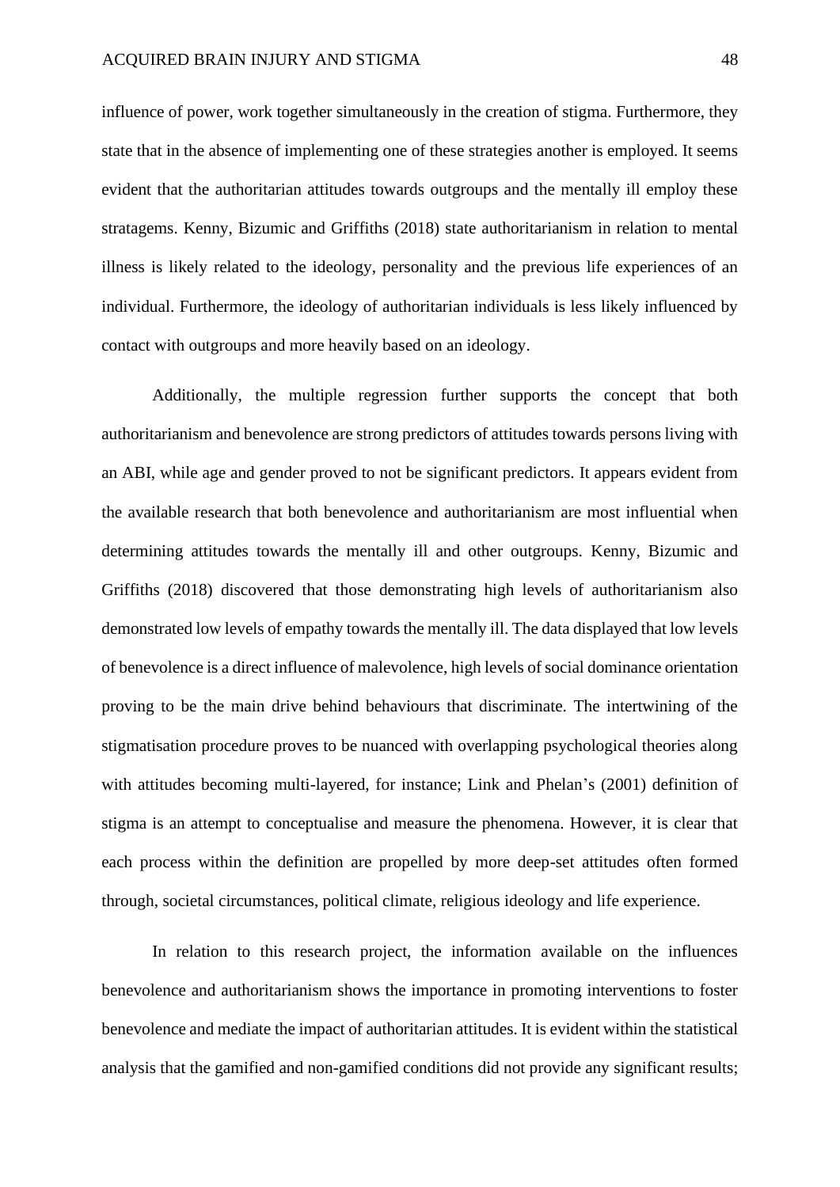influence of power, work together simultaneously in the creation of stigma. Furthermore, they state that in the absence of implementing one of these strategies another is employed. It seems evident that the authoritarian attitudes towards outgroups and the mentally ill employ these stratagems. Kenny, Bizumic and Griffiths (2018) state authoritarianism in relation to mental illness is likely related to the ideology, personality and the previous life experiences of an individual. Furthermore, the ideology of authoritarian individuals is less likely influenced by contact with outgroups and more heavily based on an ideology.

Additionally, the multiple regression further supports the concept that both authoritarianism and benevolence are strong predictors of attitudes towards persons living with an ABI, while age and gender proved to not be significant predictors. It appears evident from the available research that both benevolence and authoritarianism are most influential when determining attitudes towards the mentally ill and other outgroups. Kenny, Bizumic and Griffiths (2018) discovered that those demonstrating high levels of authoritarianism also demonstrated low levels of empathy towards the mentally ill. The data displayed that low levels of benevolence is a direct influence of malevolence, high levels of social dominance orientation proving to be the main drive behind behaviours that discriminate. The intertwining of the stigmatisation procedure proves to be nuanced with overlapping psychological theories along with attitudes becoming multi-layered, for instance; Link and Phelan's (2001) definition of stigma is an attempt to conceptualise and measure the phenomena. However, it is clear that each process within the definition are propelled by more deep-set attitudes often formed through, societal circumstances, political climate, religious ideology and life experience.

In relation to this research project, the information available on the influences benevolence and authoritarianism shows the importance in promoting interventions to foster benevolence and mediate the impact of authoritarian attitudes. It is evident within the statistical analysis that the gamified and non-gamified conditions did not provide any significant results;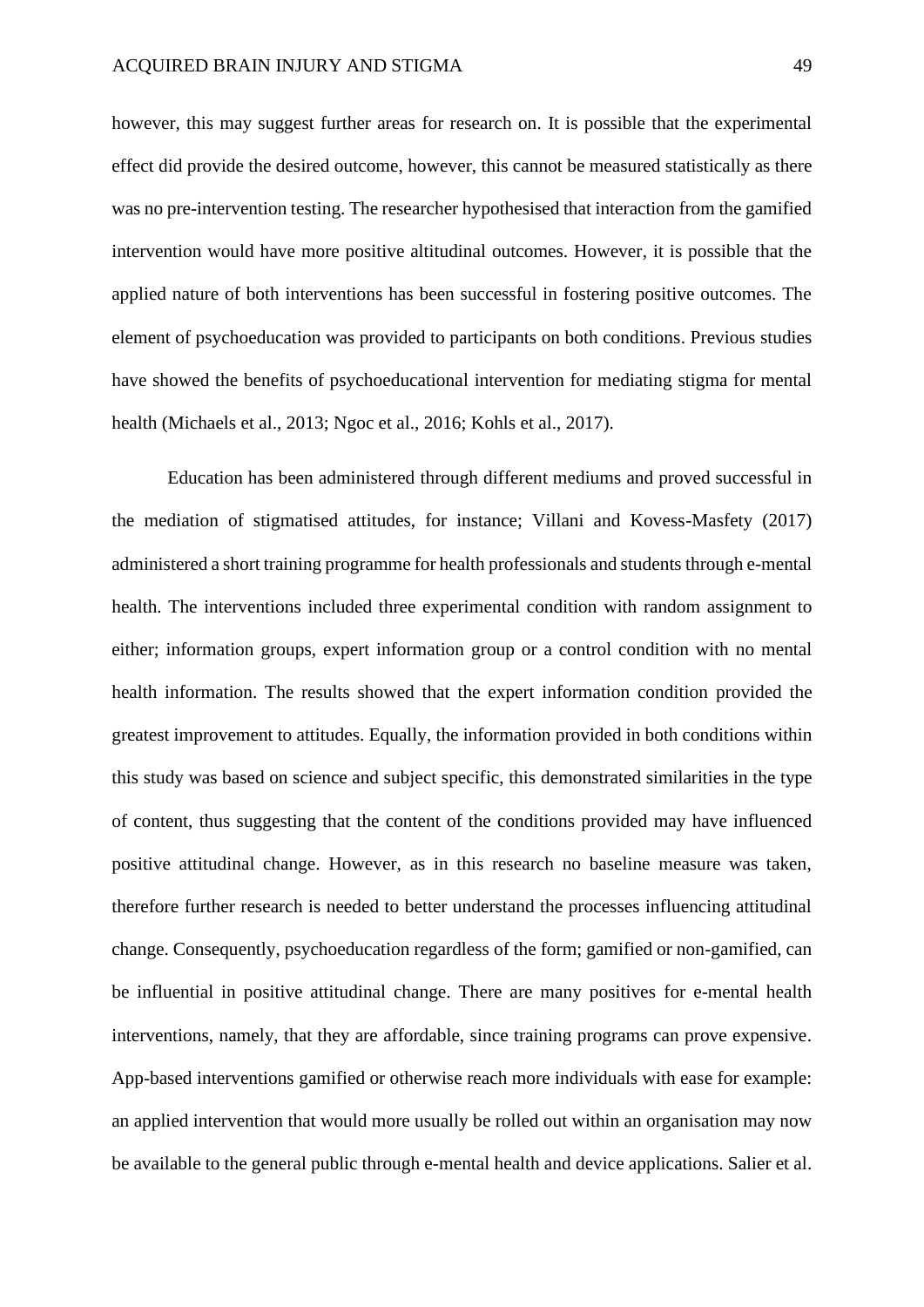however, this may suggest further areas for research on. It is possible that the experimental effect did provide the desired outcome, however, this cannot be measured statistically as there was no pre-intervention testing. The researcher hypothesised that interaction from the gamified intervention would have more positive altitudinal outcomes. However, it is possible that the applied nature of both interventions has been successful in fostering positive outcomes. The element of psychoeducation was provided to participants on both conditions. Previous studies have showed the benefits of psychoeducational intervention for mediating stigma for mental health (Michaels et al., 2013; Ngoc et al., 2016; Kohls et al., 2017).

Education has been administered through different mediums and proved successful in the mediation of stigmatised attitudes, for instance; Villani and Kovess-Masfety (2017) administered a short training programme for health professionals and students through e-mental health. The interventions included three experimental condition with random assignment to either; information groups, expert information group or a control condition with no mental health information. The results showed that the expert information condition provided the greatest improvement to attitudes. Equally, the information provided in both conditions within this study was based on science and subject specific, this demonstrated similarities in the type of content, thus suggesting that the content of the conditions provided may have influenced positive attitudinal change. However, as in this research no baseline measure was taken, therefore further research is needed to better understand the processes influencing attitudinal change. Consequently, psychoeducation regardless of the form; gamified or non-gamified, can be influential in positive attitudinal change. There are many positives for e-mental health interventions, namely, that they are affordable, since training programs can prove expensive. App-based interventions gamified or otherwise reach more individuals with ease for example: an applied intervention that would more usually be rolled out within an organisation may now be available to the general public through e-mental health and device applications. Salier et al.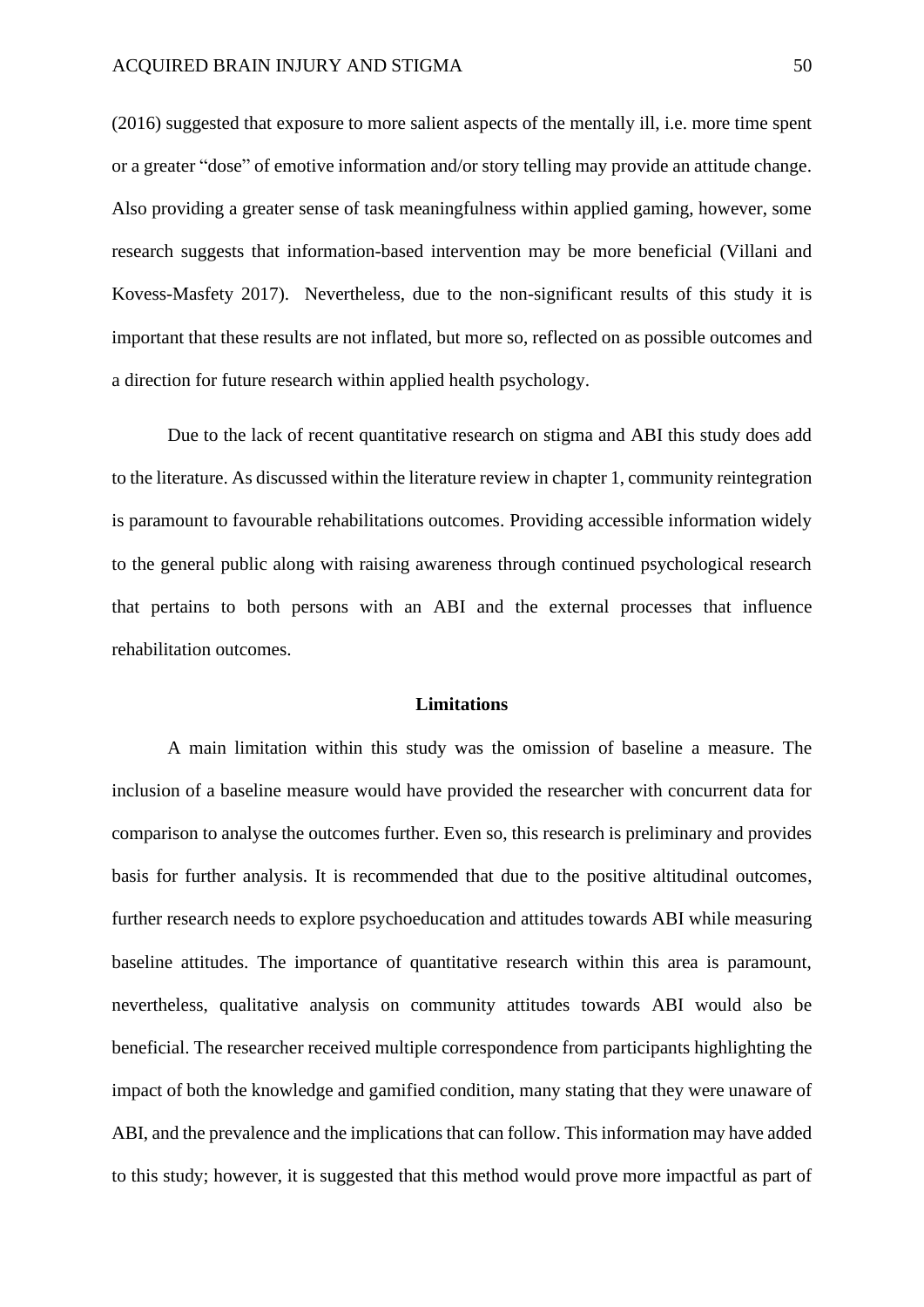(2016) suggested that exposure to more salient aspects of the mentally ill, i.e. more time spent or a greater "dose" of emotive information and/or story telling may provide an attitude change. Also providing a greater sense of task meaningfulness within applied gaming, however, some research suggests that information-based intervention may be more beneficial (Villani and Kovess-Masfety 2017). Nevertheless, due to the non-significant results of this study it is important that these results are not inflated, but more so, reflected on as possible outcomes and a direction for future research within applied health psychology.

Due to the lack of recent quantitative research on stigma and ABI this study does add to the literature. As discussed within the literature review in chapter 1, community reintegration is paramount to favourable rehabilitations outcomes. Providing accessible information widely to the general public along with raising awareness through continued psychological research that pertains to both persons with an ABI and the external processes that influence rehabilitation outcomes.

## Limitations

A main limitation within this study was the omission of baseline a measure. The inclusion of a baseline measure would have provided the researcher with concurrent data for comparison to analyse the outcomes further. Even so, this research is preliminary and provides basis for further analysis. It is recommended that due to the positive altitudinal outcomes, further research needs to explore psychoeducation and attitudes towards ABI while measuring baseline attitudes. The importance of quantitative research within this area is paramount, nevertheless, qualitative analysis on community attitudes towards ABI would also be beneficial. The researcher received multiple correspondence from participants highlighting the impact of both the knowledge and gamified condition, many stating that they were unaware of ABI, and the prevalence and the implications that can follow. This information may have added to this study; however, it is suggested that this method would prove more impactful as part of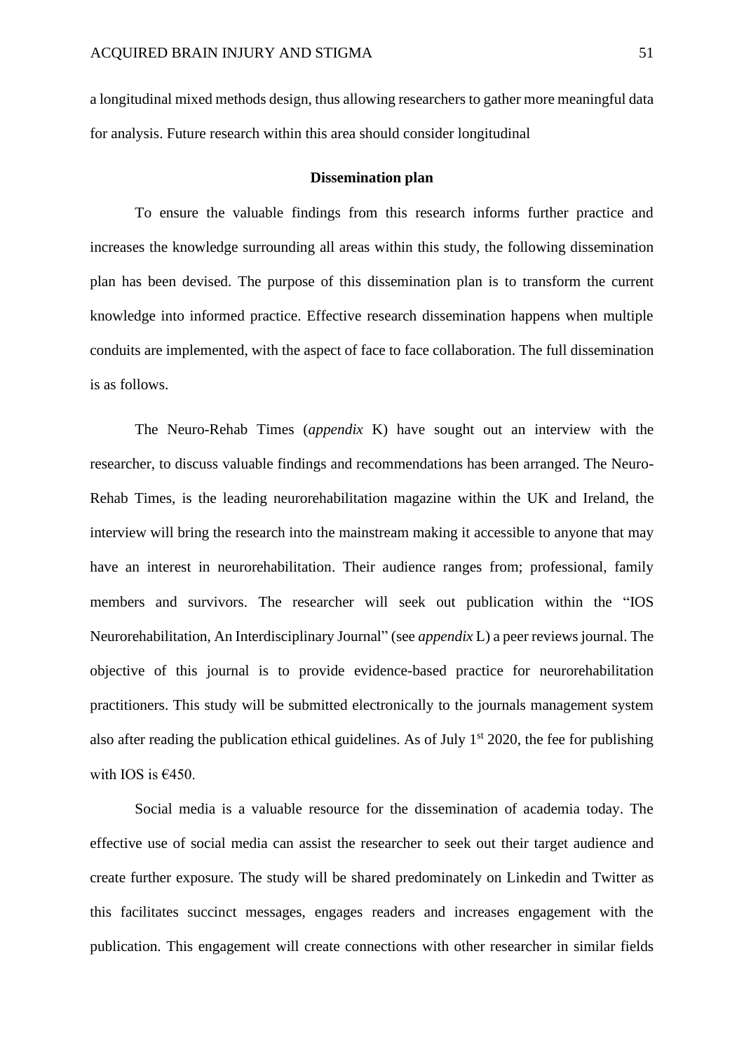a longitudinal mixed methods design, thus allowing researchers to gather more meaningful data for analysis. Future research within this area should consider longitudinal

## Dissemination plan

To ensure the valuable findings from this research informs further practice and increases the knowledge surrounding all areas within this study, the following dissemination plan has been devised. The purpose of this dissemination plan is to transform the current knowledge into informed practice. Effective research dissemination happens when multiple conduits are implemented, with the aspect of face to face collaboration. The full dissemination is as follows.

The Neuro-Rehab Times (*appendix* K) have sought out an interview with the researcher, to discuss valuable findings and recommendations has been arranged. The Neuro-Rehab Times, is the leading neurorehabilitation magazine within the UK and Ireland, the interview will bring the research into the mainstream making it accessible to anyone that may have an interest in neurorehabilitation. Their audience ranges from; professional, family members and survivors. The researcher will seek out publication within the "IOS Neurorehabilitation, An Interdisciplinary Journal" (see *appendix* L) a peer reviews journal. The objective of this journal is to provide evidence-based practice for neurorehabilitation practitioners. This study will be submitted electronically to the journals management system also after reading the publication ethical guidelines. As of July 1st 2020, the fee for publishing with IOS is €450.

Social media is a valuable resource for the dissemination of academia today. The effective use of social media can assist the researcher to seek out their target audience and create further exposure. The study will be shared predominately on Linkedin and Twitter as this facilitates succinct messages, engages readers and increases engagement with the publication. This engagement will create connections with other researcher in similar fields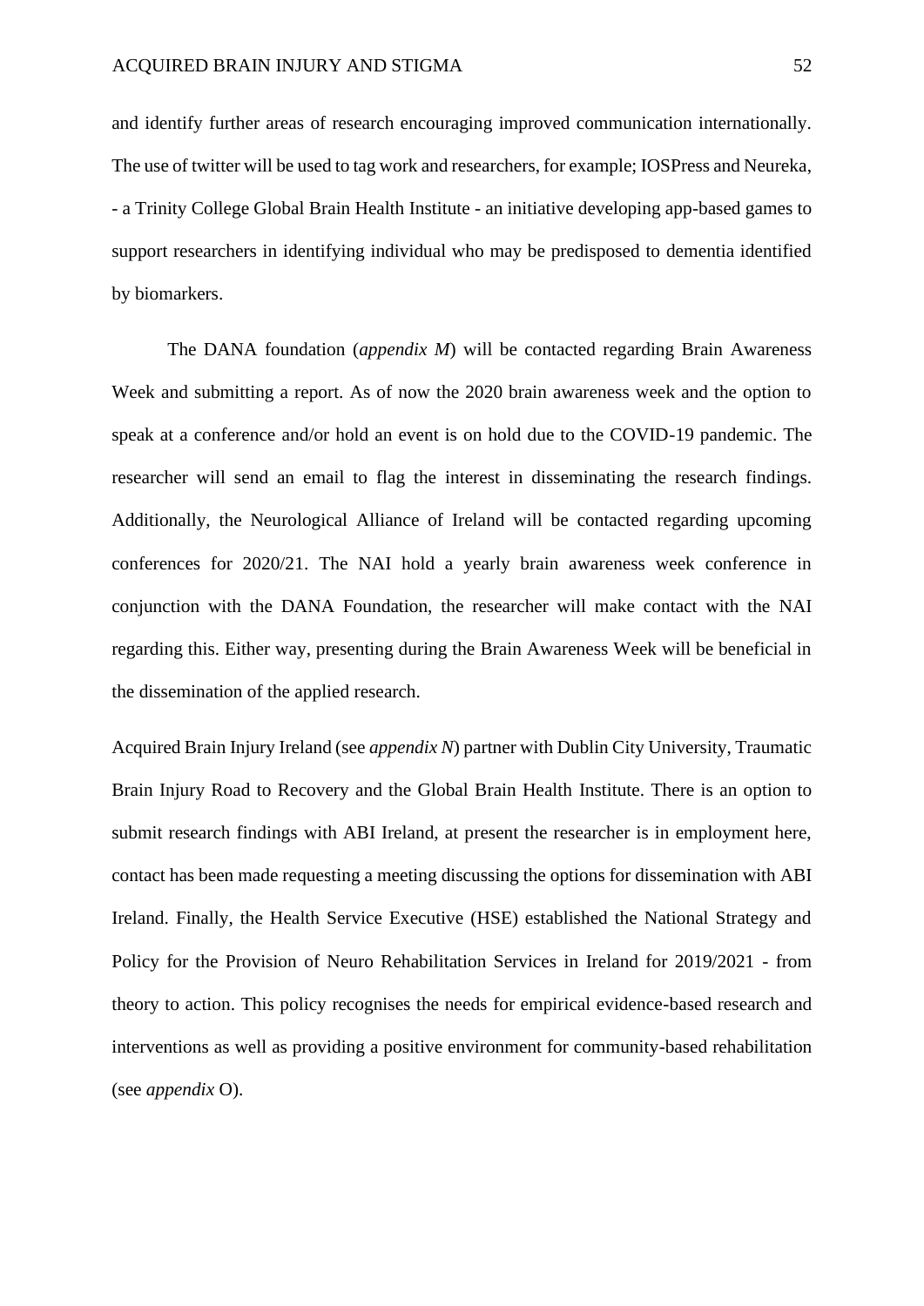and identify further areas of research encouraging improved communication internationally. The use of twitter will be used to tag work and researchers, for example; IOSPress and Neureka, - a Trinity College Global Brain Health Institute - an initiative developing app-based games to support researchers in identifying individual who may be predisposed to dementia identified by biomarkers.

The DANA foundation (*appendix M*) will be contacted regarding Brain Awareness Week and submitting a report. As of now the 2020 brain awareness week and the option to speak at a conference and/or hold an event is on hold due to the COVID-19 pandemic. The researcher will send an email to flag the interest in disseminating the research findings. Additionally, the Neurological Alliance of Ireland will be contacted regarding upcoming conferences for 2020/21. The NAI hold a yearly brain awareness week conference in conjunction with the DANA Foundation, the researcher will make contact with the NAI regarding this. Either way, presenting during the Brain Awareness Week will be beneficial in the dissemination of the applied research.

Acquired Brain Injury Ireland (see *appendix N*) partner with Dublin City University, Traumatic Brain Injury Road to Recovery and the Global Brain Health Institute. There is an option to submit research findings with ABI Ireland, at present the researcher is in employment here, contact has been made requesting a meeting discussing the options for dissemination with ABI Ireland. Finally, the Health Service Executive (HSE) established the National Strategy and Policy for the Provision of Neuro Rehabilitation Services in Ireland for 2019/2021 - from theory to action. This policy recognises the needs for empirical evidence-based research and interventions as well as providing a positive environment for community-based rehabilitation (see *appendix* O).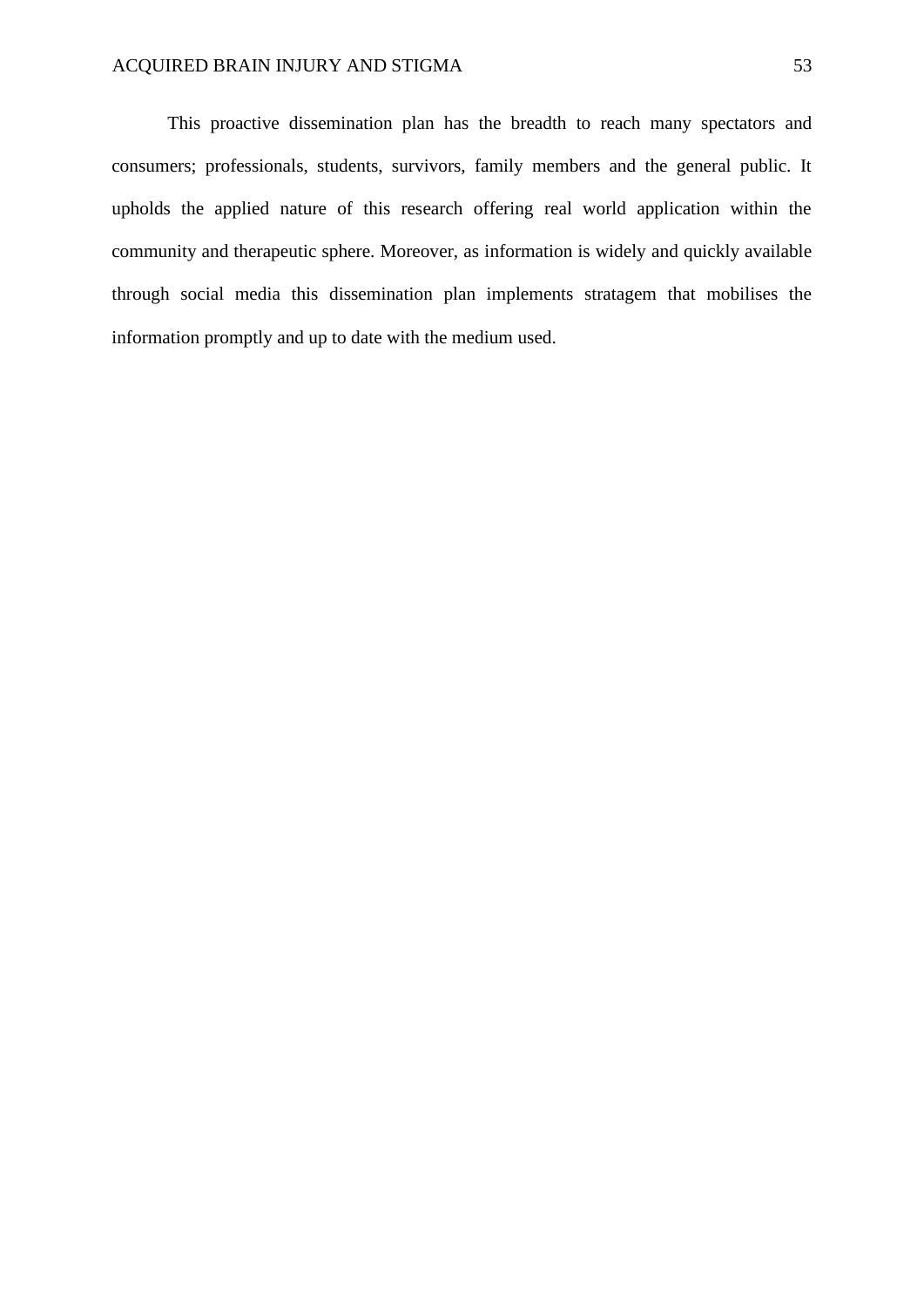This proactive dissemination plan has the breadth to reach many spectators and consumers; professionals, students, survivors, family members and the general public. It upholds the applied nature of this research offering real world application within the community and therapeutic sphere. Moreover, as information is widely and quickly available through social media this dissemination plan implements stratagem that mobilises the information promptly and up to date with the medium used.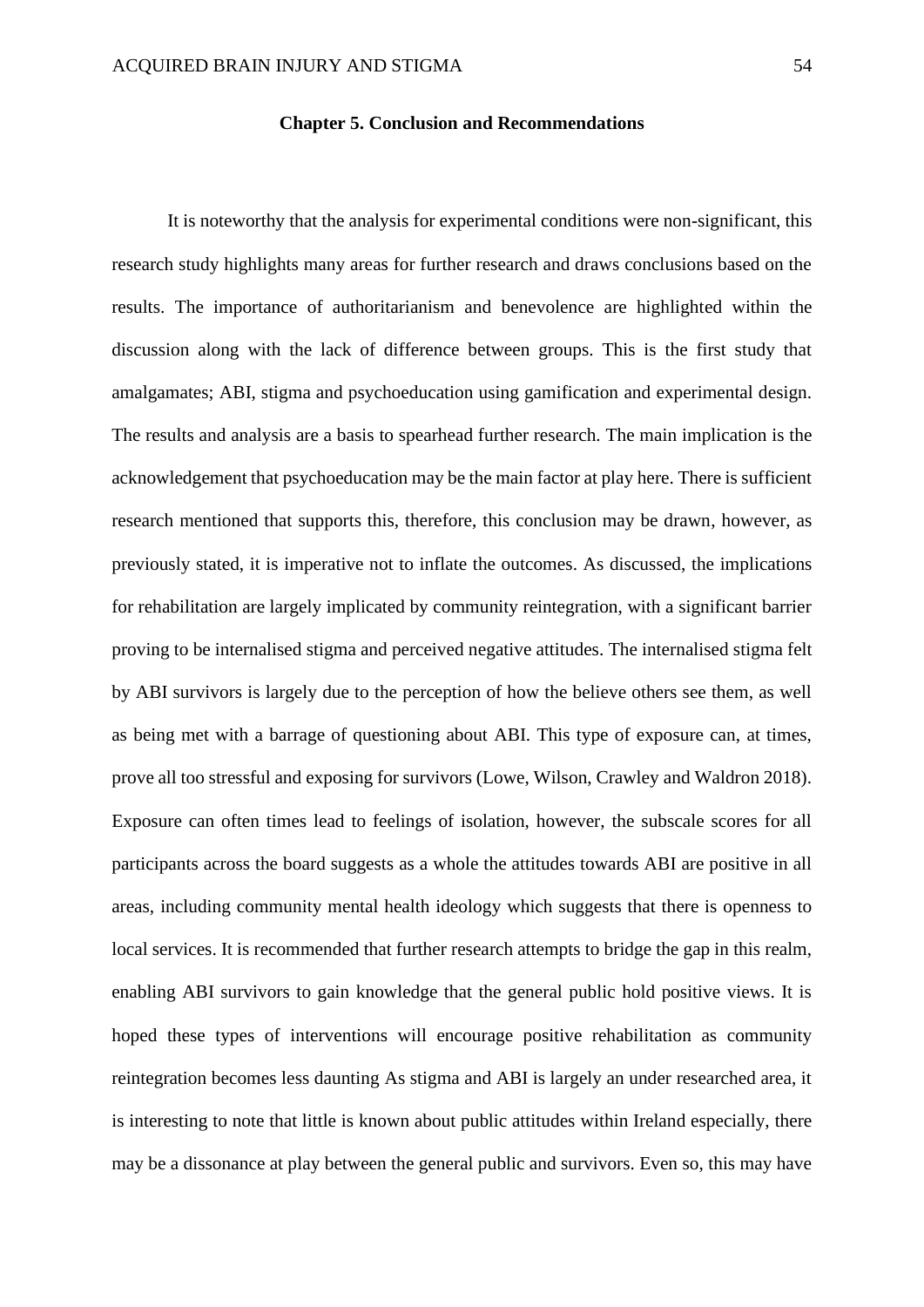# Chapter 5. Conclusion and Recommendations

It is noteworthy that the analysis for experimental conditions were non-significant, this research study highlights many areas for further research and draws conclusions based on the results. The importance of authoritarianism and benevolence are highlighted within the discussion along with the lack of difference between groups. This is the first study that amalgamates; ABI, stigma and psychoeducation using gamification and experimental design. The results and analysis are a basis to spearhead further research. The main implication is the acknowledgement that psychoeducation may be the main factor at play here. There is sufficient research mentioned that supports this, therefore, this conclusion may be drawn, however, as previously stated, it is imperative not to inflate the outcomes. As discussed, the implications for rehabilitation are largely implicated by community reintegration, with a significant barrier proving to be internalised stigma and perceived negative attitudes. The internalised stigma felt by ABI survivors is largely due to the perception of how the believe others see them, as well as being met with a barrage of questioning about ABI. This type of exposure can, at times, prove all too stressful and exposing for survivors (Lowe, Wilson, Crawley and Waldron 2018). Exposure can often times lead to feelings of isolation, however, the subscale scores for all participants across the board suggests as a whole the attitudes towards ABI are positive in all areas, including community mental health ideology which suggests that there is openness to local services. It is recommended that further research attempts to bridge the gap in this realm, enabling ABI survivors to gain knowledge that the general public hold positive views. It is hoped these types of interventions will encourage positive rehabilitation as community reintegration becomes less daunting As stigma and ABI is largely an under researched area, it is interesting to note that little is known about public attitudes within Ireland especially, there may be a dissonance at play between the general public and survivors. Even so, this may have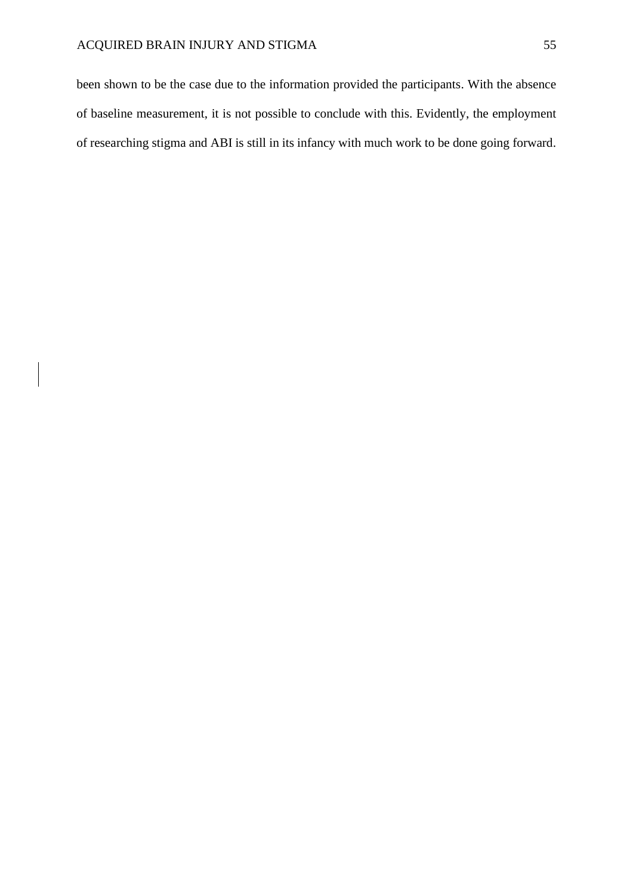been shown to be the case due to the information provided the participants. With the absence of baseline measurement, it is not possible to conclude with this. Evidently, the employment of researching stigma and ABI is still in its infancy with much work to be done going forward.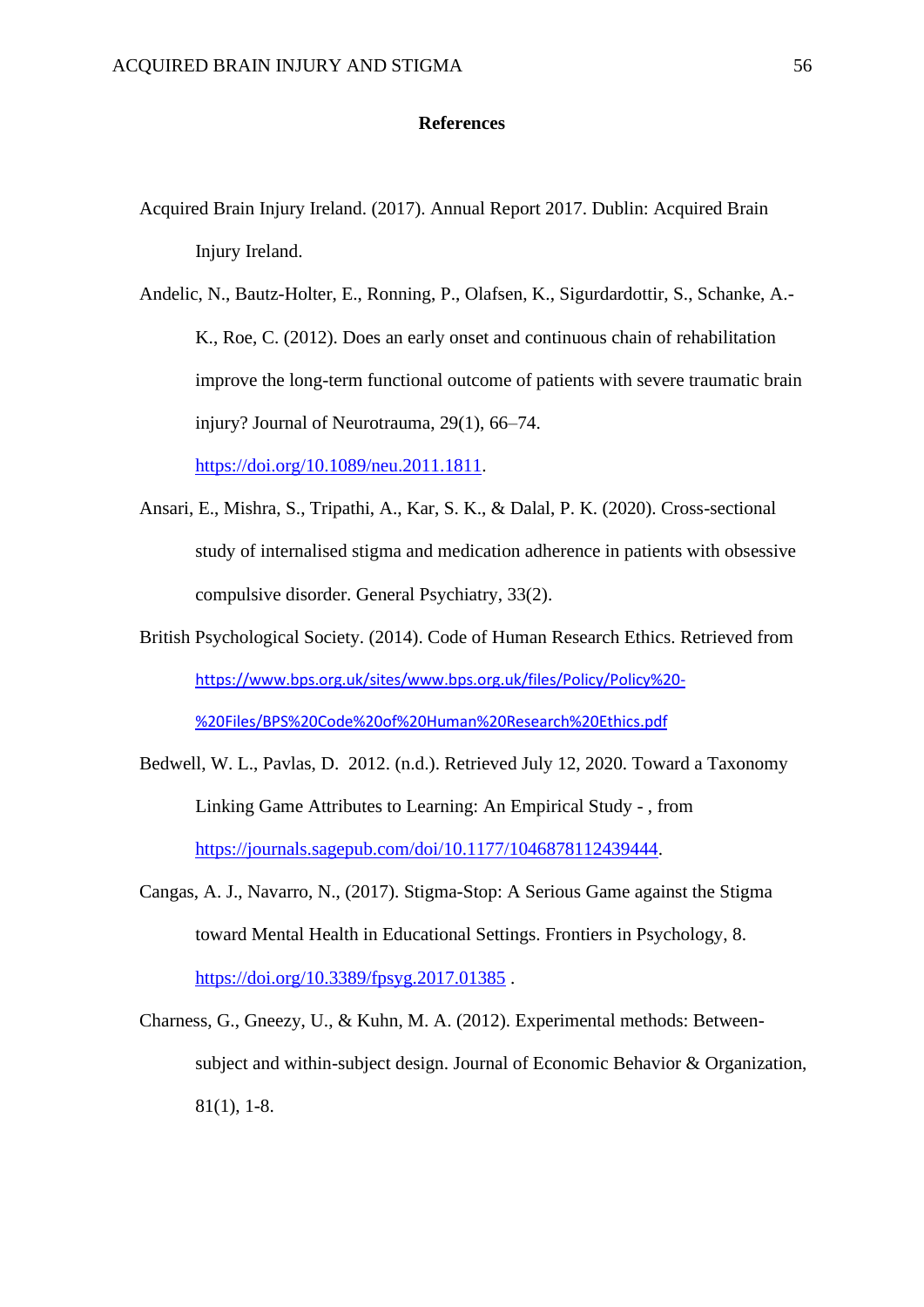# References

Acquired Brain Injury Ireland. (2017). Annual Report 2017. Dublin: Acquired Brain Injury Ireland.

Andelic, N., Bautz-Holter, E., Ronning, P., Olafsen, K., Sigurdardottir, S., Schanke, A.-K., Roe, C. (2012). Does an early onset and continuous chain of rehabilitation improve the long-term functional outcome of patients with severe traumatic brain injury? Journal of Neurotrauma, 29(1), 66–74. https://doi.org/10.1089/neu.2011.1811.

Ansari, E., Mishra, S., Tripathi, A., Kar, S. K., & Dalal, P. K. (2020). Cross-sectional study of internalised stigma and medication adherence in patients with obsessive compulsive disorder. General Psychiatry, 33(2).

British Psychological Society. (2014). Code of Human Research Ethics. Retrieved from https://www.bps.org.uk/sites/www.bps.org.uk/files/Policy/Policy%20-%20Files/BPS%20Code%20of%20Human%20Research%20Ethics.pdf

Bedwell, W. L., Pavlas, D. 2012. (n.d.). Retrieved July 12, 2020. Toward a Taxonomy Linking Game Attributes to Learning: An Empirical Study - , from https://journals.sagepub.com/doi/10.1177/1046878112439444.

Cangas, A. J., Navarro, N., (2017). Stigma-Stop: A Serious Game against the Stigma toward Mental Health in Educational Settings. Frontiers in Psychology, 8. https://doi.org/10.3389/fpsyg.2017.01385 .

Charness, G., Gneezy, U., & Kuhn, M. A. (2012). Experimental methods: Between-subject and within-subject design. Journal of Economic Behavior & Organization, 81(1), 1-8.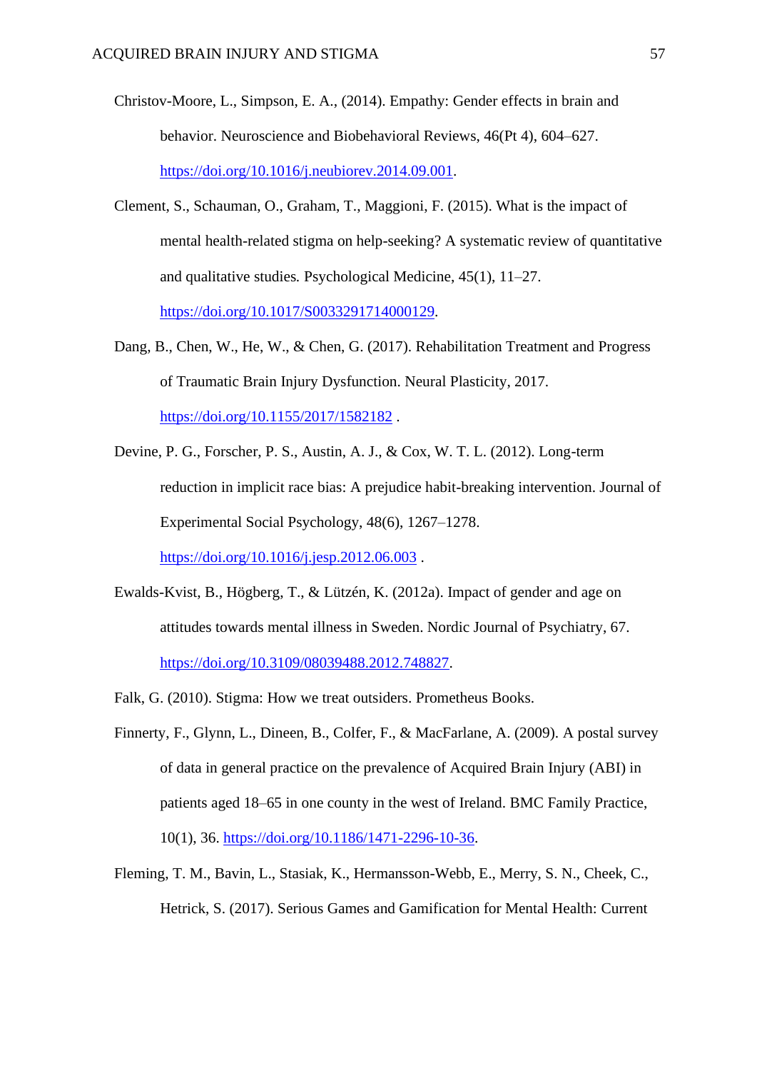Christov-Moore, L., Simpson, E. A., (2014). Empathy: Gender effects in brain and behavior. Neuroscience and Biobehavioral Reviews, 46(Pt 4), 604–627. https://doi.org/10.1016/j.neubiorev.2014.09.001.

Clement, S., Schauman, O., Graham, T., Maggioni, F. (2015). What is the impact of mental health-related stigma on help-seeking? A systematic review of quantitative and qualitative studies*.* Psychological Medicine, 45(1), 11–27. https://doi.org/10.1017/S0033291714000129.

Dang, B., Chen, W., He, W., & Chen, G. (2017). Rehabilitation Treatment and Progress of Traumatic Brain Injury Dysfunction. Neural Plasticity, 2017. https://doi.org/10.1155/2017/1582182 .

Devine, P. G., Forscher, P. S., Austin, A. J., & Cox, W. T. L. (2012). Long-term reduction in implicit race bias: A prejudice habit-breaking intervention. Journal of Experimental Social Psychology, 48(6), 1267–1278. https://doi.org/10.1016/j.jesp.2012.06.003 .

Ewalds-Kvist, B., Högberg, T., & Lützén, K. (2012a). Impact of gender and age on attitudes towards mental illness in Sweden. Nordic Journal of Psychiatry, 67. https://doi.org/10.3109/08039488.2012.748827.

Falk, G. (2010). Stigma: How we treat outsiders. Prometheus Books.

Finnerty, F., Glynn, L., Dineen, B., Colfer, F., & MacFarlane, A. (2009). A postal survey of data in general practice on the prevalence of Acquired Brain Injury (ABI) in patients aged 18–65 in one county in the west of Ireland. BMC Family Practice, 10(1), 36. https://doi.org/10.1186/1471-2296-10-36.

Fleming, T. M., Bavin, L., Stasiak, K., Hermansson-Webb, E., Merry, S. N., Cheek, C., Hetrick, S. (2017). Serious Games and Gamification for Mental Health: Current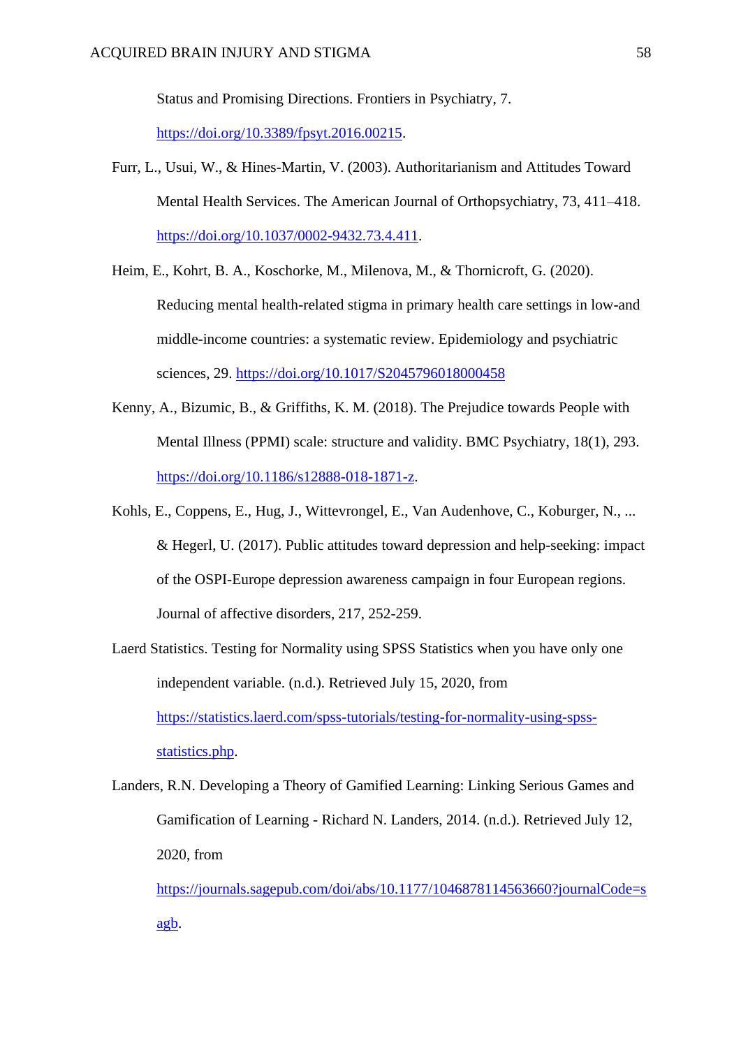Status and Promising Directions. Frontiers in Psychiatry, 7. https://doi.org/10.3389/fpsyt.2016.00215.

Furr, L., Usui, W., & Hines-Martin, V. (2003). Authoritarianism and Attitudes Toward Mental Health Services. The American Journal of Orthopsychiatry, 73, 411–418. https://doi.org/10.1037/0002-9432.73.4.411.

Heim, E., Kohrt, B. A., Koschorke, M., Milenova, M., & Thornicroft, G. (2020). Reducing mental health-related stigma in primary health care settings in low-and middle-income countries: a systematic review. Epidemiology and psychiatric sciences, 29. https://doi.org/10.1017/S2045796018000458

Kenny, A., Bizumic, B., & Griffiths, K. M. (2018). The Prejudice towards People with Mental Illness (PPMI) scale: structure and validity. BMC Psychiatry, 18(1), 293. https://doi.org/10.1186/s12888-018-1871-z.

Kohls, E., Coppens, E., Hug, J., Wittevrongel, E., Van Audenhove, C., Koburger, N., ... & Hegerl, U. (2017). Public attitudes toward depression and help-seeking: impact of the OSPI-Europe depression awareness campaign in four European regions. Journal of affective disorders, 217, 252-259.

Laerd Statistics. Testing for Normality using SPSS Statistics when you have only one independent variable. (n.d.). Retrieved July 15, 2020, from https://statistics.laerd.com/spss-tutorials/testing-for-normality-using-spss-statistics.php.

Landers, R.N. Developing a Theory of Gamified Learning: Linking Serious Games and Gamification of Learning - Richard N. Landers, 2014. (n.d.). Retrieved July 12, 2020, from https://journals.sagepub.com/doi/abs/10.1177/1046878114563660?journalCode=sagb.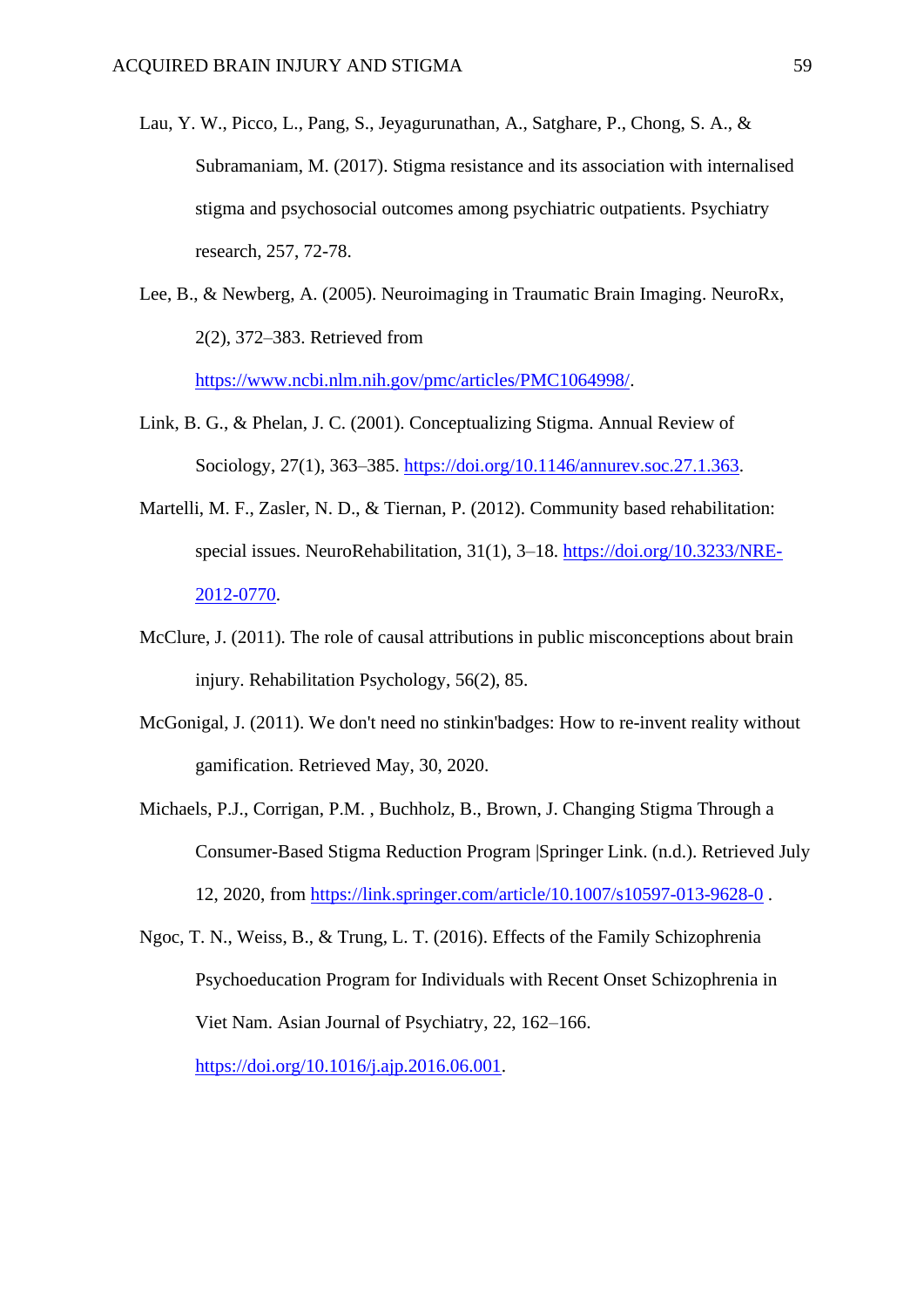Lau, Y. W., Picco, L., Pang, S., Jeyagurunathan, A., Satghare, P., Chong, S. A., & Subramaniam, M. (2017). Stigma resistance and its association with internalised stigma and psychosocial outcomes among psychiatric outpatients. Psychiatry research, 257, 72-78.

Lee, B., & Newberg, A. (2005). Neuroimaging in Traumatic Brain Imaging. NeuroRx, 2(2), 372–383. Retrieved from https://www.ncbi.nlm.nih.gov/pmc/articles/PMC1064998/.

Link, B. G., & Phelan, J. C. (2001). Conceptualizing Stigma. Annual Review of Sociology, 27(1), 363–385. https://doi.org/10.1146/annurev.soc.27.1.363.

Martelli, M. F., Zasler, N. D., & Tiernan, P. (2012). Community based rehabilitation: special issues. NeuroRehabilitation, 31(1), 3–18. https://doi.org/10.3233/NRE-2012-0770.

McClure, J. (2011). The role of causal attributions in public misconceptions about brain injury. Rehabilitation Psychology, 56(2), 85.

McGonigal, J. (2011). We don't need no stinkin'badges: How to re-invent reality without gamification. Retrieved May, 30, 2020.

Michaels, P.J., Corrigan, P.M. , Buchholz, B., Brown, J. Changing Stigma Through a Consumer-Based Stigma Reduction Program |Springer Link. (n.d.). Retrieved July 12, 2020, from https://link.springer.com/article/10.1007/s10597-013-9628-0 .

Ngoc, T. N., Weiss, B., & Trung, L. T. (2016). Effects of the Family Schizophrenia Psychoeducation Program for Individuals with Recent Onset Schizophrenia in Viet Nam. Asian Journal of Psychiatry, 22, 162–166. https://doi.org/10.1016/j.ajp.2016.06.001.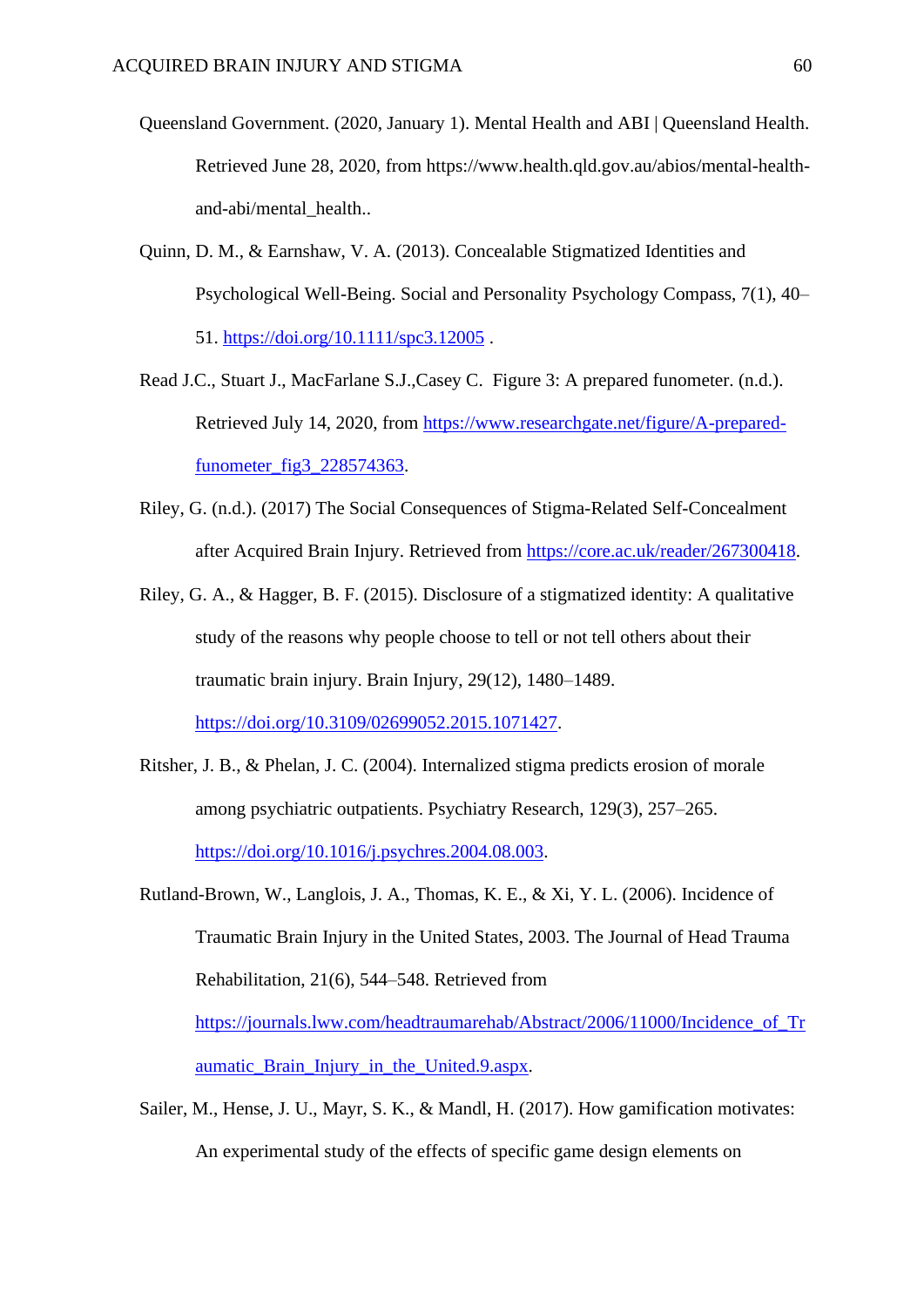Queensland Government. (2020, January 1). Mental Health and ABI | Queensland Health. Retrieved June 28, 2020, from https://www.health.qld.gov.au/abios/mental-health-and-abi/mental_health..

Quinn, D. M., & Earnshaw, V. A. (2013). Concealable Stigmatized Identities and Psychological Well-Being. Social and Personality Psychology Compass, 7(1), 40–51. https://doi.org/10.1111/spc3.12005 .

Read J.C., Stuart J., MacFarlane S.J.,Casey C. Figure 3: A prepared funometer. (n.d.). Retrieved July 14, 2020, from https://www.researchgate.net/figure/A-prepared-funometer_fig3_228574363.

Riley, G. (n.d.). (2017) The Social Consequences of Stigma-Related Self-Concealment after Acquired Brain Injury. Retrieved from https://core.ac.uk/reader/267300418.

Riley, G. A., & Hagger, B. F. (2015). Disclosure of a stigmatized identity: A qualitative study of the reasons why people choose to tell or not tell others about their traumatic brain injury. Brain Injury, 29(12), 1480–1489. https://doi.org/10.3109/02699052.2015.1071427.

Ritsher, J. B., & Phelan, J. C. (2004). Internalized stigma predicts erosion of morale among psychiatric outpatients. Psychiatry Research, 129(3), 257–265. https://doi.org/10.1016/j.psychres.2004.08.003.

Rutland-Brown, W., Langlois, J. A., Thomas, K. E., & Xi, Y. L. (2006). Incidence of Traumatic Brain Injury in the United States, 2003. The Journal of Head Trauma Rehabilitation, 21(6), 544–548. Retrieved from https://journals.lww.com/headtraumarehab/Abstract/2006/11000/Incidence_of_Traumatic_Brain_Injury_in_the_United.9.aspx.

Sailer, M., Hense, J. U., Mayr, S. K., & Mandl, H. (2017). How gamification motivates: An experimental study of the effects of specific game design elements on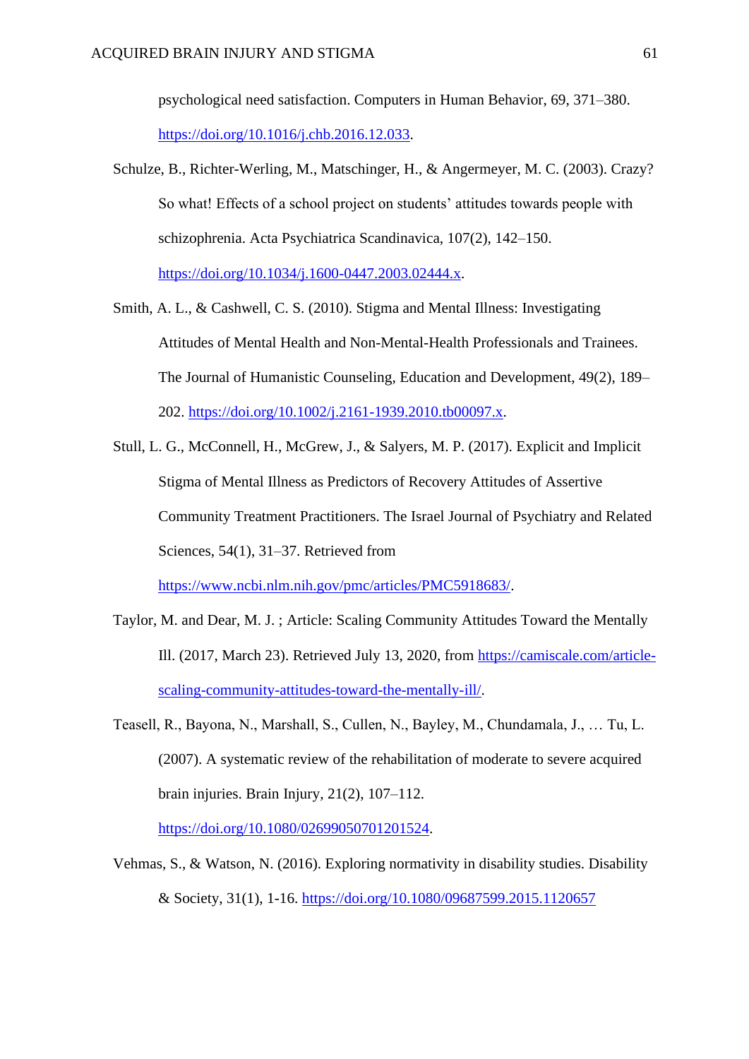psychological need satisfaction. Computers in Human Behavior, 69, 371–380. https://doi.org/10.1016/j.chb.2016.12.033.

Schulze, B., Richter-Werling, M., Matschinger, H., & Angermeyer, M. C. (2003). Crazy? So what! Effects of a school project on students' attitudes towards people with schizophrenia. Acta Psychiatrica Scandinavica, 107(2), 142–150. https://doi.org/10.1034/j.1600-0447.2003.02444.x.

Smith, A. L., & Cashwell, C. S. (2010). Stigma and Mental Illness: Investigating Attitudes of Mental Health and Non-Mental-Health Professionals and Trainees. The Journal of Humanistic Counseling, Education and Development, 49(2), 189–202. https://doi.org/10.1002/j.2161-1939.2010.tb00097.x.

Stull, L. G., McConnell, H., McGrew, J., & Salyers, M. P. (2017). Explicit and Implicit Stigma of Mental Illness as Predictors of Recovery Attitudes of Assertive Community Treatment Practitioners. The Israel Journal of Psychiatry and Related Sciences, 54(1), 31–37. Retrieved from https://www.ncbi.nlm.nih.gov/pmc/articles/PMC5918683/.

Taylor, M. and Dear, M. J. ; Article: Scaling Community Attitudes Toward the Mentally Ill. (2017, March 23). Retrieved July 13, 2020, from https://camiscale.com/article-scaling-community-attitudes-toward-the-mentally-ill/.

Teasell, R., Bayona, N., Marshall, S., Cullen, N., Bayley, M., Chundamala, J., … Tu, L. (2007). A systematic review of the rehabilitation of moderate to severe acquired brain injuries. Brain Injury, 21(2), 107–112. https://doi.org/10.1080/02699050701201524.

Vehmas, S., & Watson, N. (2016). Exploring normativity in disability studies. Disability & Society, 31(1), 1-16. https://doi.org/10.1080/09687599.2015.1120657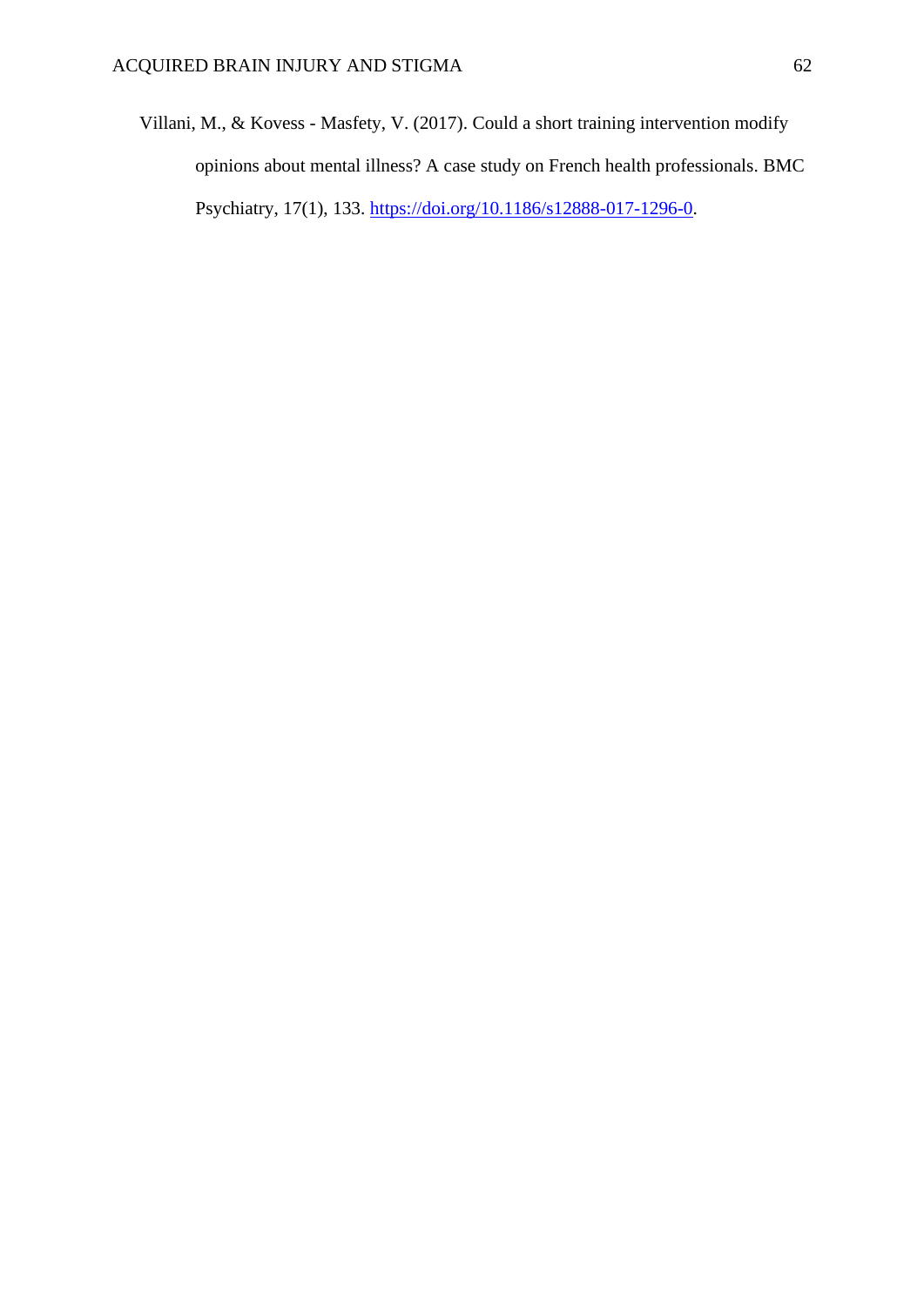Villani, M., & Kovess - Masfety, V. (2017). Could a short training intervention modify opinions about mental illness? A case study on French health professionals. BMC Psychiatry, 17(1), 133. https://doi.org/10.1186/s12888-017-1296-0.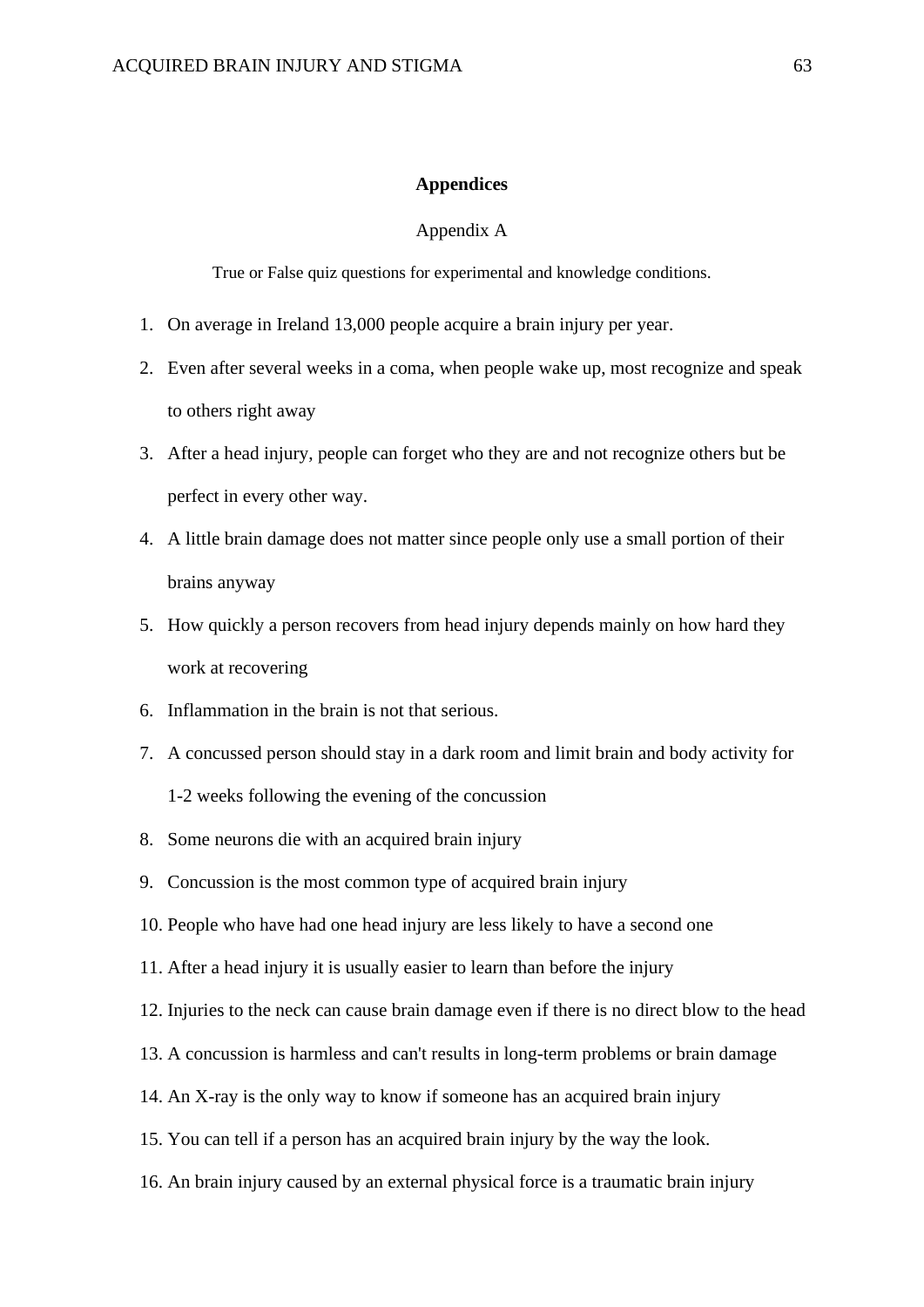# Appendices

## Appendix A

True or False quiz questions for experimental and knowledge conditions.

1. On average in Ireland 13,000 people acquire a brain injury per year.
2. Even after several weeks in a coma, when people wake up, most recognize and speak to others right away
3. After a head injury, people can forget who they are and not recognize others but be perfect in every other way.
4. A little brain damage does not matter since people only use a small portion of their brains anyway
5. How quickly a person recovers from head injury depends mainly on how hard they work at recovering
6. Inflammation in the brain is not that serious.
7. A concussed person should stay in a dark room and limit brain and body activity for 1-2 weeks following the evening of the concussion
8. Some neurons die with an acquired brain injury
9. Concussion is the most common type of acquired brain injury
10. People who have had one head injury are less likely to have a second one
11. After a head injury it is usually easier to learn than before the injury
12. Injuries to the neck can cause brain damage even if there is no direct blow to the head
13. A concussion is harmless and can't results in long-term problems or brain damage
14. An X-ray is the only way to know if someone has an acquired brain injury
15. You can tell if a person has an acquired brain injury by the way the look.
16. An brain injury caused by an external physical force is a traumatic brain injury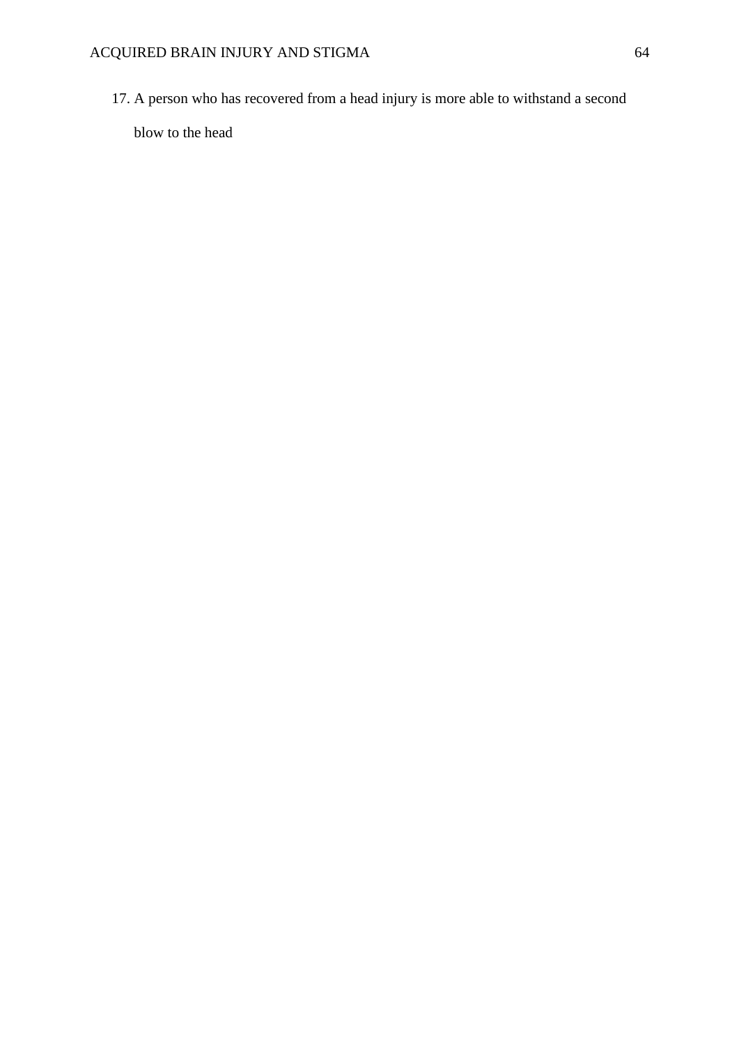17. A person who has recovered from a head injury is more able to withstand a second blow to the head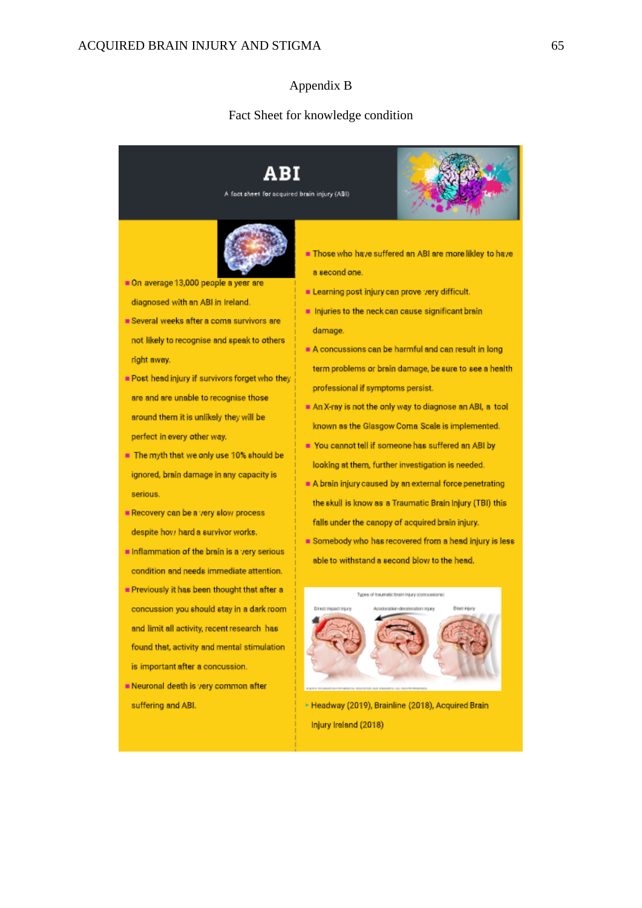# Appendix B

## Fact Sheet for knowledge condition

# ABI

A fact sheet for acquired brain injury (ABI)

- On average 13,000 people a year are diagnosed with an ABI in Ireland.
- Several weeks after a coma survivors are not likely to recognise and speak to others right away.
- Post head injury if survivors forget who they are and are unable to recognise those around them it is unlikely they will be perfect in every other way.
- The myth that we only use 10% should be ignored, brain damage in any capacity is serious.
- Recovery can be a very slow process despite how hard a survivor works.
- Inflammation of the brain is a very serious condition and needs immediate attention.
- Previously it has been thought that after a concussion you should stay in a dark room and limit all activity, recent research has found that, activity and mental stimulation is important after a concussion.
- Neuronal death is very common after suffering and ABI.
- Those who have suffered an ABI are more likley to have a second one.
- Learning post injury can prove very difficult.
- Injuries to the neck can cause significant brain damage.
- A concussions can be harmful and can result in long term problems or brain damage, be sure to see a health professional if symptoms persist.
- An X-ray is not the only way to diagnose an ABI, a tool known as the Glasgow Coma Scale is implemented.
- You cannot tell if someone has suffered an ABI by looking at them, further investigation is needed.
- A brain injury caused by an external force penetrating the skull is know as a Traumatic Brain Injury (TBI) this falls under the canopy of acquired brain injury.
- Somebody who has recovered from a head injury is less able to withstand a second blow to the head.

Types of traumatic brain injury (concussions)

Direct impact injury | Acceleration-deceleration injury | Blast injury

- Headway (2019), Brainline (2018), Acquired Brain Injury Ireland (2018)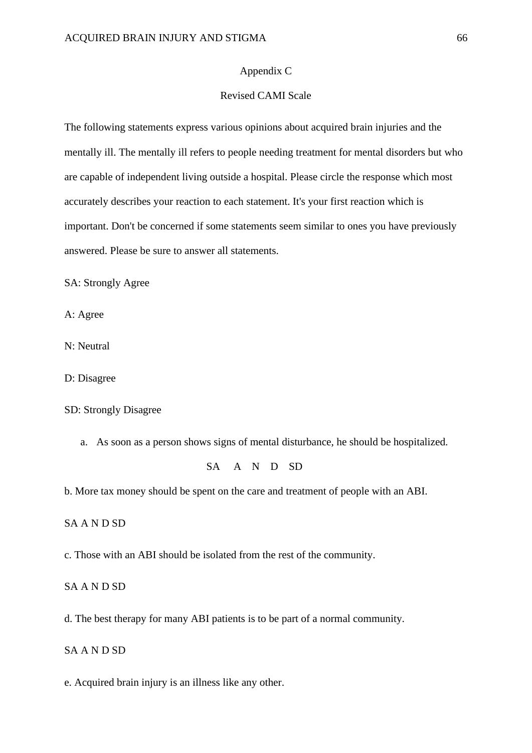## Appendix C

## Revised CAMI Scale

The following statements express various opinions about acquired brain injuries and the mentally ill. The mentally ill refers to people needing treatment for mental disorders but who are capable of independent living outside a hospital. Please circle the response which most accurately describes your reaction to each statement. It's your first reaction which is important. Don't be concerned if some statements seem similar to ones you have previously answered. Please be sure to answer all statements.

SA: Strongly Agree

A: Agree

N: Neutral

D: Disagree

SD: Strongly Disagree

a. As soon as a person shows signs of mental disturbance, he should be hospitalized.

SA A N D SD

b. More tax money should be spent on the care and treatment of people with an ABI.

SA A N D SD

c. Those with an ABI should be isolated from the rest of the community.

SA A N D SD

d. The best therapy for many ABI patients is to be part of a normal community.

SA A N D SD

e. Acquired brain injury is an illness like any other.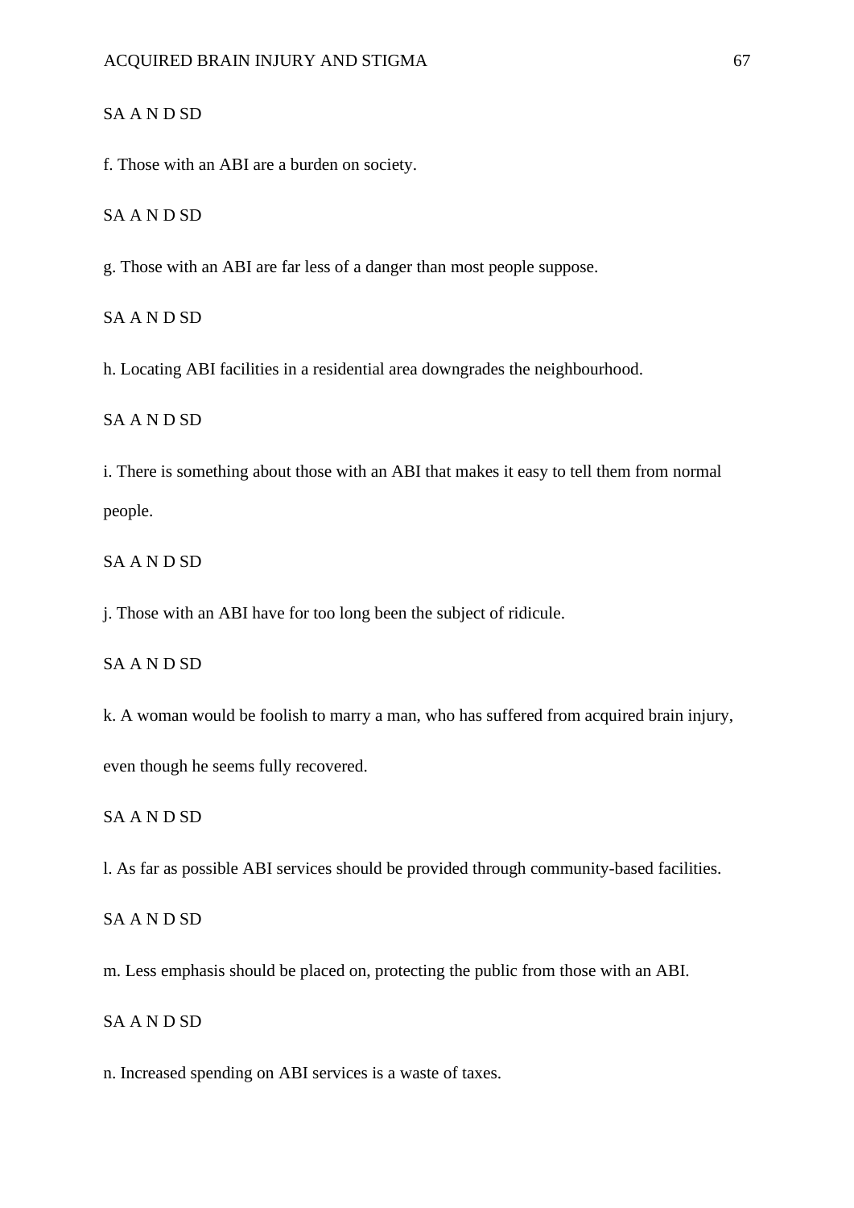SA A N D SD

f. Those with an ABI are a burden on society.

SA A N D SD

g. Those with an ABI are far less of a danger than most people suppose.

SA A N D SD

h. Locating ABI facilities in a residential area downgrades the neighbourhood.

SA A N D SD

i. There is something about those with an ABI that makes it easy to tell them from normal people.

SA A N D SD

j. Those with an ABI have for too long been the subject of ridicule.

SA A N D SD

k. A woman would be foolish to marry a man, who has suffered from acquired brain injury, even though he seems fully recovered.

SA A N D SD

l. As far as possible ABI services should be provided through community-based facilities.

SA A N D SD

m. Less emphasis should be placed on, protecting the public from those with an ABI.

SA A N D SD

n. Increased spending on ABI services is a waste of taxes.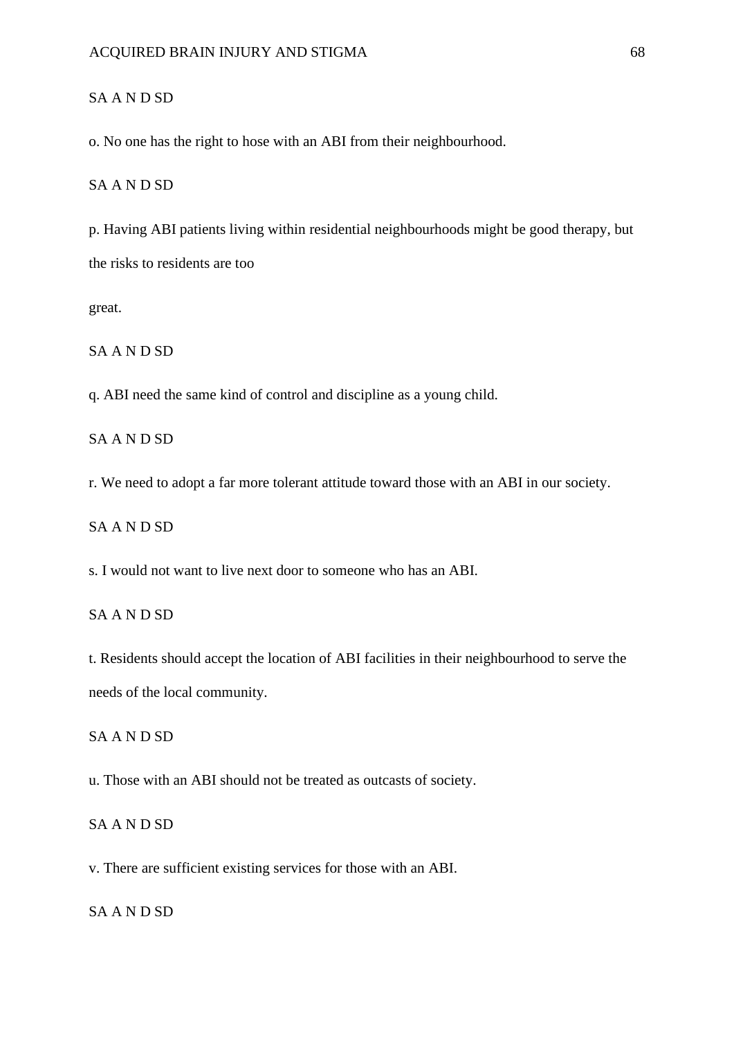SA A N D SD

o. No one has the right to hose with an ABI from their neighbourhood.

SA A N D SD

p. Having ABI patients living within residential neighbourhoods might be good therapy, but the risks to residents are too

great.

SA A N D SD

q. ABI need the same kind of control and discipline as a young child.

SA A N D SD

r. We need to adopt a far more tolerant attitude toward those with an ABI in our society.

SA A N D SD

s. I would not want to live next door to someone who has an ABI.

SA A N D SD

t. Residents should accept the location of ABI facilities in their neighbourhood to serve the needs of the local community.

SA A N D SD

u. Those with an ABI should not be treated as outcasts of society.

SA A N D SD

v. There are sufficient existing services for those with an ABI.

SA A N D SD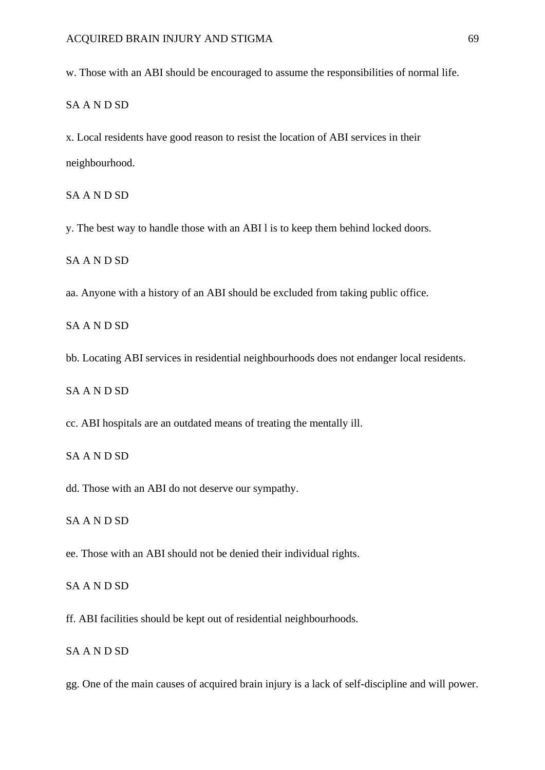w. Those with an ABI should be encouraged to assume the responsibilities of normal life.

SA A N D SD

x. Local residents have good reason to resist the location of ABI services in their neighbourhood.

SA A N D SD

y. The best way to handle those with an ABI l is to keep them behind locked doors.

SA A N D SD

aa. Anyone with a history of an ABI should be excluded from taking public office.

SA A N D SD

bb. Locating ABI services in residential neighbourhoods does not endanger local residents.

SA A N D SD

cc. ABI hospitals are an outdated means of treating the mentally ill.

SA A N D SD

dd. Those with an ABI do not deserve our sympathy.

SA A N D SD

ee. Those with an ABI should not be denied their individual rights.

SA A N D SD

ff. ABI facilities should be kept out of residential neighbourhoods.

SA A N D SD

gg. One of the main causes of acquired brain injury is a lack of self-discipline and will power.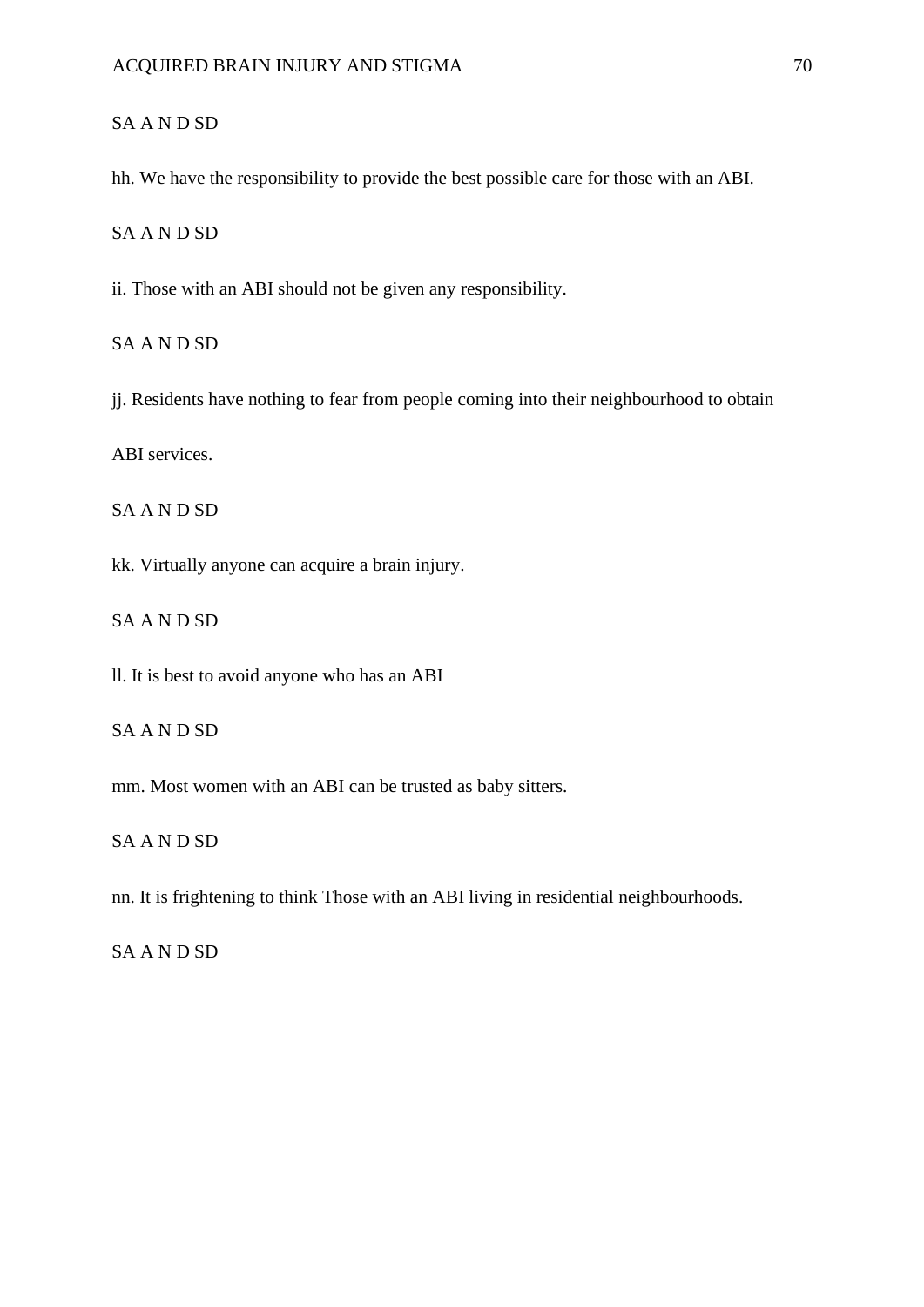SA A N D SD

hh. We have the responsibility to provide the best possible care for those with an ABI.

SA A N D SD

ii. Those with an ABI should not be given any responsibility.

SA A N D SD

jj. Residents have nothing to fear from people coming into their neighbourhood to obtain ABI services.

SA A N D SD

kk. Virtually anyone can acquire a brain injury.

SA A N D SD

ll. It is best to avoid anyone who has an ABI

SA A N D SD

mm. Most women with an ABI can be trusted as baby sitters.

SA A N D SD

nn. It is frightening to think Those with an ABI living in residential neighbourhoods.

SA A N D SD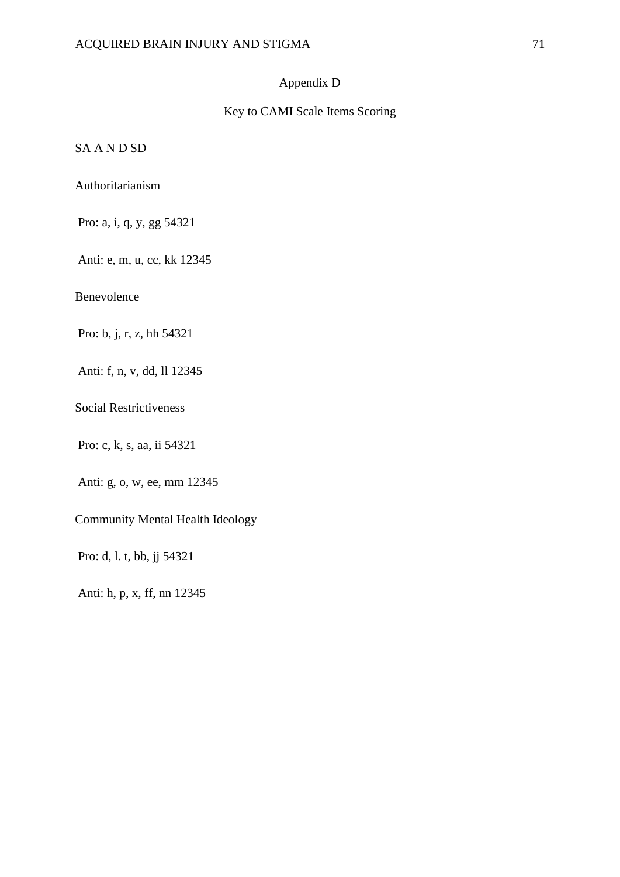# Appendix D

## Key to CAMI Scale Items Scoring

SA A N D SD

Authoritarianism

Pro: a, i, q, y, gg 54321

Anti: e, m, u, cc, kk 12345

Benevolence

Pro: b, j, r, z, hh 54321

Anti: f, n, v, dd, ll 12345

Social Restrictiveness

Pro: c, k, s, aa, ii 54321

Anti: g, o, w, ee, mm 12345

Community Mental Health Ideology

Pro: d, l. t, bb, jj 54321

Anti: h, p, x, ff, nn 12345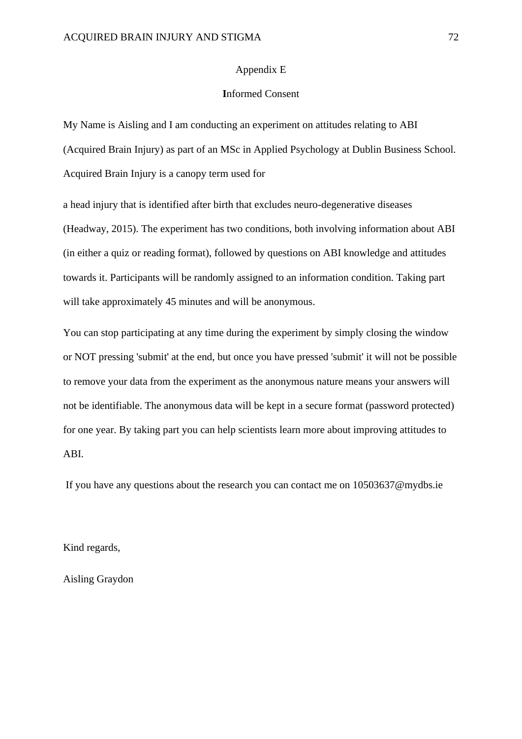## Appendix E

## Informed Consent

My Name is Aisling and I am conducting an experiment on attitudes relating to ABI (Acquired Brain Injury) as part of an MSc in Applied Psychology at Dublin Business School. Acquired Brain Injury is a canopy term used for

a head injury that is identified after birth that excludes neuro-degenerative diseases (Headway, 2015). The experiment has two conditions, both involving information about ABI (in either a quiz or reading format), followed by questions on ABI knowledge and attitudes towards it. Participants will be randomly assigned to an information condition. Taking part will take approximately 45 minutes and will be anonymous.

You can stop participating at any time during the experiment by simply closing the window or NOT pressing 'submit' at the end, but once you have pressed 'submit' it will not be possible to remove your data from the experiment as the anonymous nature means your answers will not be identifiable. The anonymous data will be kept in a secure format (password protected) for one year. By taking part you can help scientists learn more about improving attitudes to ABI.

If you have any questions about the research you can contact me on 10503637@mydbs.ie

Kind regards,

Aisling Graydon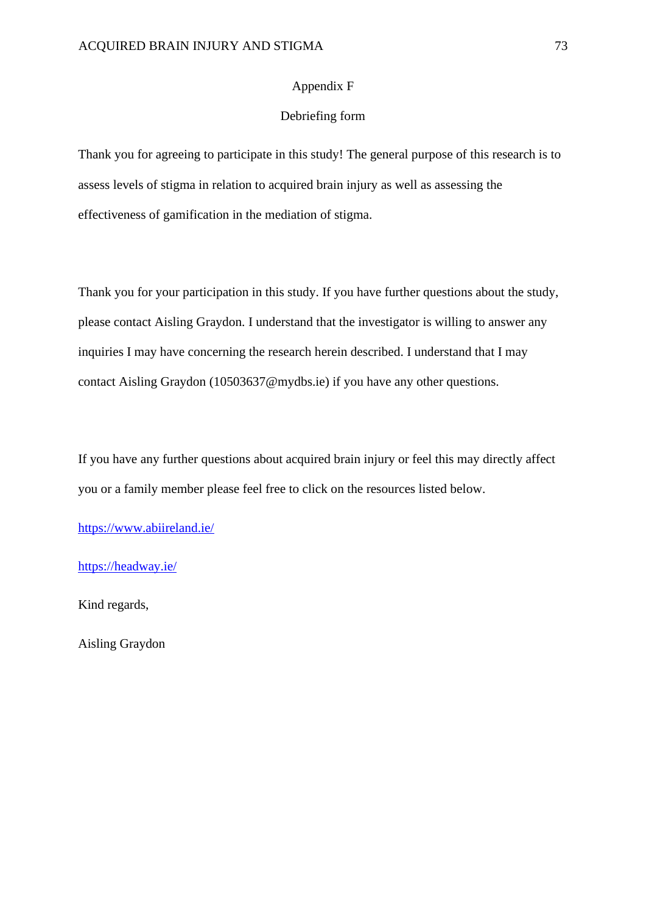# Appendix F

## Debriefing form

Thank you for agreeing to participate in this study! The general purpose of this research is to assess levels of stigma in relation to acquired brain injury as well as assessing the effectiveness of gamification in the mediation of stigma.

Thank you for your participation in this study. If you have further questions about the study, please contact Aisling Graydon. I understand that the investigator is willing to answer any inquiries I may have concerning the research herein described. I understand that I may contact Aisling Graydon (10503637@mydbs.ie) if you have any other questions.

If you have any further questions about acquired brain injury or feel this may directly affect you or a family member please feel free to click on the resources listed below.

https://www.abiireland.ie/

https://headway.ie/

Kind regards,

Aisling Graydon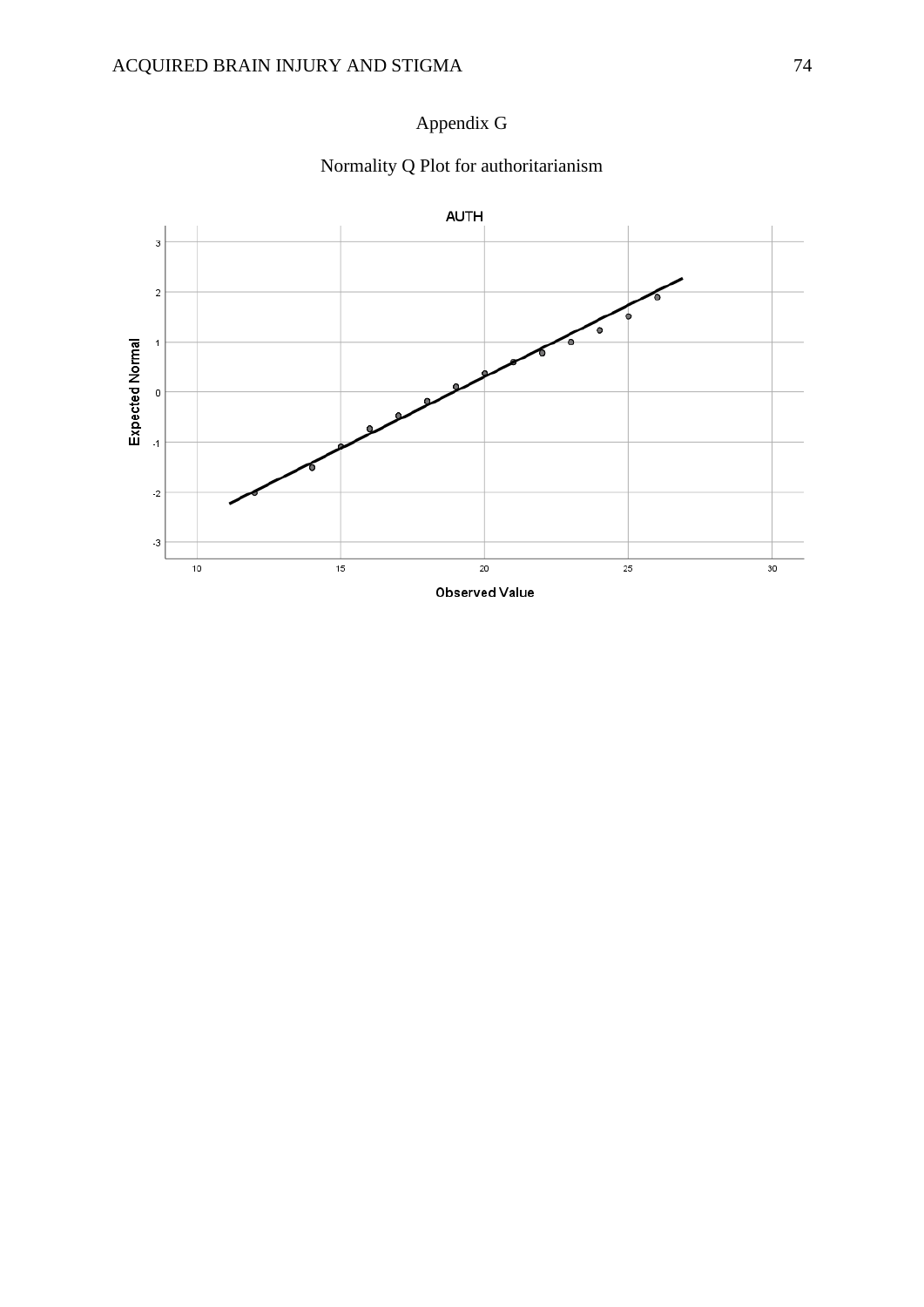# Appendix G

## Normality Q Plot for authoritarianism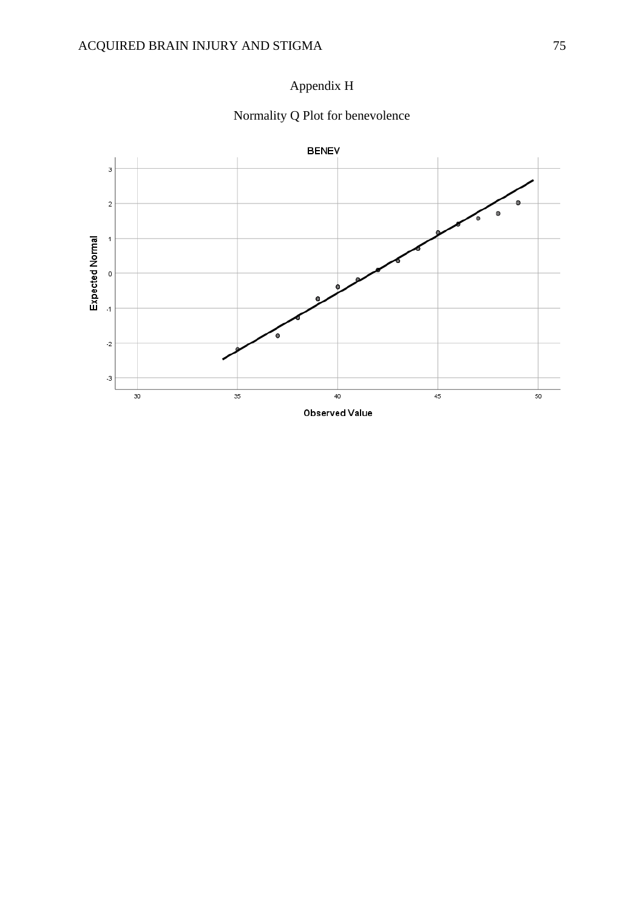# Appendix H

## Normality Q Plot for benevolence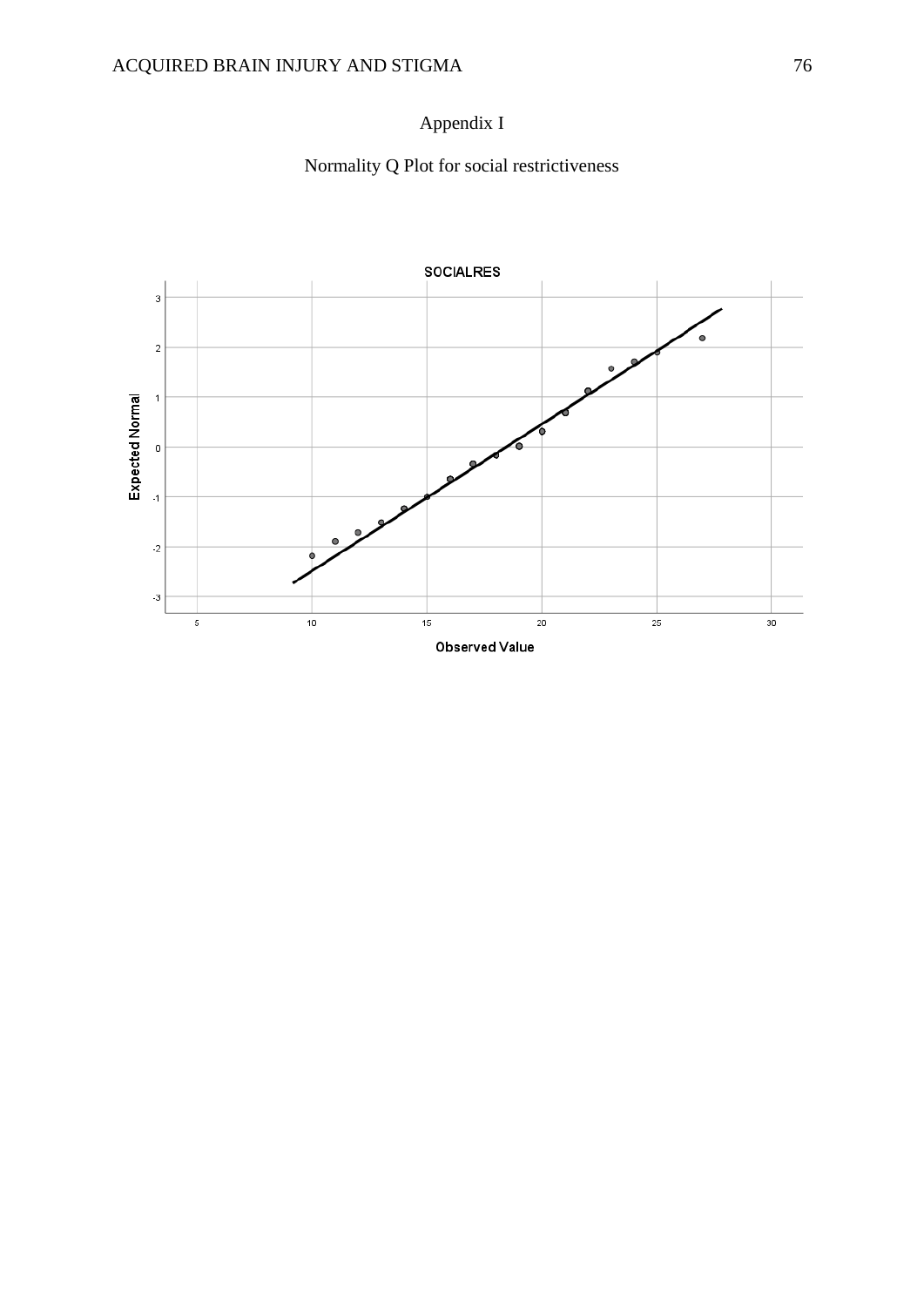# Appendix I

## Normality Q Plot for social restrictiveness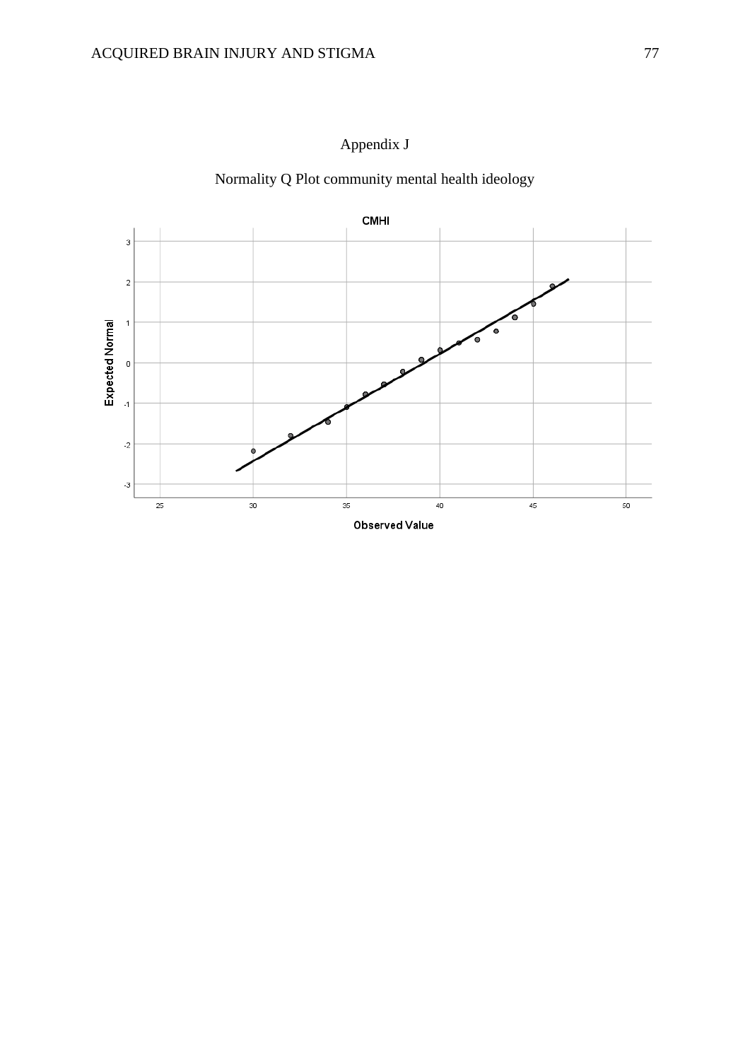# Appendix J

## Normality Q Plot community mental health ideology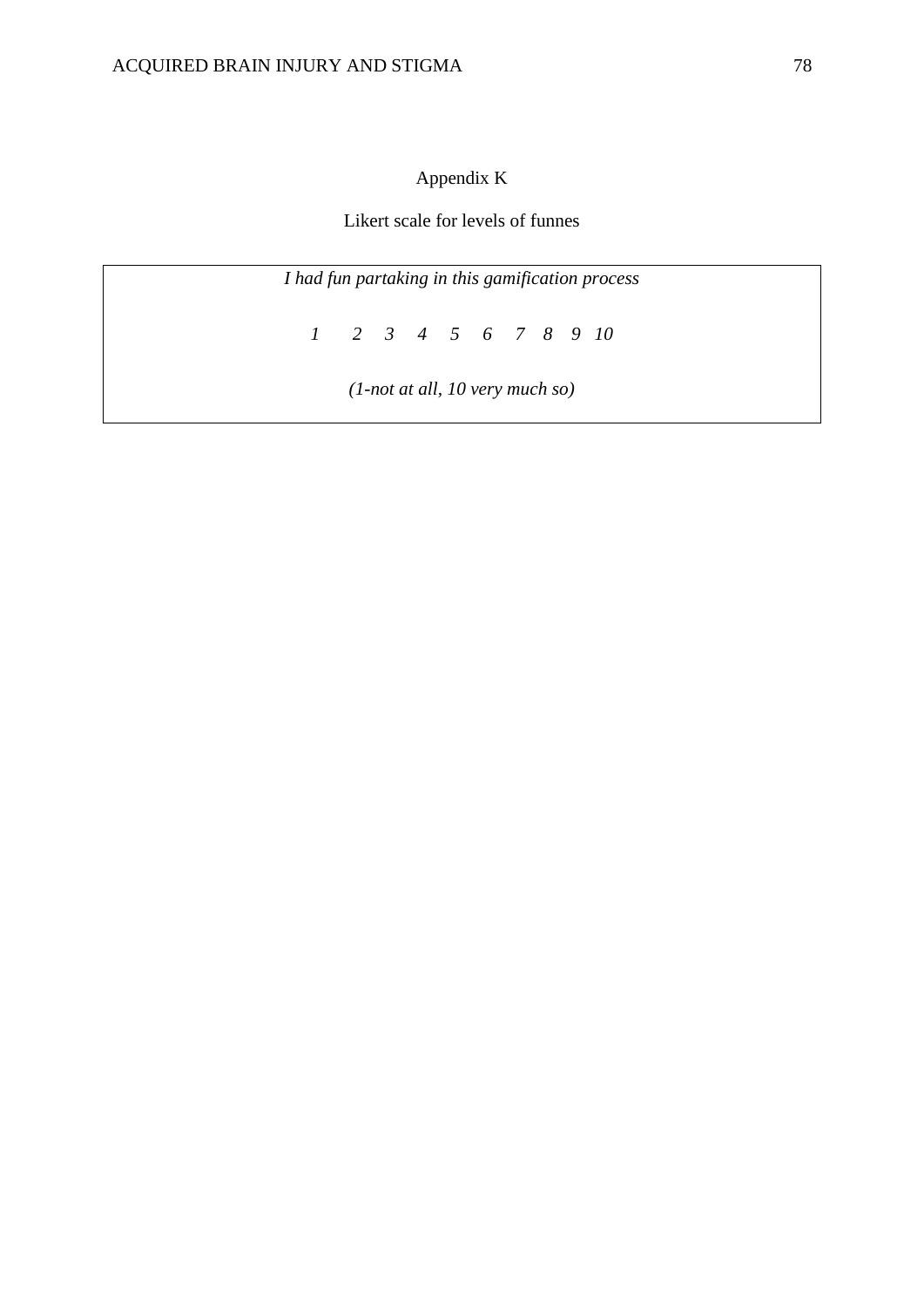# Appendix K

## Likert scale for levels of funnes

*I had fun partaking in this gamification process*

*1 2 3 4 5 6 7 8 9 10*

*(1-not at all, 10 very much so)*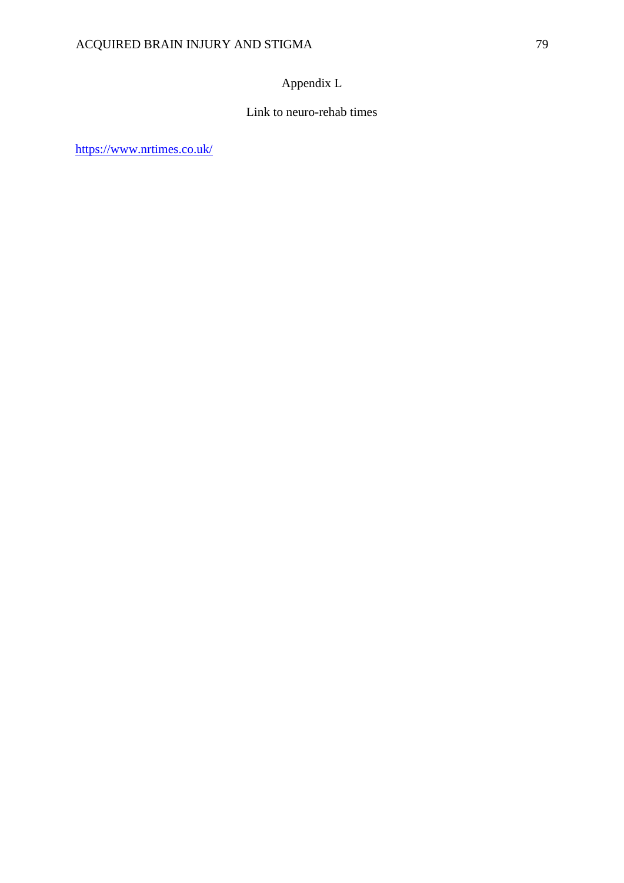# Appendix L

## Link to neuro-rehab times

https://www.nrtimes.co.uk/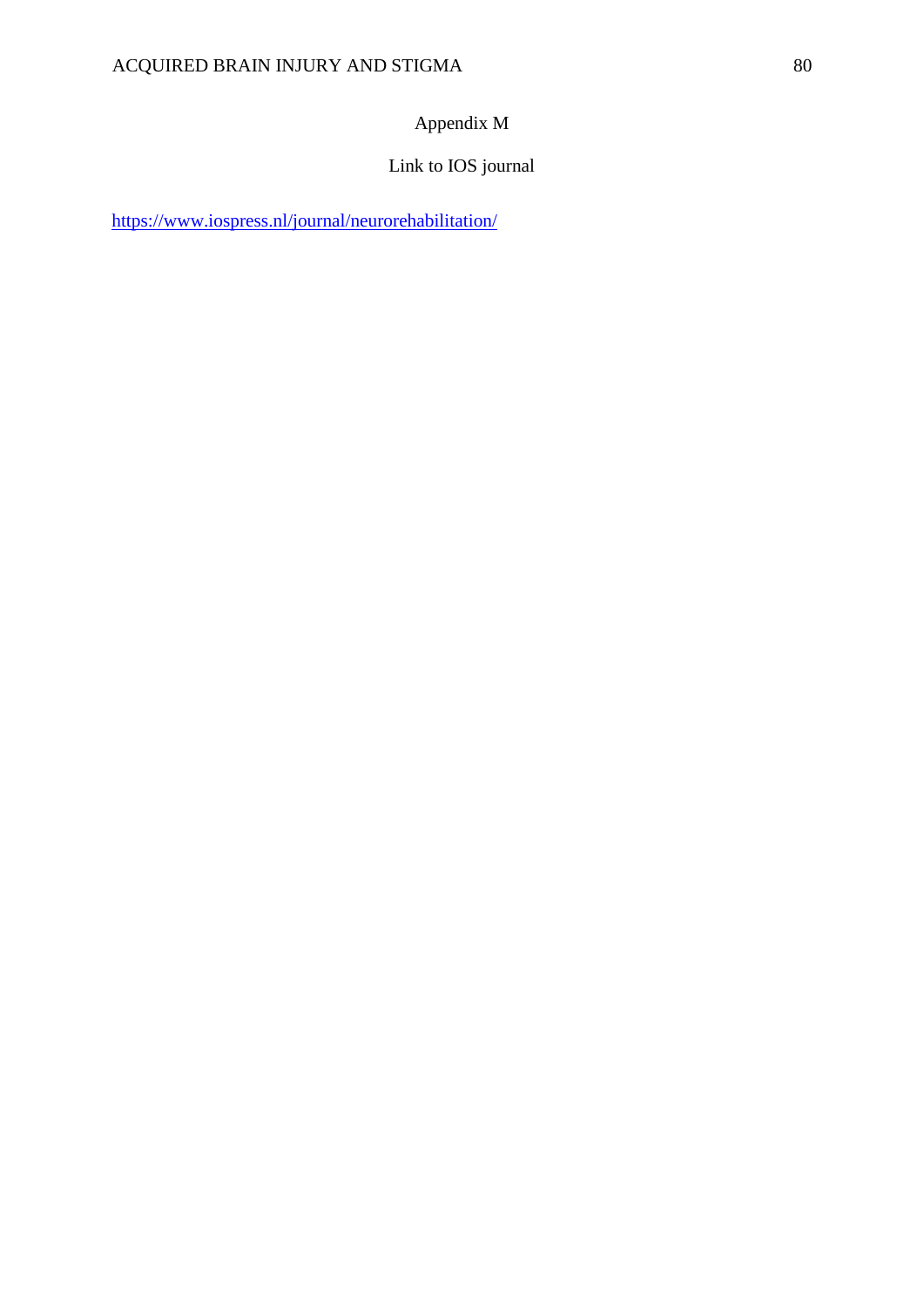# Appendix M

## Link to IOS journal

https://www.iospress.nl/journal/neurorehabilitation/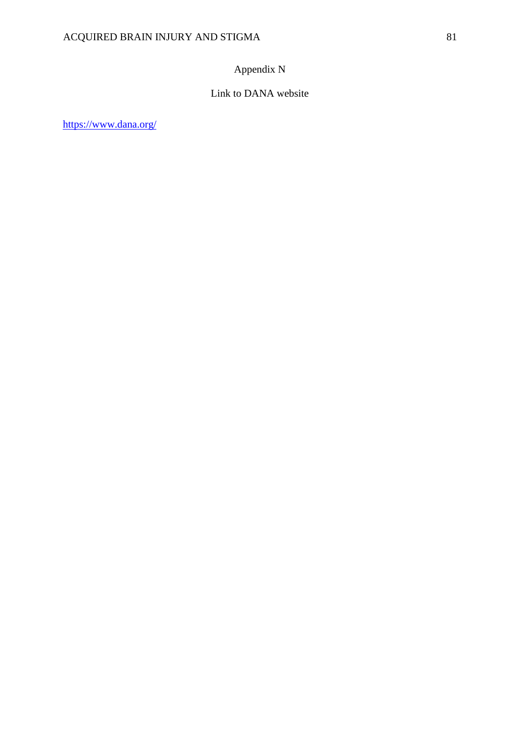# Appendix N

## Link to DANA website

https://www.dana.org/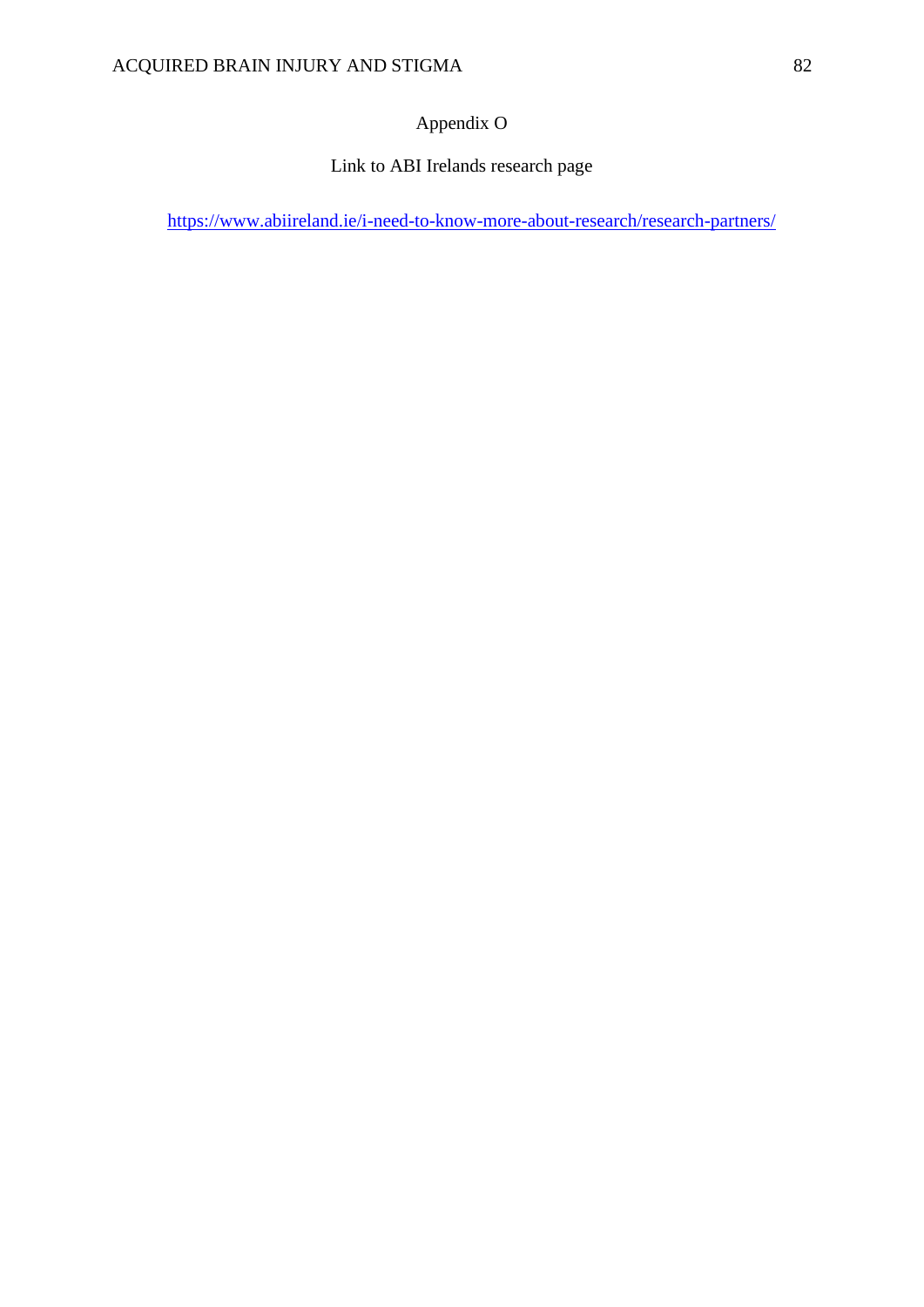# Appendix O

## Link to ABI Irelands research page

https://www.abiireland.ie/i-need-to-know-more-about-research/research-partners/